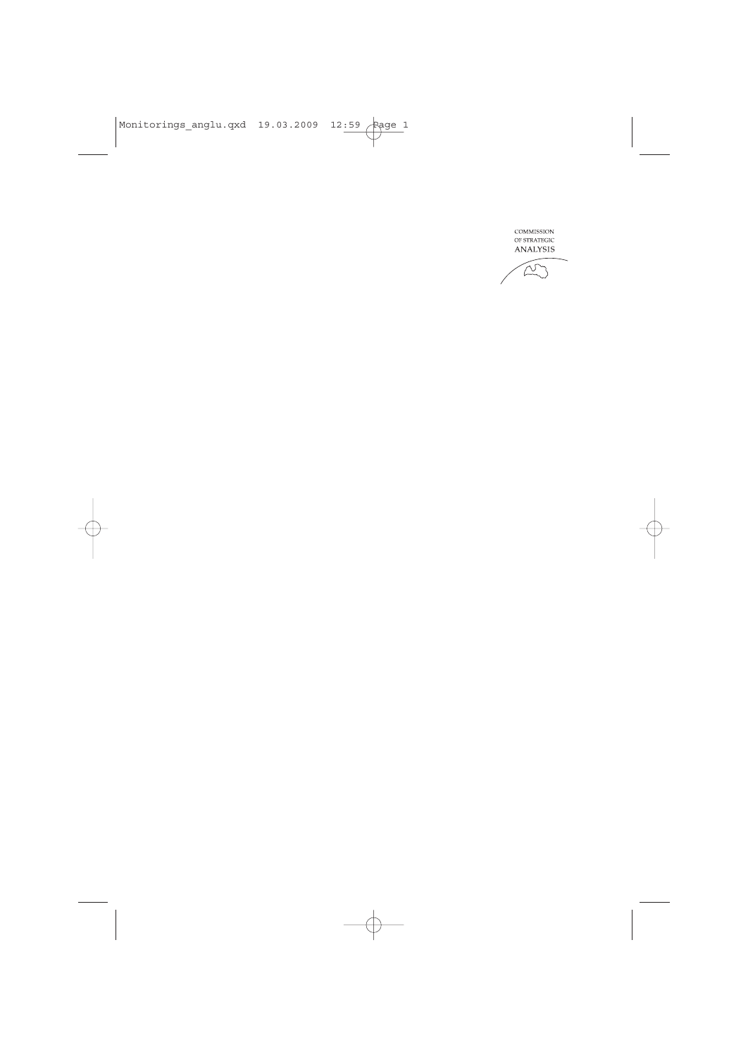COMMISSION
OF STRATEGIC
ANALYSIS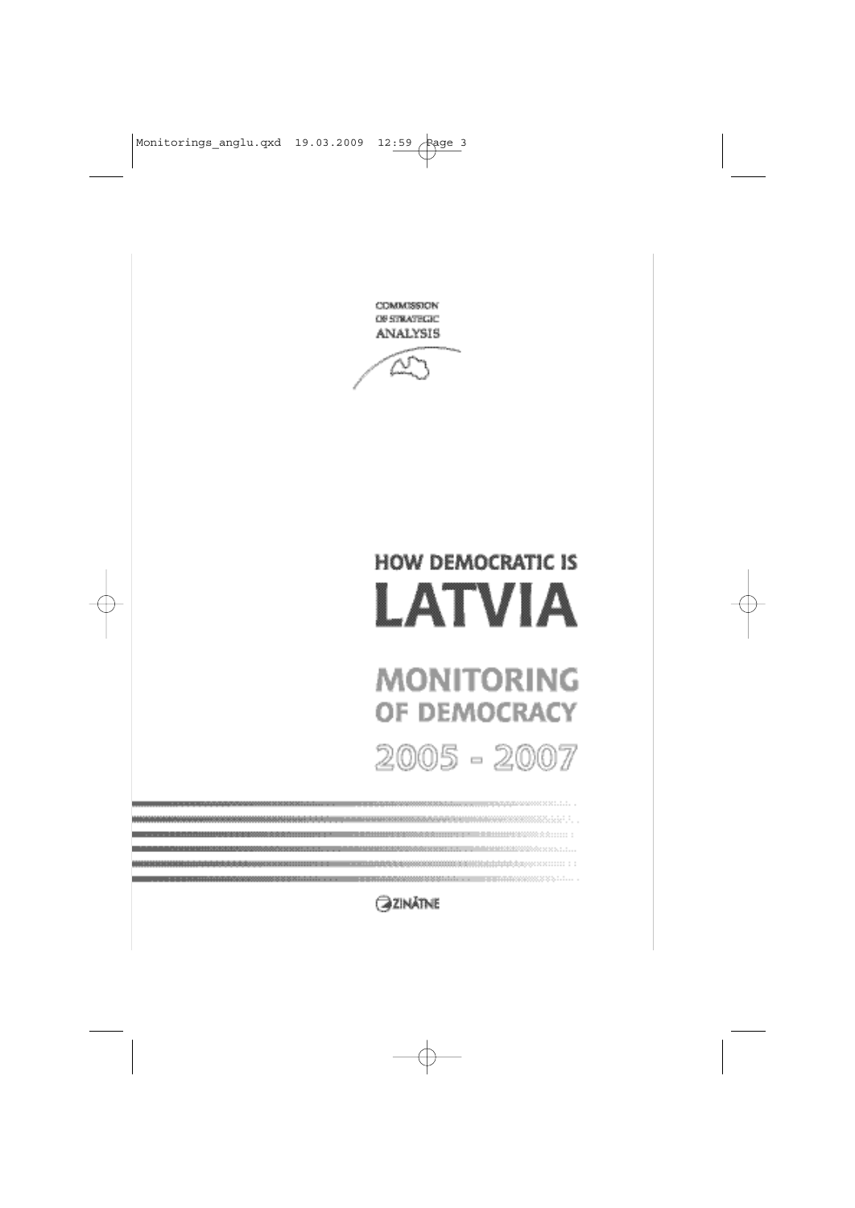COMMISSION OF STRATEGIC ANALYSIS

# HOW DEMOCRATIC IS LATVIA

## MONITORING OF DEMOCRACY

## 2005 - 2007

ZINĀTNE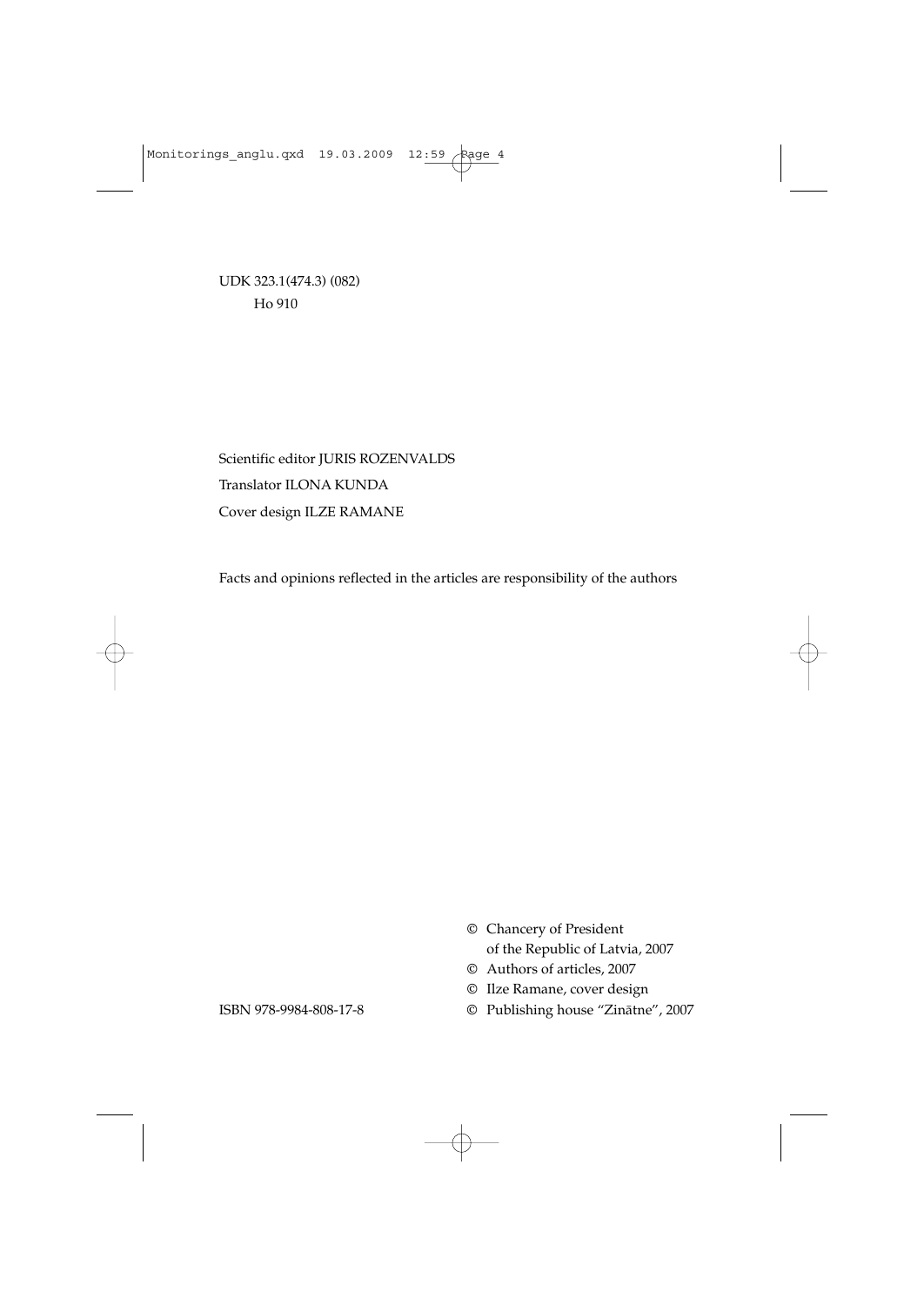UDK 323.1(474.3) (082)
Ho 910

Scientific editor JURIS ROZENVALDS
Translator ILONA KUNDA
Cover design ILZE RAMANE

Facts and opinions reflected in the articles are responsibility of the authors

© Chancery of President of the Republic of Latvia, 2007
© Authors of articles, 2007
© Ilze Ramane, cover design
© Publishing house "Zinātne", 2007

ISBN 978-9984-808-17-8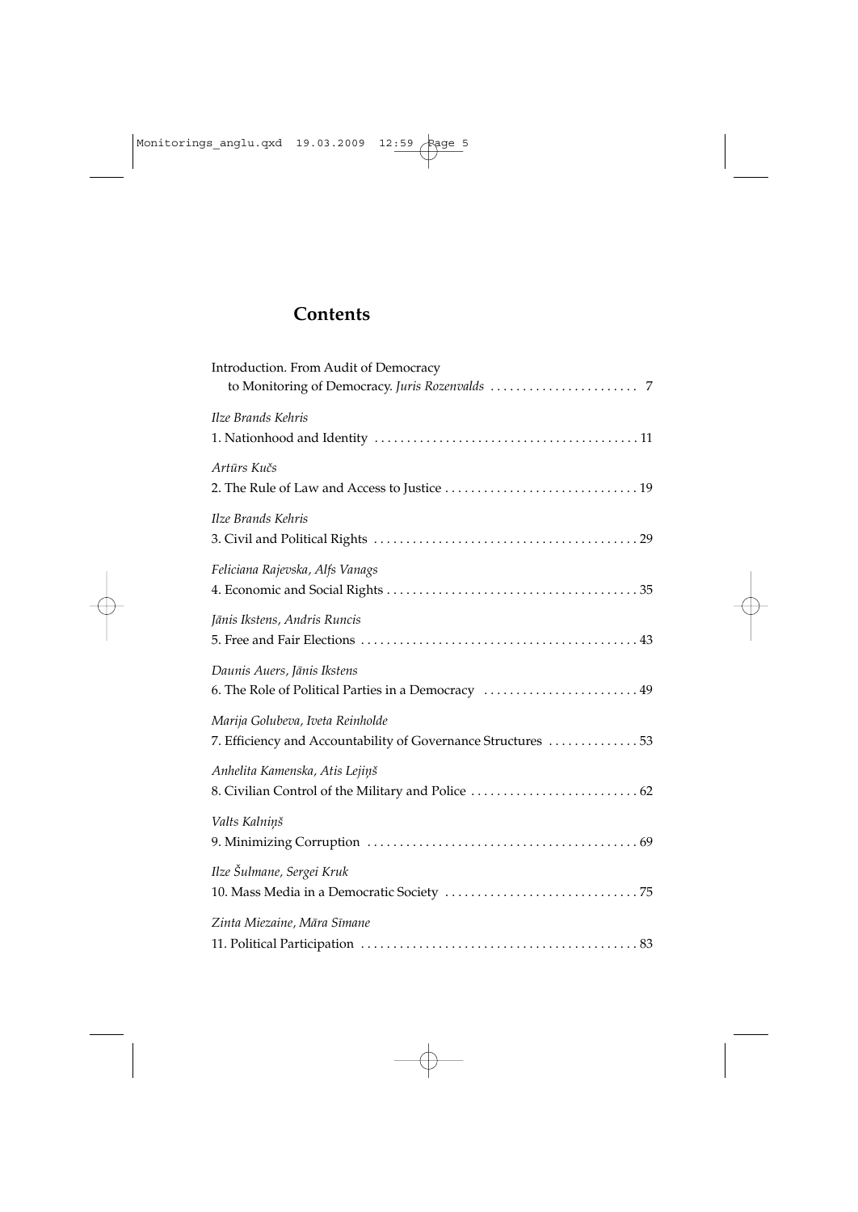# Contents

Introduction. From Audit of Democracy to Monitoring of Democracy. *Juris Rozenvalds* . . . . . . . . . . . . . . . . . . . . . . 7

*Ilze Brands Kehris*
1. Nationhood and Identity . . . . . . . . . . . . . . . . . . . . . . . . . . . . . . . . . . . . . . . . 11

*Artūrs Kučs*
2. The Rule of Law and Access to Justice . . . . . . . . . . . . . . . . . . . . . . . . . . . . . 19

*Ilze Brands Kehris*
3. Civil and Political Rights . . . . . . . . . . . . . . . . . . . . . . . . . . . . . . . . . . . . . . . . 29

*Feliciana Rajevska, Alfs Vanags*
4. Economic and Social Rights . . . . . . . . . . . . . . . . . . . . . . . . . . . . . . . . . . . . . . 35

*Jānis Ikstens, Andris Runcis*
5. Free and Fair Elections . . . . . . . . . . . . . . . . . . . . . . . . . . . . . . . . . . . . . . . . . . 43

*Daunis Auers, Jānis Ikstens*
6. The Role of Political Parties in a Democracy . . . . . . . . . . . . . . . . . . . . . . . . 49

*Marija Golubeva, Iveta Reinholde*
7. Efficiency and Accountability of Governance Structures . . . . . . . . . . . . . . 53

*Anhelita Kamenska, Atis Lejiņš*
8. Civilian Control of the Military and Police . . . . . . . . . . . . . . . . . . . . . . . . . . 62

*Valts Kalniņš*
9. Minimizing Corruption . . . . . . . . . . . . . . . . . . . . . . . . . . . . . . . . . . . . . . . . . . 69

*Ilze Šulmane, Sergei Kruk*
10. Mass Media in a Democratic Society . . . . . . . . . . . . . . . . . . . . . . . . . . . . . 75

*Zinta Miezaine, Māra Sīmane*
11. Political Participation . . . . . . . . . . . . . . . . . . . . . . . . . . . . . . . . . . . . . . . . . . 83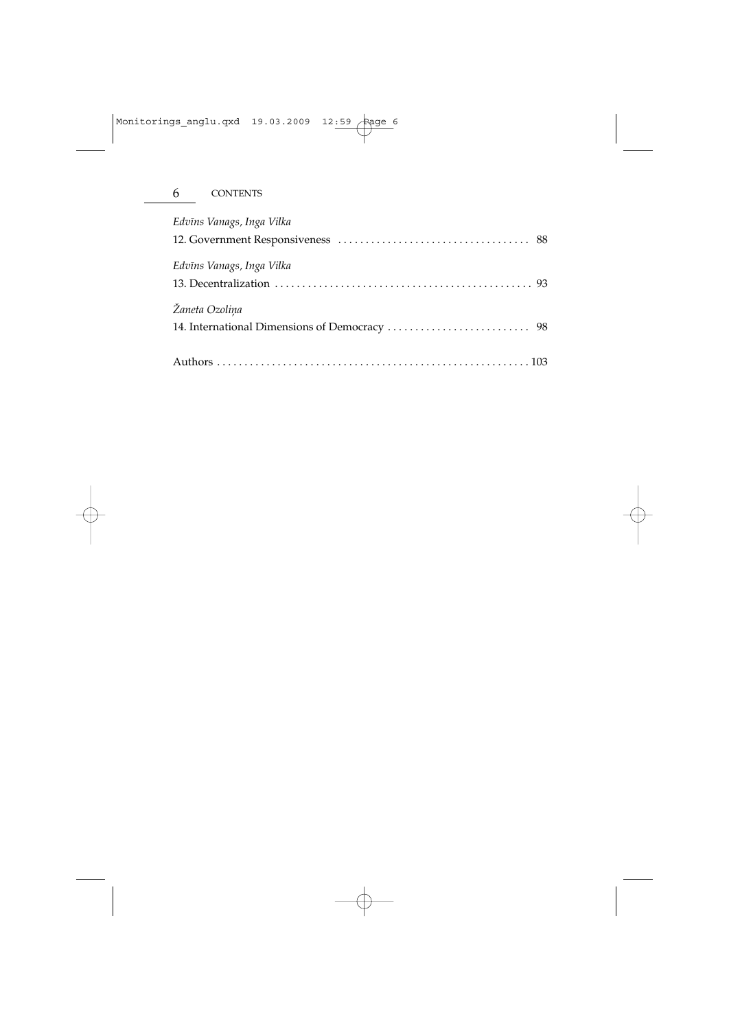*Edvīns Vanags, Inga Vilka*

12. Government Responsiveness .................................. 88

*Edvīns Vanags, Inga Vilka*

13. Decentralization .............................................. 93

*Žaneta Ozoliņa*

14. International Dimensions of Democracy ......................... 98

Authors ......................................................... 103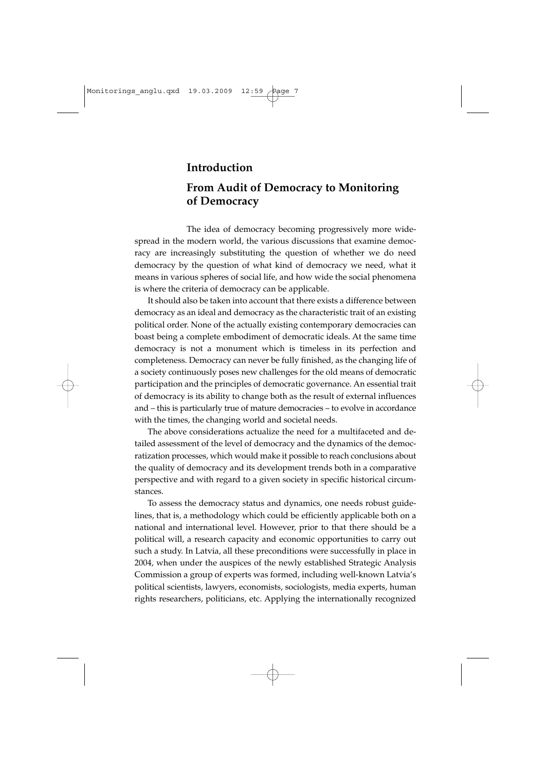# Introduction

## From Audit of Democracy to Monitoring of Democracy

The idea of democracy becoming progressively more widespread in the modern world, the various discussions that examine democracy are increasingly substituting the question of whether we do need democracy by the question of what kind of democracy we need, what it means in various spheres of social life, and how wide the social phenomena is where the criteria of democracy can be applicable.

It should also be taken into account that there exists a difference between democracy as an ideal and democracy as the characteristic trait of an existing political order. None of the actually existing contemporary democracies can boast being a complete embodiment of democratic ideals. At the same time democracy is not a monument which is timeless in its perfection and completeness. Democracy can never be fully finished, as the changing life of a society continuously poses new challenges for the old means of democratic participation and the principles of democratic governance. An essential trait of democracy is its ability to change both as the result of external influences and – this is particularly true of mature democracies – to evolve in accordance with the times, the changing world and societal needs.

The above considerations actualize the need for a multifaceted and detailed assessment of the level of democracy and the dynamics of the democratization processes, which would make it possible to reach conclusions about the quality of democracy and its development trends both in a comparative perspective and with regard to a given society in specific historical circumstances.

To assess the democracy status and dynamics, one needs robust guidelines, that is, a methodology which could be efficiently applicable both on a national and international level. However, prior to that there should be a political will, a research capacity and economic opportunities to carry out such a study. In Latvia, all these preconditions were successfully in place in 2004, when under the auspices of the newly established Strategic Analysis Commission a group of experts was formed, including well-known Latvia's political scientists, lawyers, economists, sociologists, media experts, human rights researchers, politicians, etc. Applying the internationally recognized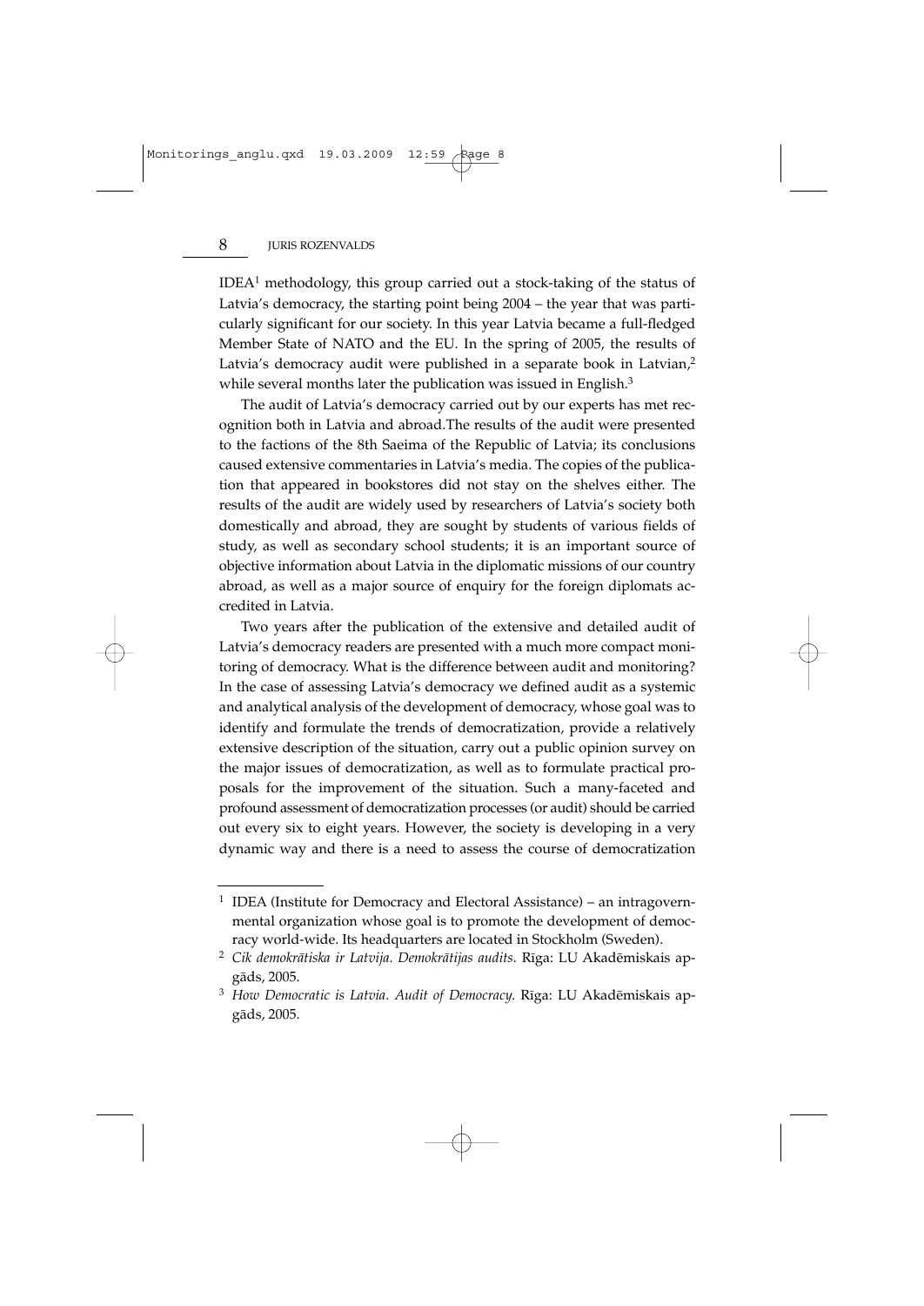IDEA[1] methodology, this group carried out a stock-taking of the status of Latvia's democracy, the starting point being 2004 – the year that was particularly significant for our society. In this year Latvia became a full-fledged Member State of NATO and the EU. In the spring of 2005, the results of Latvia's democracy audit were published in a separate book in Latvian,[2] while several months later the publication was issued in English.[3]

The audit of Latvia's democracy carried out by our experts has met recognition both in Latvia and abroad.The results of the audit were presented to the factions of the 8th Saeima of the Republic of Latvia; its conclusions caused extensive commentaries in Latvia's media. The copies of the publication that appeared in bookstores did not stay on the shelves either. The results of the audit are widely used by researchers of Latvia's society both domestically and abroad, they are sought by students of various fields of study, as well as secondary school students; it is an important source of objective information about Latvia in the diplomatic missions of our country abroad, as well as a major source of enquiry for the foreign diplomats accredited in Latvia.

Two years after the publication of the extensive and detailed audit of Latvia's democracy readers are presented with a much more compact monitoring of democracy. What is the difference between audit and monitoring? In the case of assessing Latvia's democracy we defined audit as a systemic and analytical analysis of the development of democracy, whose goal was to identify and formulate the trends of democratization, provide a relatively extensive description of the situation, carry out a public opinion survey on the major issues of democratization, as well as to formulate practical proposals for the improvement of the situation. Such a many-faceted and profound assessment of democratization processes (or audit) should be carried out every six to eight years. However, the society is developing in a very dynamic way and there is a need to assess the course of democratization

---

[1] IDEA (Institute for Democracy and Electoral Assistance) – an intragovernmental organization whose goal is to promote the development of democracy world-wide. Its headquarters are located in Stockholm (Sweden).

[2] *Cik demokrātiska ir Latvija. Demokrātijas audits.* Rīga: LU Akadēmiskais apgāds, 2005.

[3] *How Democratic is Latvia. Audit of Democracy.* Rīga: LU Akadēmiskais apgāds, 2005.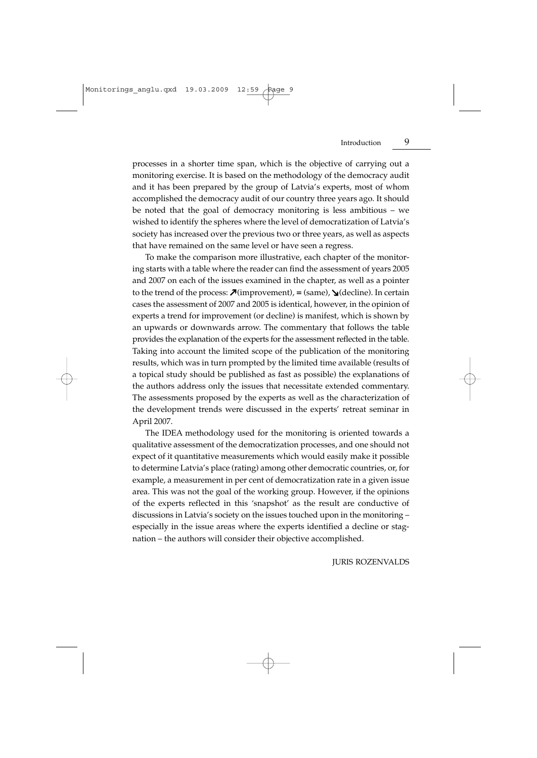processes in a shorter time span, which is the objective of carrying out a monitoring exercise. It is based on the methodology of the democracy audit and it has been prepared by the group of Latvia's experts, most of whom accomplished the democracy audit of our country three years ago. It should be noted that the goal of democracy monitoring is less ambitious – we wished to identify the spheres where the level of democratization of Latvia's society has increased over the previous two or three years, as well as aspects that have remained on the same level or have seen a regress.

To make the comparison more illustrative, each chapter of the monitoring starts with a table where the reader can find the assessment of years 2005 and 2007 on each of the issues examined in the chapter, as well as a pointer to the trend of the process: ↗(improvement), = (same), ↘(decline). In certain cases the assessment of 2007 and 2005 is identical, however, in the opinion of experts a trend for improvement (or decline) is manifest, which is shown by an upwards or downwards arrow. The commentary that follows the table provides the explanation of the experts for the assessment reflected in the table. Taking into account the limited scope of the publication of the monitoring results, which was in turn prompted by the limited time available (results of a topical study should be published as fast as possible) the explanations of the authors address only the issues that necessitate extended commentary. The assessments proposed by the experts as well as the characterization of the development trends were discussed in the experts' retreat seminar in April 2007.

The IDEA methodology used for the monitoring is oriented towards a qualitative assessment of the democratization processes, and one should not expect of it quantitative measurements which would easily make it possible to determine Latvia's place (rating) among other democratic countries, or, for example, a measurement in per cent of democratization rate in a given issue area. This was not the goal of the working group. However, if the opinions of the experts reflected in this 'snapshot' as the result are conductive of discussions in Latvia's society on the issues touched upon in the monitoring – especially in the issue areas where the experts identified a decline or stagnation – the authors will consider their objective accomplished.

JURIS ROZENVALDS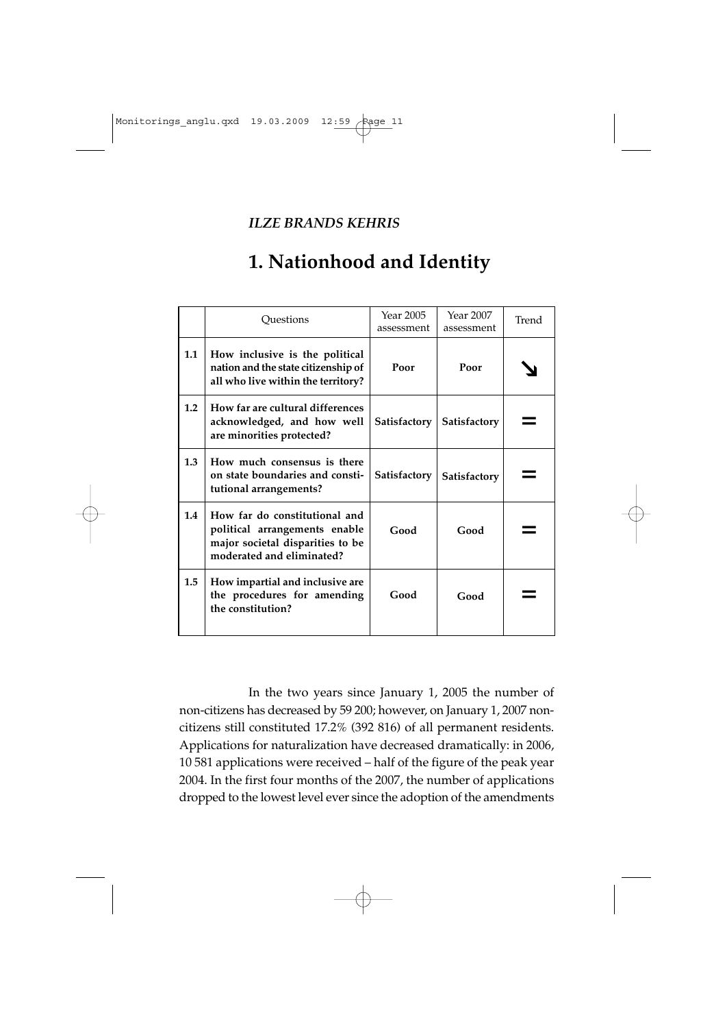*ILZE BRANDS KEHRIS*

# 1. Nationhood and Identity

| | Questions | Year 2005 assessment | Year 2007 assessment | Trend |
|---|---|---|---|---|
| 1.1 | **How inclusive is the political nation and the state citizenship of all who live within the territory?** | **Poor** | **Poor** | ↘ |
| 1.2 | **How far are cultural differences acknowledged, and how well are minorities protected?** | **Satisfactory** | **Satisfactory** | = |
| 1.3 | **How much consensus is there on state boundaries and constitutional arrangements?** | **Satisfactory** | **Satisfactory** | = |
| 1.4 | **How far do constitutional and political arrangements enable major societal disparities to be moderated and eliminated?** | **Good** | **Good** | = |
| 1.5 | **How impartial and inclusive are the procedures for amending the constitution?** | **Good** | **Good** | = |

In the two years since January 1, 2005 the number of non-citizens has decreased by 59 200; however, on January 1, 2007 non-citizens still constituted 17.2% (392 816) of all permanent residents. Applications for naturalization have decreased dramatically: in 2006, 10 581 applications were received – half of the figure of the peak year 2004. In the first four months of the 2007, the number of applications dropped to the lowest level ever since the adoption of the amendments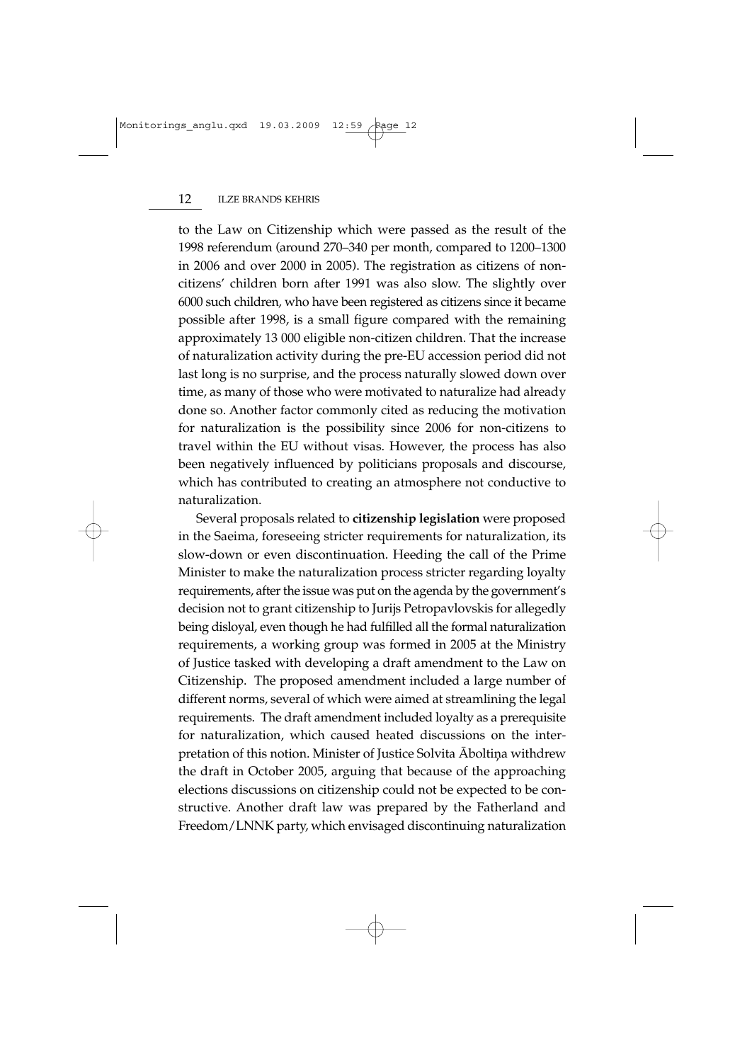to the Law on Citizenship which were passed as the result of the 1998 referendum (around 270–340 per month, compared to 1200–1300 in 2006 and over 2000 in 2005). The registration as citizens of non-citizens' children born after 1991 was also slow. The slightly over 6000 such children, who have been registered as citizens since it became possible after 1998, is a small figure compared with the remaining approximately 13 000 eligible non-citizen children. That the increase of naturalization activity during the pre-EU accession period did not last long is no surprise, and the process naturally slowed down over time, as many of those who were motivated to naturalize had already done so. Another factor commonly cited as reducing the motivation for naturalization is the possibility since 2006 for non-citizens to travel within the EU without visas. However, the process has also been negatively influenced by politicians proposals and discourse, which has contributed to creating an atmosphere not conductive to naturalization.

Several proposals related to **citizenship legislation** were proposed in the Saeima, foreseeing stricter requirements for naturalization, its slow-down or even discontinuation. Heeding the call of the Prime Minister to make the naturalization process stricter regarding loyalty requirements, after the issue was put on the agenda by the government's decision not to grant citizenship to Jurijs Petropavlovskis for allegedly being disloyal, even though he had fulfilled all the formal naturalization requirements, a working group was formed in 2005 at the Ministry of Justice tasked with developing a draft amendment to the Law on Citizenship. The proposed amendment included a large number of different norms, several of which were aimed at streamlining the legal requirements. The draft amendment included loyalty as a prerequisite for naturalization, which caused heated discussions on the interpretation of this notion. Minister of Justice Solvita Āboltiņa withdrew the draft in October 2005, arguing that because of the approaching elections discussions on citizenship could not be expected to be constructive. Another draft law was prepared by the Fatherland and Freedom/LNNK party, which envisaged discontinuing naturalization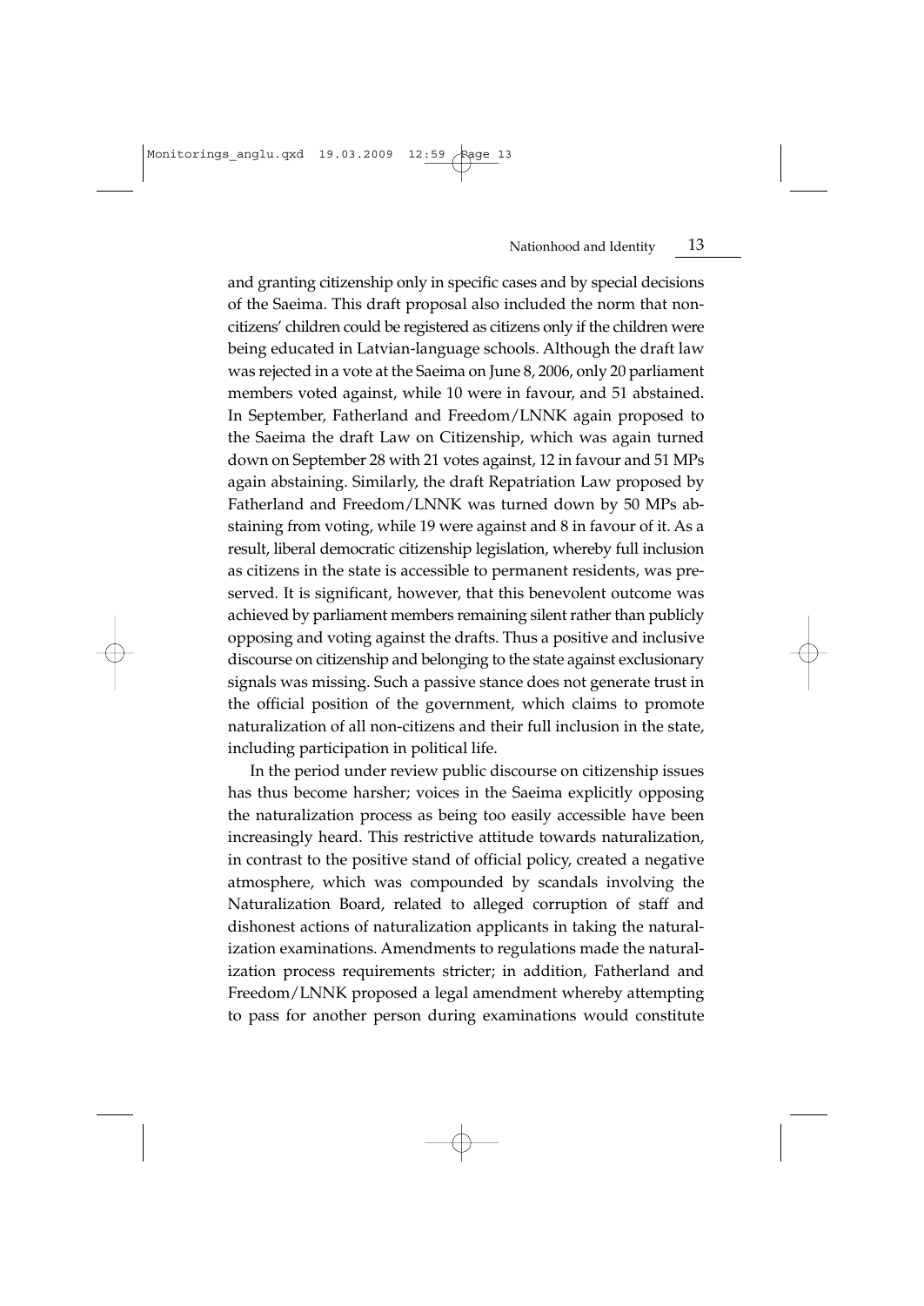and granting citizenship only in specific cases and by special decisions of the Saeima. This draft proposal also included the norm that non-citizens' children could be registered as citizens only if the children were being educated in Latvian-language schools. Although the draft law was rejected in a vote at the Saeima on June 8, 2006, only 20 parliament members voted against, while 10 were in favour, and 51 abstained. In September, Fatherland and Freedom/LNNK again proposed to the Saeima the draft Law on Citizenship, which was again turned down on September 28 with 21 votes against, 12 in favour and 51 MPs again abstaining. Similarly, the draft Repatriation Law proposed by Fatherland and Freedom/LNNK was turned down by 50 MPs abstaining from voting, while 19 were against and 8 in favour of it. As a result, liberal democratic citizenship legislation, whereby full inclusion as citizens in the state is accessible to permanent residents, was preserved. It is significant, however, that this benevolent outcome was achieved by parliament members remaining silent rather than publicly opposing and voting against the drafts. Thus a positive and inclusive discourse on citizenship and belonging to the state against exclusionary signals was missing. Such a passive stance does not generate trust in the official position of the government, which claims to promote naturalization of all non-citizens and their full inclusion in the state, including participation in political life.

In the period under review public discourse on citizenship issues has thus become harsher; voices in the Saeima explicitly opposing the naturalization process as being too easily accessible have been increasingly heard. This restrictive attitude towards naturalization, in contrast to the positive stand of official policy, created a negative atmosphere, which was compounded by scandals involving the Naturalization Board, related to alleged corruption of staff and dishonest actions of naturalization applicants in taking the naturalization examinations. Amendments to regulations made the naturalization process requirements stricter; in addition, Fatherland and Freedom/LNNK proposed a legal amendment whereby attempting to pass for another person during examinations would constitute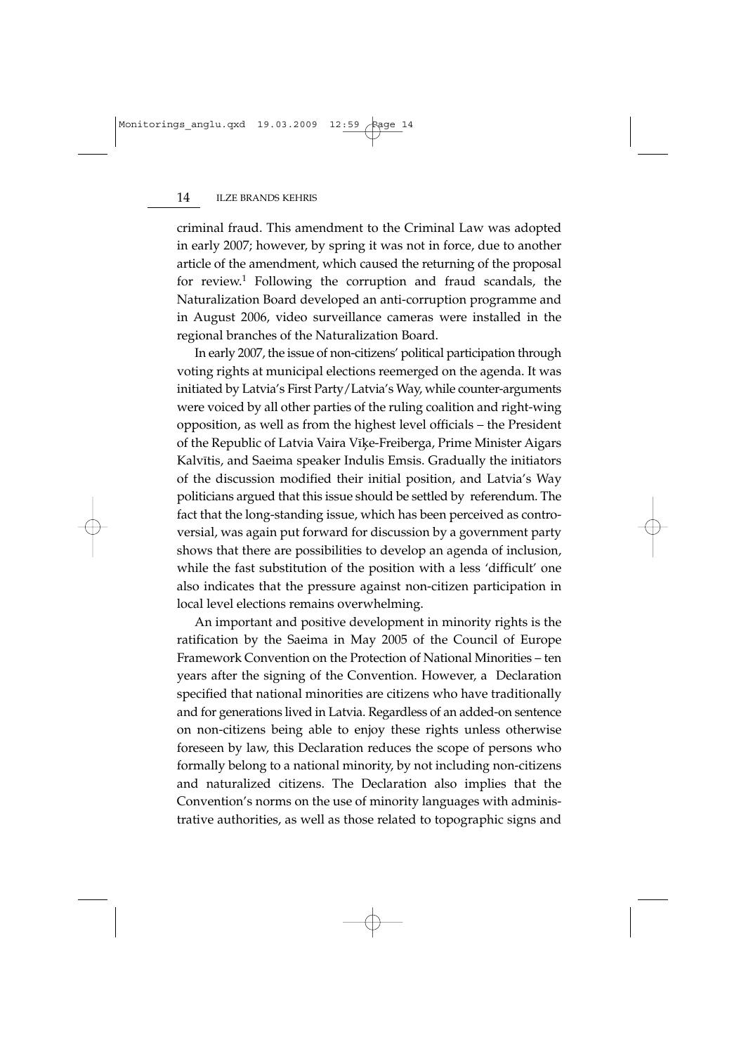criminal fraud. This amendment to the Criminal Law was adopted in early 2007; however, by spring it was not in force, due to another article of the amendment, which caused the returning of the proposal for review.[1] Following the corruption and fraud scandals, the Naturalization Board developed an anti-corruption programme and in August 2006, video surveillance cameras were installed in the regional branches of the Naturalization Board.

In early 2007, the issue of non-citizens' political participation through voting rights at municipal elections reemerged on the agenda. It was initiated by Latvia's First Party/Latvia's Way, while counter-arguments were voiced by all other parties of the ruling coalition and right-wing opposition, as well as from the highest level officials – the President of the Republic of Latvia Vaira Vīķe-Freiberga, Prime Minister Aigars Kalvītis, and Saeima speaker Indulis Emsis. Gradually the initiators of the discussion modified their initial position, and Latvia's Way politicians argued that this issue should be settled by referendum. The fact that the long-standing issue, which has been perceived as controversial, was again put forward for discussion by a government party shows that there are possibilities to develop an agenda of inclusion, while the fast substitution of the position with a less 'difficult' one also indicates that the pressure against non-citizen participation in local level elections remains overwhelming.

An important and positive development in minority rights is the ratification by the Saeima in May 2005 of the Council of Europe Framework Convention on the Protection of National Minorities – ten years after the signing of the Convention. However, a Declaration specified that national minorities are citizens who have traditionally and for generations lived in Latvia. Regardless of an added-on sentence on non-citizens being able to enjoy these rights unless otherwise foreseen by law, this Declaration reduces the scope of persons who formally belong to a national minority, by not including non-citizens and naturalized citizens. The Declaration also implies that the Convention's norms on the use of minority languages with administrative authorities, as well as those related to topographic signs and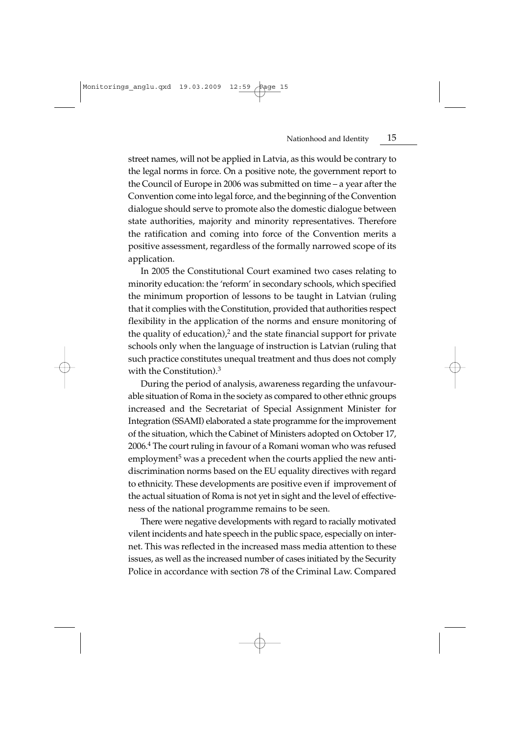street names, will not be applied in Latvia, as this would be contrary to the legal norms in force. On a positive note, the government report to the Council of Europe in 2006 was submitted on time – a year after the Convention come into legal force, and the beginning of the Convention dialogue should serve to promote also the domestic dialogue between state authorities, majority and minority representatives. Therefore the ratification and coming into force of the Convention merits a positive assessment, regardless of the formally narrowed scope of its application.

In 2005 the Constitutional Court examined two cases relating to minority education: the 'reform' in secondary schools, which specified the minimum proportion of lessons to be taught in Latvian (ruling that it complies with the Constitution, provided that authorities respect flexibility in the application of the norms and ensure monitoring of the quality of education),[2] and the state financial support for private schools only when the language of instruction is Latvian (ruling that such practice constitutes unequal treatment and thus does not comply with the Constitution).[3]

During the period of analysis, awareness regarding the unfavourable situation of Roma in the society as compared to other ethnic groups increased and the Secretariat of Special Assignment Minister for Integration (SSAMI) elaborated a state programme for the improvement of the situation, which the Cabinet of Ministers adopted on October 17, 2006.[4] The court ruling in favour of a Romani woman who was refused employment[5] was a precedent when the courts applied the new anti-discrimination norms based on the EU equality directives with regard to ethnicity. These developments are positive even if improvement of the actual situation of Roma is not yet in sight and the level of effectiveness of the national programme remains to be seen.

There were negative developments with regard to racially motivated vilent incidents and hate speech in the public space, especially on internet. This was reflected in the increased mass media attention to these issues, as well as the increased number of cases initiated by the Security Police in accordance with section 78 of the Criminal Law. Compared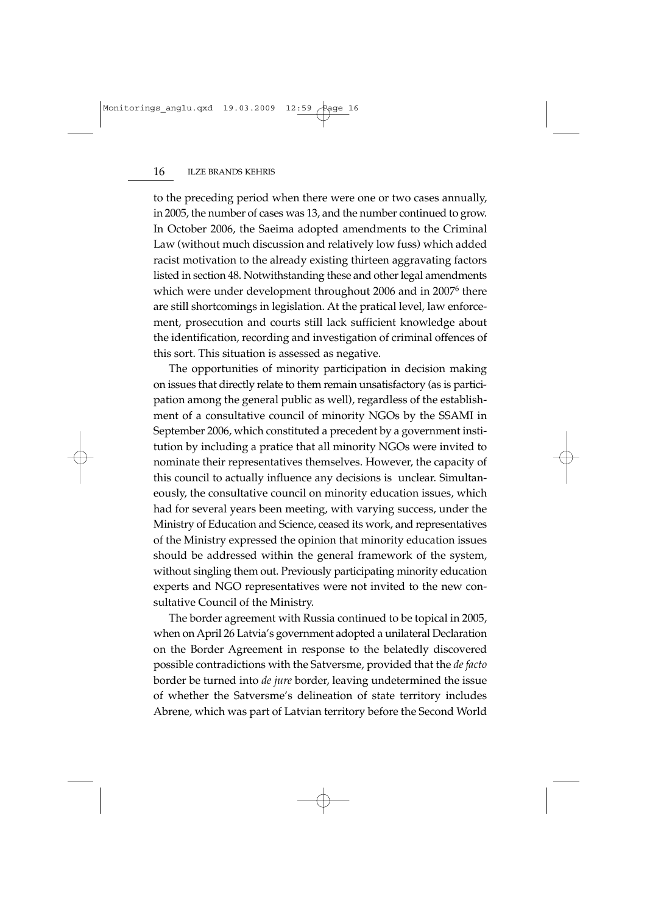to the preceding period when there were one or two cases annually, in 2005, the number of cases was 13, and the number continued to grow. In October 2006, the Saeima adopted amendments to the Criminal Law (without much discussion and relatively low fuss) which added racist motivation to the already existing thirteen aggravating factors listed in section 48. Notwithstanding these and other legal amendments which were under development throughout 2006 and in 2007[6] there are still shortcomings in legislation. At the pratical level, law enforcement, prosecution and courts still lack sufficient knowledge about the identification, recording and investigation of criminal offences of this sort. This situation is assessed as negative.

The opportunities of minority participation in decision making on issues that directly relate to them remain unsatisfactory (as is participation among the general public as well), regardless of the establishment of a consultative council of minority NGOs by the SSAMI in September 2006, which constituted a precedent by a government institution by including a pratice that all minority NGOs were invited to nominate their representatives themselves. However, the capacity of this council to actually influence any decisions is unclear. Simultaneously, the consultative council on minority education issues, which had for several years been meeting, with varying success, under the Ministry of Education and Science, ceased its work, and representatives of the Ministry expressed the opinion that minority education issues should be addressed within the general framework of the system, without singling them out. Previously participating minority education experts and NGO representatives were not invited to the new consultative Council of the Ministry.

The border agreement with Russia continued to be topical in 2005, when on April 26 Latvia's government adopted a unilateral Declaration on the Border Agreement in response to the belatedly discovered possible contradictions with the Satversme, provided that the *de facto* border be turned into *de jure* border, leaving undetermined the issue of whether the Satversme's delineation of state territory includes Abrene, which was part of Latvian territory before the Second World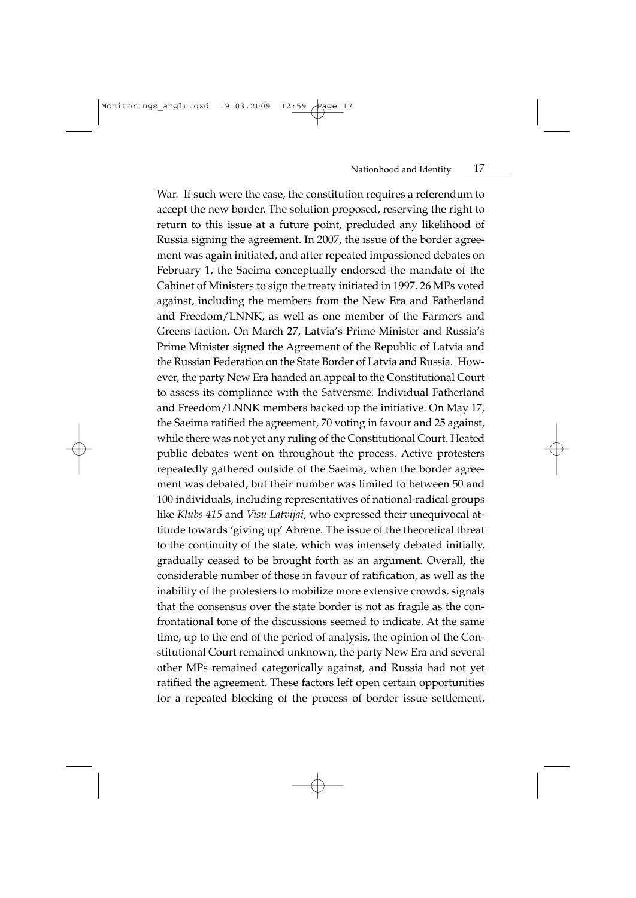War. If such were the case, the constitution requires a referendum to accept the new border. The solution proposed, reserving the right to return to this issue at a future point, precluded any likelihood of Russia signing the agreement. In 2007, the issue of the border agreement was again initiated, and after repeated impassioned debates on February 1, the Saeima conceptually endorsed the mandate of the Cabinet of Ministers to sign the treaty initiated in 1997. 26 MPs voted against, including the members from the New Era and Fatherland and Freedom/LNNK, as well as one member of the Farmers and Greens faction. On March 27, Latvia's Prime Minister and Russia's Prime Minister signed the Agreement of the Republic of Latvia and the Russian Federation on the State Border of Latvia and Russia. However, the party New Era handed an appeal to the Constitutional Court to assess its compliance with the Satversme. Individual Fatherland and Freedom/LNNK members backed up the initiative. On May 17, the Saeima ratified the agreement, 70 voting in favour and 25 against, while there was not yet any ruling of the Constitutional Court. Heated public debates went on throughout the process. Active protesters repeatedly gathered outside of the Saeima, when the border agreement was debated, but their number was limited to between 50 and 100 individuals, including representatives of national-radical groups like *Klubs 415* and *Visu Latvijai*, who expressed their unequivocal attitude towards 'giving up' Abrene. The issue of the theoretical threat to the continuity of the state, which was intensely debated initially, gradually ceased to be brought forth as an argument. Overall, the considerable number of those in favour of ratification, as well as the inability of the protesters to mobilize more extensive crowds, signals that the consensus over the state border is not as fragile as the confrontational tone of the discussions seemed to indicate. At the same time, up to the end of the period of analysis, the opinion of the Constitutional Court remained unknown, the party New Era and several other MPs remained categorically against, and Russia had not yet ratified the agreement. These factors left open certain opportunities for a repeated blocking of the process of border issue settlement,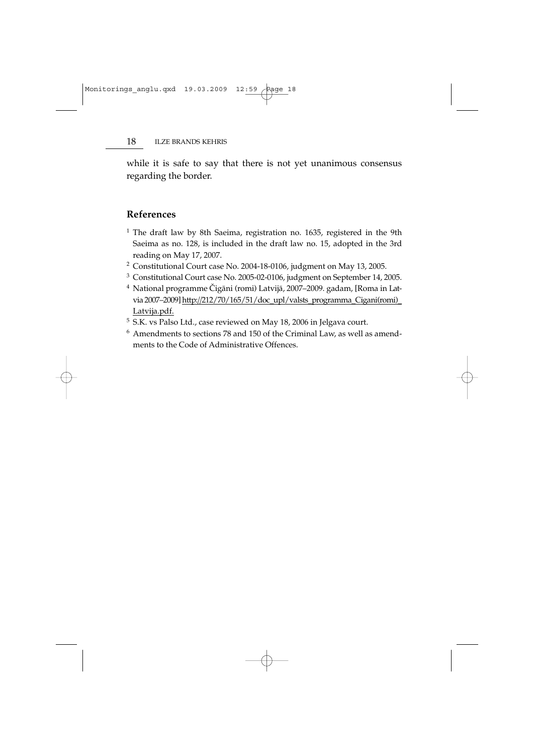while it is safe to say that there is not yet unanimous consensus regarding the border.

## References

1. The draft law by 8th Saeima, registration no. 1635, registered in the 9th Saeima as no. 128, is included in the draft law no. 15, adopted in the 3rd reading on May 17, 2007.
2. Constitutional Court case No. 2004-18-0106, judgment on May 13, 2005.
3. Constitutional Court case No. 2005-02-0106, judgment on September 14, 2005.
4. National programme Čigāni (romi) Latvijā, 2007–2009. gadam, [Roma in Latvia 2007–2009] http://212/70/165/51/doc_upl/valsts_programma_Cigani(romi)_Latvija.pdf.
5. S.K. vs Palso Ltd., case reviewed on May 18, 2006 in Jelgava court.
6. Amendments to sections 78 and 150 of the Criminal Law, as well as amendments to the Code of Administrative Offences.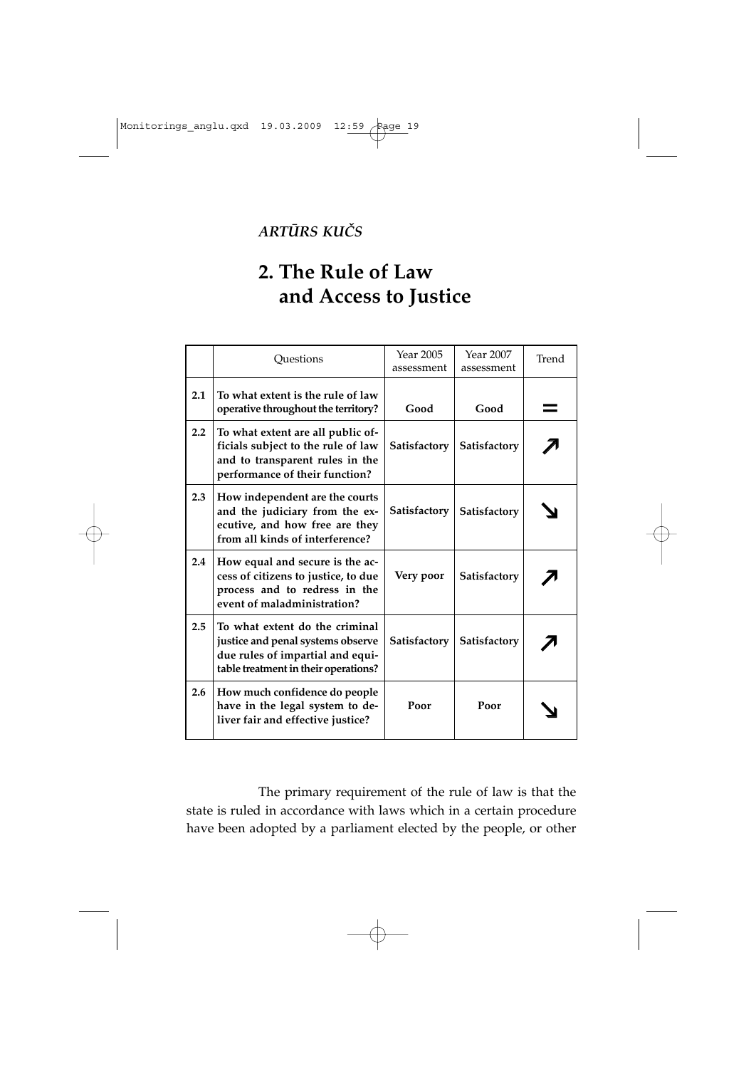*ARTŪRS KUČS*

# 2. The Rule of Law and Access to Justice

| | Questions | Year 2005 assessment | Year 2007 assessment | Trend |
|---|---|---|---|---|
| **2.1** | **To what extent is the rule of law operative throughout the territory?** | **Good** | **Good** | = |
| **2.2** | **To what extent are all public officials subject to the rule of law and to transparent rules in the performance of their function?** | **Satisfactory** | **Satisfactory** | ↗ |
| **2.3** | **How independent are the courts and the judiciary from the executive, and how free are they from all kinds of interference?** | **Satisfactory** | **Satisfactory** | ↘ |
| **2.4** | **How equal and secure is the access of citizens to justice, to due process and to redress in the event of maladministration?** | **Very poor** | **Satisfactory** | ↗ |
| **2.5** | **To what extent do the criminal justice and penal systems observe due rules of impartial and equitable treatment in their operations?** | **Satisfactory** | **Satisfactory** | ↗ |
| **2.6** | **How much confidence do people have in the legal system to deliver fair and effective justice?** | **Poor** | **Poor** | ↘ |

The primary requirement of the rule of law is that the state is ruled in accordance with laws which in a certain procedure have been adopted by a parliament elected by the people, or other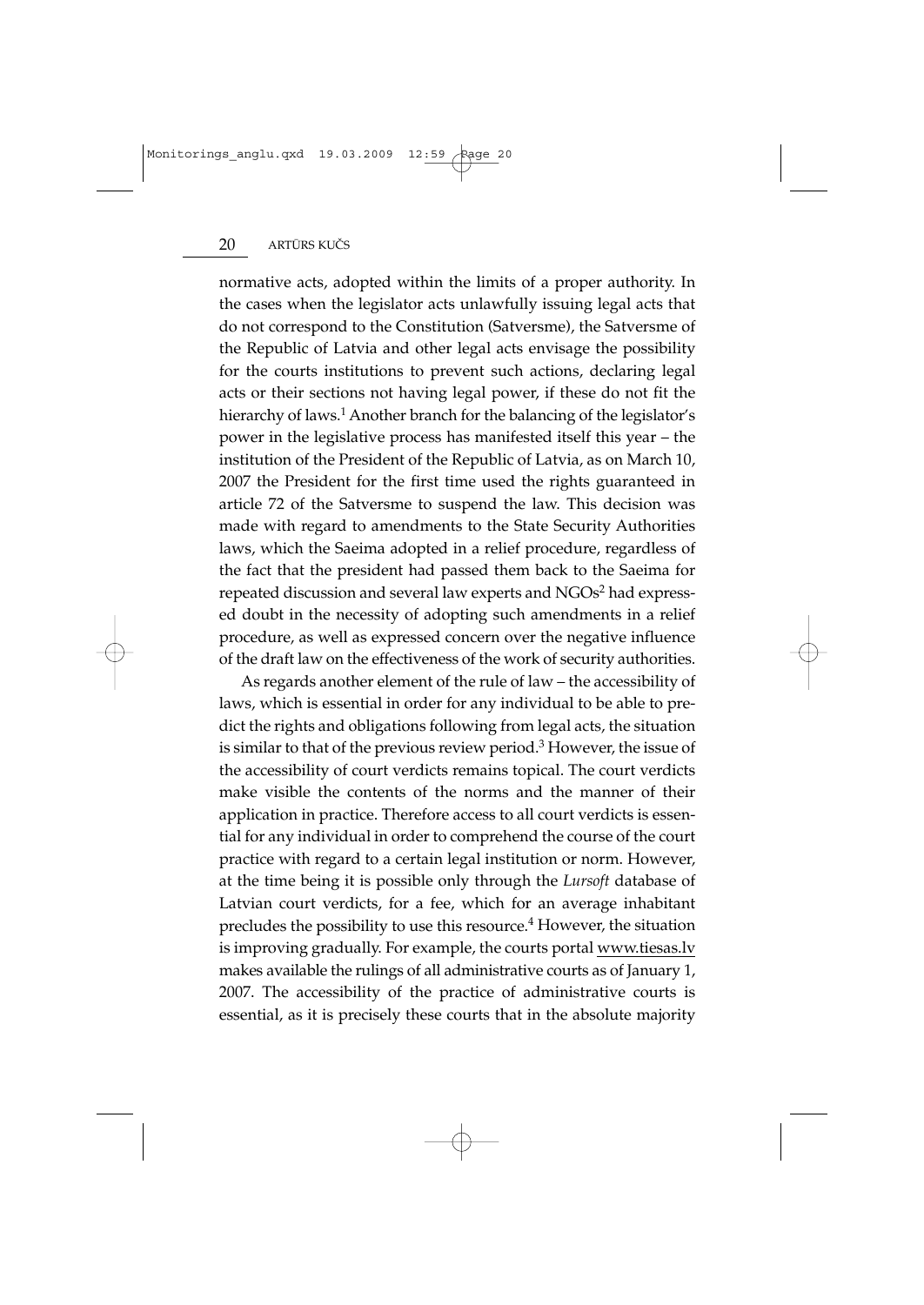normative acts, adopted within the limits of a proper authority. In the cases when the legislator acts unlawfully issuing legal acts that do not correspond to the Constitution (Satversme), the Satversme of the Republic of Latvia and other legal acts envisage the possibility for the courts institutions to prevent such actions, declaring legal acts or their sections not having legal power, if these do not fit the hierarchy of laws.[1] Another branch for the balancing of the legislator's power in the legislative process has manifested itself this year – the institution of the President of the Republic of Latvia, as on March 10, 2007 the President for the first time used the rights guaranteed in article 72 of the Satversme to suspend the law. This decision was made with regard to amendments to the State Security Authorities laws, which the Saeima adopted in a relief procedure, regardless of the fact that the president had passed them back to the Saeima for repeated discussion and several law experts and NGOs[2] had expressed doubt in the necessity of adopting such amendments in a relief procedure, as well as expressed concern over the negative influence of the draft law on the effectiveness of the work of security authorities.

As regards another element of the rule of law – the accessibility of laws, which is essential in order for any individual to be able to predict the rights and obligations following from legal acts, the situation is similar to that of the previous review period.[3] However, the issue of the accessibility of court verdicts remains topical. The court verdicts make visible the contents of the norms and the manner of their application in practice. Therefore access to all court verdicts is essential for any individual in order to comprehend the course of the court practice with regard to a certain legal institution or norm. However, at the time being it is possible only through the *Lursoft* database of Latvian court verdicts, for a fee, which for an average inhabitant precludes the possibility to use this resource.[4] However, the situation is improving gradually. For example, the courts portal www.tiesas.lv makes available the rulings of all administrative courts as of January 1, 2007. The accessibility of the practice of administrative courts is essential, as it is precisely these courts that in the absolute majority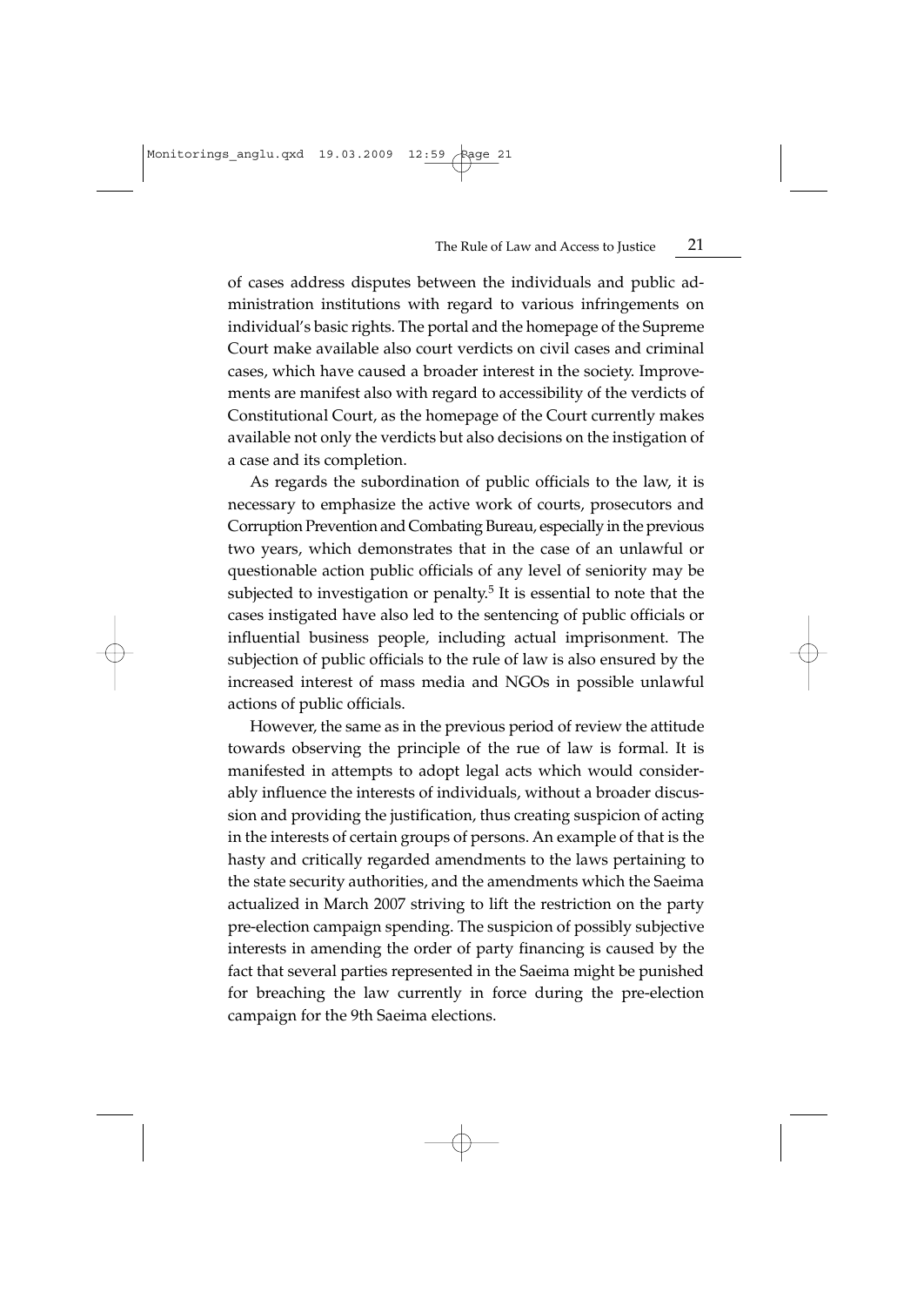of cases address disputes between the individuals and public administration institutions with regard to various infringements on individual's basic rights. The portal and the homepage of the Supreme Court make available also court verdicts on civil cases and criminal cases, which have caused a broader interest in the society. Improvements are manifest also with regard to accessibility of the verdicts of Constitutional Court, as the homepage of the Court currently makes available not only the verdicts but also decisions on the instigation of a case and its completion.

As regards the subordination of public officials to the law, it is necessary to emphasize the active work of courts, prosecutors and Corruption Prevention and Combating Bureau, especially in the previous two years, which demonstrates that in the case of an unlawful or questionable action public officials of any level of seniority may be subjected to investigation or penalty.[5] It is essential to note that the cases instigated have also led to the sentencing of public officials or influential business people, including actual imprisonment. The subjection of public officials to the rule of law is also ensured by the increased interest of mass media and NGOs in possible unlawful actions of public officials.

However, the same as in the previous period of review the attitude towards observing the principle of the rue of law is formal. It is manifested in attempts to adopt legal acts which would considerably influence the interests of individuals, without a broader discussion and providing the justification, thus creating suspicion of acting in the interests of certain groups of persons. An example of that is the hasty and critically regarded amendments to the laws pertaining to the state security authorities, and the amendments which the Saeima actualized in March 2007 striving to lift the restriction on the party pre-election campaign spending. The suspicion of possibly subjective interests in amending the order of party financing is caused by the fact that several parties represented in the Saeima might be punished for breaching the law currently in force during the pre-election campaign for the 9th Saeima elections.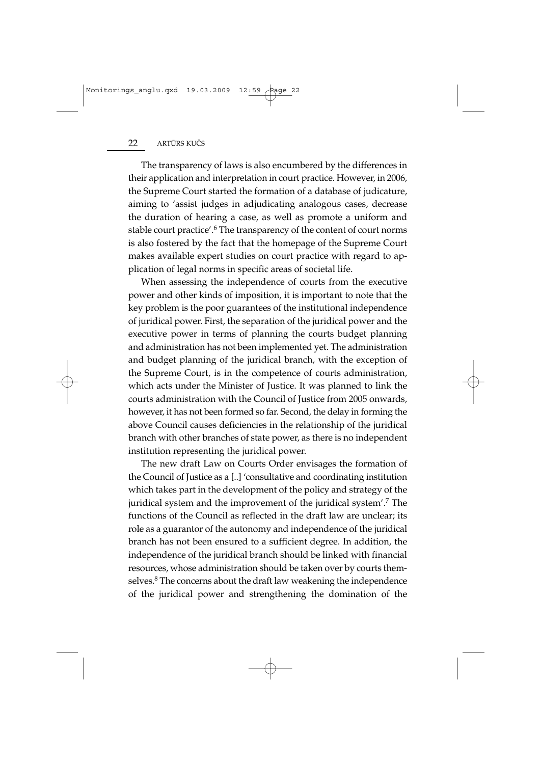The transparency of laws is also encumbered by the differences in their application and interpretation in court practice. However, in 2006, the Supreme Court started the formation of a database of judicature, aiming to 'assist judges in adjudicating analogous cases, decrease the duration of hearing a case, as well as promote a uniform and stable court practice'.[6] The transparency of the content of court norms is also fostered by the fact that the homepage of the Supreme Court makes available expert studies on court practice with regard to application of legal norms in specific areas of societal life.

When assessing the independence of courts from the executive power and other kinds of imposition, it is important to note that the key problem is the poor guarantees of the institutional independence of juridical power. First, the separation of the juridical power and the executive power in terms of planning the courts budget planning and administration has not been implemented yet. The administration and budget planning of the juridical branch, with the exception of the Supreme Court, is in the competence of courts administration, which acts under the Minister of Justice. It was planned to link the courts administration with the Council of Justice from 2005 onwards, however, it has not been formed so far. Second, the delay in forming the above Council causes deficiencies in the relationship of the juridical branch with other branches of state power, as there is no independent institution representing the juridical power.

The new draft Law on Courts Order envisages the formation of the Council of Justice as a [..] 'consultative and coordinating institution which takes part in the development of the policy and strategy of the juridical system and the improvement of the juridical system'.[7] The functions of the Council as reflected in the draft law are unclear; its role as a guarantor of the autonomy and independence of the juridical branch has not been ensured to a sufficient degree. In addition, the independence of the juridical branch should be linked with financial resources, whose administration should be taken over by courts themselves.[8] The concerns about the draft law weakening the independence of the juridical power and strengthening the domination of the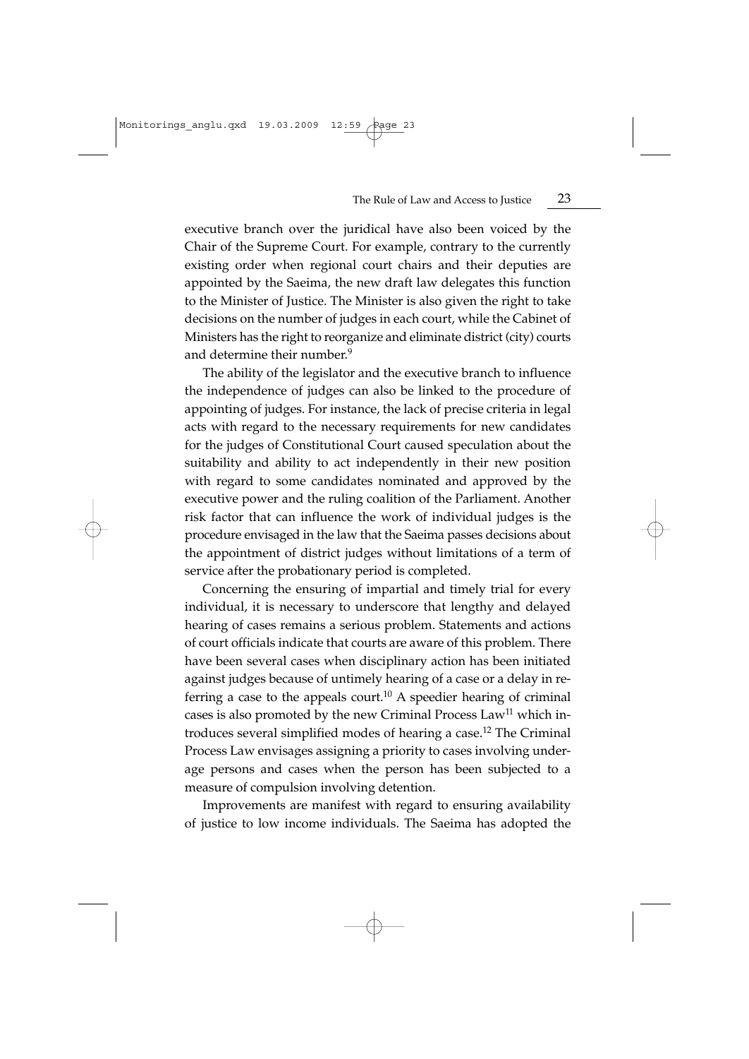executive branch over the juridical have also been voiced by the Chair of the Supreme Court. For example, contrary to the currently existing order when regional court chairs and their deputies are appointed by the Saeima, the new draft law delegates this function to the Minister of Justice. The Minister is also given the right to take decisions on the number of judges in each court, while the Cabinet of Ministers has the right to reorganize and eliminate district (city) courts and determine their number.[9]

The ability of the legislator and the executive branch to influence the independence of judges can also be linked to the procedure of appointing of judges. For instance, the lack of precise criteria in legal acts with regard to the necessary requirements for new candidates for the judges of Constitutional Court caused speculation about the suitability and ability to act independently in their new position with regard to some candidates nominated and approved by the executive power and the ruling coalition of the Parliament. Another risk factor that can influence the work of individual judges is the procedure envisaged in the law that the Saeima passes decisions about the appointment of district judges without limitations of a term of service after the probationary period is completed.

Concerning the ensuring of impartial and timely trial for every individual, it is necessary to underscore that lengthy and delayed hearing of cases remains a serious problem. Statements and actions of court officials indicate that courts are aware of this problem. There have been several cases when disciplinary action has been initiated against judges because of untimely hearing of a case or a delay in referring a case to the appeals court.[10] A speedier hearing of criminal cases is also promoted by the new Criminal Process Law[11] which introduces several simplified modes of hearing a case.[12] The Criminal Process Law envisages assigning a priority to cases involving underage persons and cases when the person has been subjected to a measure of compulsion involving detention.

Improvements are manifest with regard to ensuring availability of justice to low income individuals. The Saeima has adopted the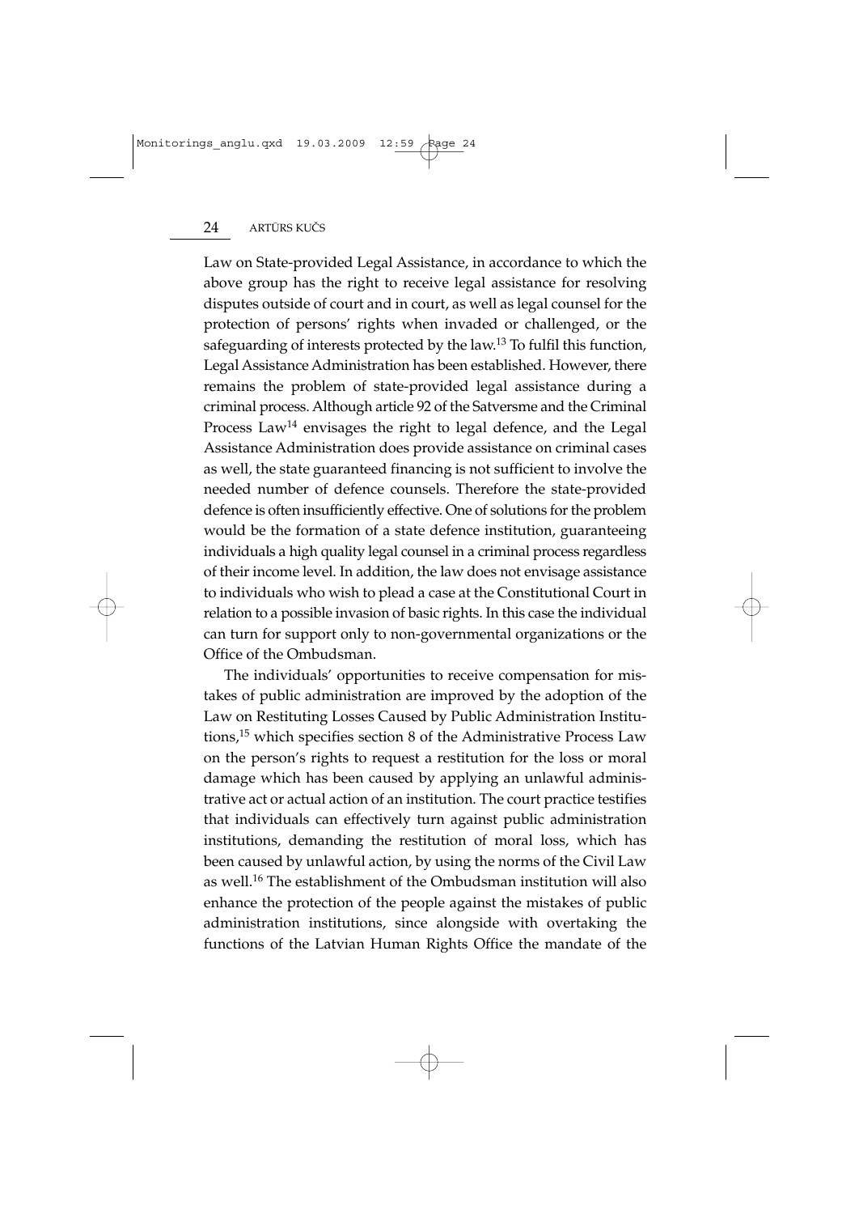Law on State-provided Legal Assistance, in accordance to which the above group has the right to receive legal assistance for resolving disputes outside of court and in court, as well as legal counsel for the protection of persons' rights when invaded or challenged, or the safeguarding of interests protected by the law.[13] To fulfil this function, Legal Assistance Administration has been established. However, there remains the problem of state-provided legal assistance during a criminal process. Although article 92 of the Satversme and the Criminal Process Law[14] envisages the right to legal defence, and the Legal Assistance Administration does provide assistance on criminal cases as well, the state guaranteed financing is not sufficient to involve the needed number of defence counsels. Therefore the state-provided defence is often insufficiently effective. One of solutions for the problem would be the formation of a state defence institution, guaranteeing individuals a high quality legal counsel in a criminal process regardless of their income level. In addition, the law does not envisage assistance to individuals who wish to plead a case at the Constitutional Court in relation to a possible invasion of basic rights. In this case the individual can turn for support only to non-governmental organizations or the Office of the Ombudsman.

The individuals' opportunities to receive compensation for mistakes of public administration are improved by the adoption of the Law on Restituting Losses Caused by Public Administration Institutions,[15] which specifies section 8 of the Administrative Process Law on the person's rights to request a restitution for the loss or moral damage which has been caused by applying an unlawful administrative act or actual action of an institution. The court practice testifies that individuals can effectively turn against public administration institutions, demanding the restitution of moral loss, which has been caused by unlawful action, by using the norms of the Civil Law as well.[16] The establishment of the Ombudsman institution will also enhance the protection of the people against the mistakes of public administration institutions, since alongside with overtaking the functions of the Latvian Human Rights Office the mandate of the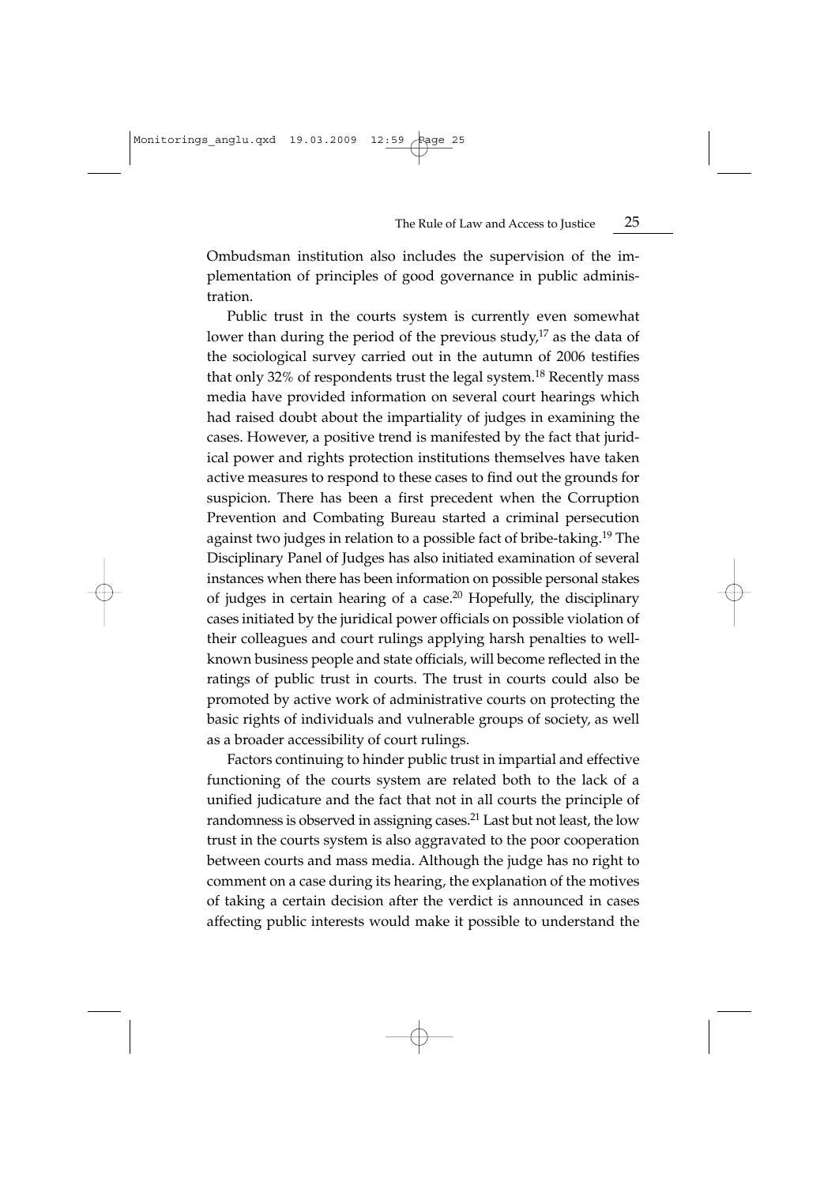Ombudsman institution also includes the supervision of the implementation of principles of good governance in public administration.

Public trust in the courts system is currently even somewhat lower than during the period of the previous study,[17] as the data of the sociological survey carried out in the autumn of 2006 testifies that only 32% of respondents trust the legal system.[18] Recently mass media have provided information on several court hearings which had raised doubt about the impartiality of judges in examining the cases. However, a positive trend is manifested by the fact that juridical power and rights protection institutions themselves have taken active measures to respond to these cases to find out the grounds for suspicion. There has been a first precedent when the Corruption Prevention and Combating Bureau started a criminal persecution against two judges in relation to a possible fact of bribe-taking.[19] The Disciplinary Panel of Judges has also initiated examination of several instances when there has been information on possible personal stakes of judges in certain hearing of a case.[20] Hopefully, the disciplinary cases initiated by the juridical power officials on possible violation of their colleagues and court rulings applying harsh penalties to well-known business people and state officials, will become reflected in the ratings of public trust in courts. The trust in courts could also be promoted by active work of administrative courts on protecting the basic rights of individuals and vulnerable groups of society, as well as a broader accessibility of court rulings.

Factors continuing to hinder public trust in impartial and effective functioning of the courts system are related both to the lack of a unified judicature and the fact that not in all courts the principle of randomness is observed in assigning cases.[21] Last but not least, the low trust in the courts system is also aggravated to the poor cooperation between courts and mass media. Although the judge has no right to comment on a case during its hearing, the explanation of the motives of taking a certain decision after the verdict is announced in cases affecting public interests would make it possible to understand the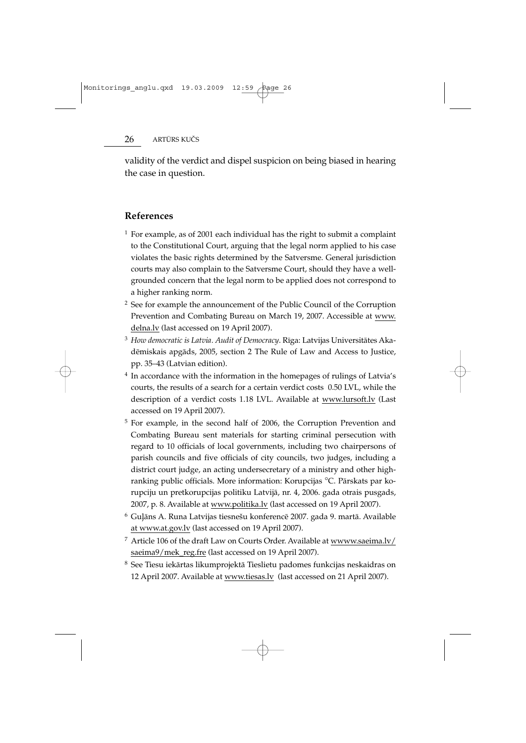validity of the verdict and dispel suspicion on being biased in hearing the case in question.

## References

[1] For example, as of 2001 each individual has the right to submit a complaint to the Constitutional Court, arguing that the legal norm applied to his case violates the basic rights determined by the Satversme. General jurisdiction courts may also complain to the Satversme Court, should they have a well-grounded concern that the legal norm to be applied does not correspond to a higher ranking norm.

[2] See for example the announcement of the Public Council of the Corruption Prevention and Combating Bureau on March 19, 2007. Accessible at www.delna.lv (last accessed on 19 April 2007).

[3] *How democratic is Latvia. Audit of Democracy*. Rīga: Latvijas Universitātes Akadēmiskais apgāds, 2005, section 2 The Rule of Law and Access to Justice, pp. 35–43 (Latvian edition).

[4] In accordance with the information in the homepages of rulings of Latvia's courts, the results of a search for a certain verdict costs 0.50 LVL, while the description of a verdict costs 1.18 LVL. Available at www.lursoft.lv (Last accessed on 19 April 2007).

[5] For example, in the second half of 2006, the Corruption Prevention and Combating Bureau sent materials for starting criminal persecution with regard to 10 officials of local governments, including two chairpersons of parish councils and five officials of city councils, two judges, including a district court judge, an acting undersecretary of a ministry and other high-ranking public officials. More information: Korupcijas °C. Pārskats par korupciju un pretkorupcijas politiku Latvijā, nr. 4, 2006. gada otrais pusgads, 2007, p. 8. Available at www.politika.lv (last accessed on 19 April 2007).

[6] Guļāns A. Runa Latvijas tiesnešu konferencē 2007. gada 9. martā. Available at www.at.gov.lv (last accessed on 19 April 2007).

[7] Article 106 of the draft Law on Courts Order. Available at wwww.saeima.lv/saeima9/mek_reg.fre (last accessed on 19 April 2007).

[8] See Tiesu iekārtas likumprojektā Tieslietu padomes funkcijas neskaidras on 12 April 2007. Available at www.tiesas.lv (last accessed on 21 April 2007).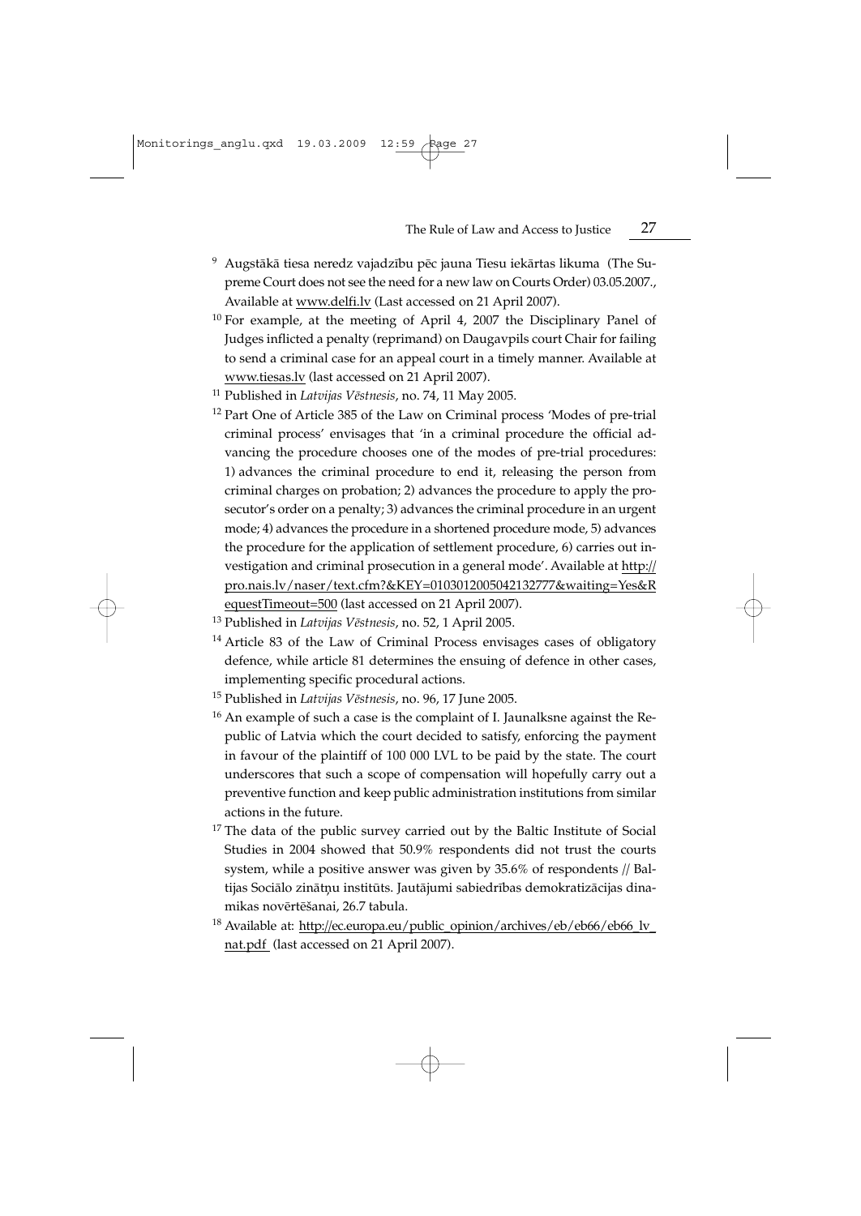[9] Augstākā tiesa neredz vajadzību pēc jauna Tiesu iekārtas likuma (The Supreme Court does not see the need for a new law on Courts Order) 03.05.2007., Available at www.delfi.lv (Last accessed on 21 April 2007).

[10] For example, at the meeting of April 4, 2007 the Disciplinary Panel of Judges inflicted a penalty (reprimand) on Daugavpils court Chair for failing to send a criminal case for an appeal court in a timely manner. Available at www.tiesas.lv (last accessed on 21 April 2007).

[11] Published in *Latvijas Vēstnesis*, no. 74, 11 May 2005.

[12] Part One of Article 385 of the Law on Criminal process 'Modes of pre-trial criminal process' envisages that 'in a criminal procedure the official advancing the procedure chooses one of the modes of pre-trial procedures: 1) advances the criminal procedure to end it, releasing the person from criminal charges on probation; 2) advances the procedure to apply the prosecutor's order on a penalty; 3) advances the criminal procedure in an urgent mode; 4) advances the procedure in a shortened procedure mode, 5) advances the procedure for the application of settlement procedure, 6) carries out investigation and criminal prosecution in a general mode'. Available at http://pro.nais.lv/naser/text.cfm?&KEY=0103012005042132777&waiting=Yes&RequestTimeout=500 (last accessed on 21 April 2007).

[13] Published in *Latvijas Vēstnesis*, no. 52, 1 April 2005.

[14] Article 83 of the Law of Criminal Process envisages cases of obligatory defence, while article 81 determines the ensuing of defence in other cases, implementing specific procedural actions.

[15] Published in *Latvijas Vēstnesis*, no. 96, 17 June 2005.

[16] An example of such a case is the complaint of I. Jaunalksne against the Republic of Latvia which the court decided to satisfy, enforcing the payment in favour of the plaintiff of 100 000 LVL to be paid by the state. The court underscores that such a scope of compensation will hopefully carry out a preventive function and keep public administration institutions from similar actions in the future.

[17] The data of the public survey carried out by the Baltic Institute of Social Studies in 2004 showed that 50.9% respondents did not trust the courts system, while a positive answer was given by 35.6% of respondents // Baltijas Sociālo zinātņu institūts. Jautājumi sabiedrības demokratizācijas dinamikas novērtēšanai, 26.7 tabula.

[18] Available at: http://ec.europa.eu/public_opinion/archives/eb/eb66/eb66_lv_nat.pdf (last accessed on 21 April 2007).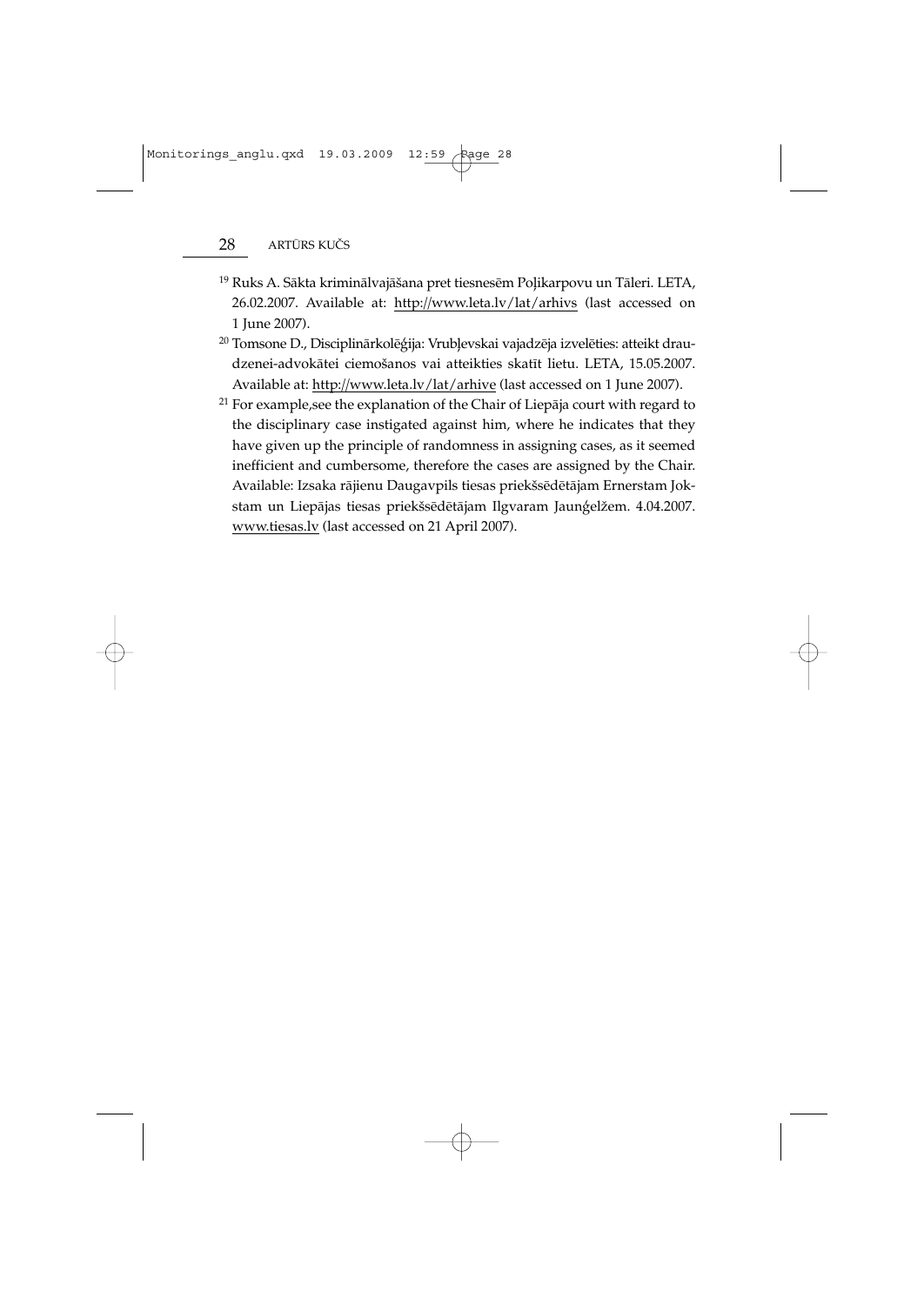[19] Ruks A. Sākta kriminālvajāšana pret tiesnesēm Poļikarpovu un Tāleri. LETA, 26.02.2007. Available at: http://www.leta.lv/lat/arhivs (last accessed on 1 June 2007).

[20] Tomsone D., Disciplinārkolēģija: Vrubļevskai vajadzēja izvelēties: atteikt draudzenei-advokātei ciemošanos vai atteikties skatīt lietu. LETA, 15.05.2007. Available at: http://www.leta.lv/lat/arhive (last accessed on 1 June 2007).

[21] For example,see the explanation of the Chair of Liepāja court with regard to the disciplinary case instigated against him, where he indicates that they have given up the principle of randomness in assigning cases, as it seemed inefficient and cumbersome, therefore the cases are assigned by the Chair. Available: Izsaka rājienu Daugavpils tiesas priekšsēdētājam Ernerstam Jokstam un Liepājas tiesas priekšsēdētājam Ilgvaram Jaunģelžem. 4.04.2007. www.tiesas.lv (last accessed on 21 April 2007).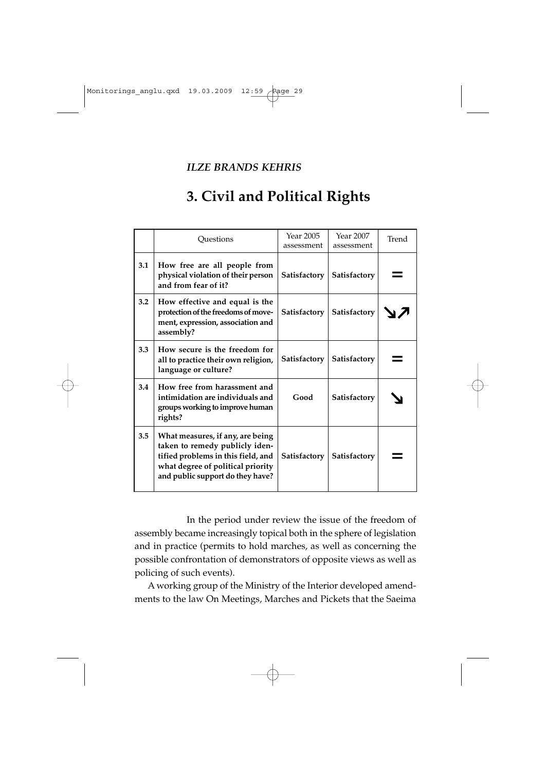*ILZE BRANDS KEHRIS*

# 3. Civil and Political Rights

| | Questions | Year 2005 assessment | Year 2007 assessment | Trend |
|---|---|---|---|---|
| 3.1 | **How free are all people from physical violation of their person and from fear of it?** | **Satisfactory** | **Satisfactory** | = |
| 3.2 | **How effective and equal is the protection of the freedoms of movement, expression, association and assembly?** | **Satisfactory** | **Satisfactory** | ↘↗ |
| 3.3 | **How secure is the freedom for all to practice their own religion, language or culture?** | **Satisfactory** | **Satisfactory** | = |
| 3.4 | **How free from harassment and intimidation are individuals and groups working to improve human rights?** | **Good** | **Satisfactory** | ↘ |
| 3.5 | **What measures, if any, are being taken to remedy publicly identified problems in this field, and what degree of political priority and public support do they have?** | **Satisfactory** | **Satisfactory** | = |

In the period under review the issue of the freedom of assembly became increasingly topical both in the sphere of legislation and in practice (permits to hold marches, as well as concerning the possible confrontation of demonstrators of opposite views as well as policing of such events).

A working group of the Ministry of the Interior developed amendments to the law On Meetings, Marches and Pickets that the Saeima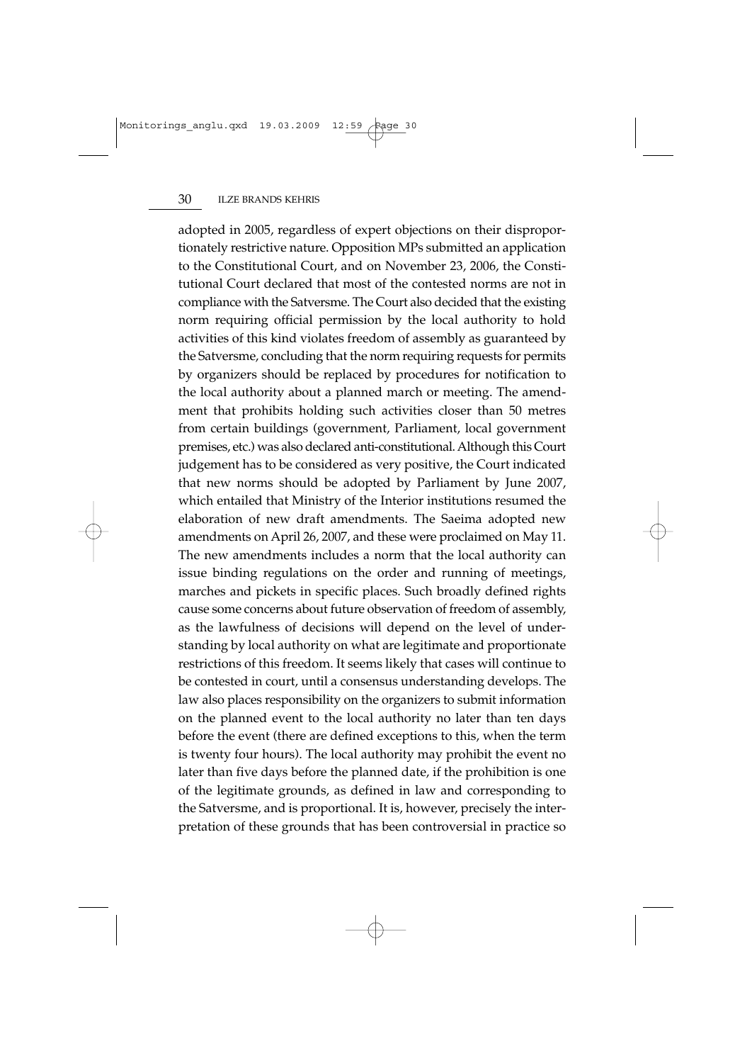adopted in 2005, regardless of expert objections on their disproportionately restrictive nature. Opposition MPs submitted an application to the Constitutional Court, and on November 23, 2006, the Constitutional Court declared that most of the contested norms are not in compliance with the Satversme. The Court also decided that the existing norm requiring official permission by the local authority to hold activities of this kind violates freedom of assembly as guaranteed by the Satversme, concluding that the norm requiring requests for permits by organizers should be replaced by procedures for notification to the local authority about a planned march or meeting. The amendment that prohibits holding such activities closer than 50 metres from certain buildings (government, Parliament, local government premises, etc.) was also declared anti-constitutional. Although this Court judgement has to be considered as very positive, the Court indicated that new norms should be adopted by Parliament by June 2007, which entailed that Ministry of the Interior institutions resumed the elaboration of new draft amendments. The Saeima adopted new amendments on April 26, 2007, and these were proclaimed on May 11. The new amendments includes a norm that the local authority can issue binding regulations on the order and running of meetings, marches and pickets in specific places. Such broadly defined rights cause some concerns about future observation of freedom of assembly, as the lawfulness of decisions will depend on the level of understanding by local authority on what are legitimate and proportionate restrictions of this freedom. It seems likely that cases will continue to be contested in court, until a consensus understanding develops. The law also places responsibility on the organizers to submit information on the planned event to the local authority no later than ten days before the event (there are defined exceptions to this, when the term is twenty four hours). The local authority may prohibit the event no later than five days before the planned date, if the prohibition is one of the legitimate grounds, as defined in law and corresponding to the Satversme, and is proportional. It is, however, precisely the interpretation of these grounds that has been controversial in practice so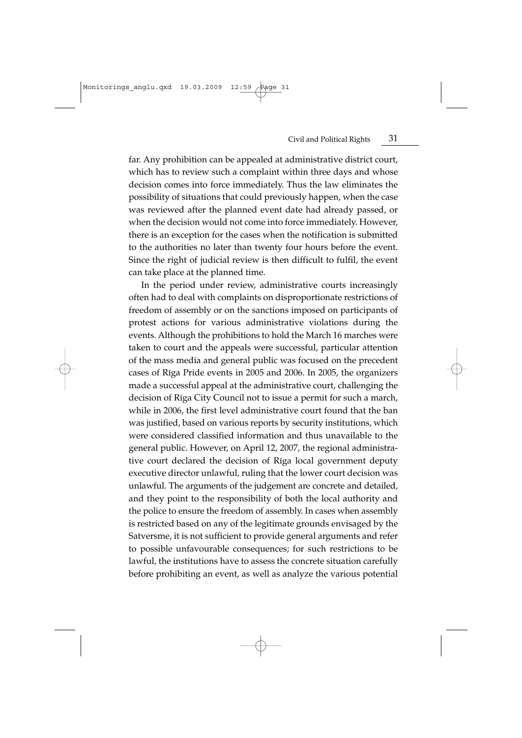far. Any prohibition can be appealed at administrative district court, which has to review such a complaint within three days and whose decision comes into force immediately. Thus the law eliminates the possibility of situations that could previously happen, when the case was reviewed after the planned event date had already passed, or when the decision would not come into force immediately. However, there is an exception for the cases when the notification is submitted to the authorities no later than twenty four hours before the event. Since the right of judicial review is then difficult to fulfil, the event can take place at the planned time.

In the period under review, administrative courts increasingly often had to deal with complaints on disproportionate restrictions of freedom of assembly or on the sanctions imposed on participants of protest actions for various administrative violations during the events. Although the prohibitions to hold the March 16 marches were taken to court and the appeals were successful, particular attention of the mass media and general public was focused on the precedent cases of Rīga Pride events in 2005 and 2006. In 2005, the organizers made a successful appeal at the administrative court, challenging the decision of Rīga City Council not to issue a permit for such a march, while in 2006, the first level administrative court found that the ban was justified, based on various reports by security institutions, which were considered classified information and thus unavailable to the general public. However, on April 12, 2007, the regional administrative court declared the decision of Rīga local government deputy executive director unlawful, ruling that the lower court decision was unlawful. The arguments of the judgement are concrete and detailed, and they point to the responsibility of both the local authority and the police to ensure the freedom of assembly. In cases when assembly is restricted based on any of the legitimate grounds envisaged by the Satversme, it is not sufficient to provide general arguments and refer to possible unfavourable consequences; for such restrictions to be lawful, the institutions have to assess the concrete situation carefully before prohibiting an event, as well as analyze the various potential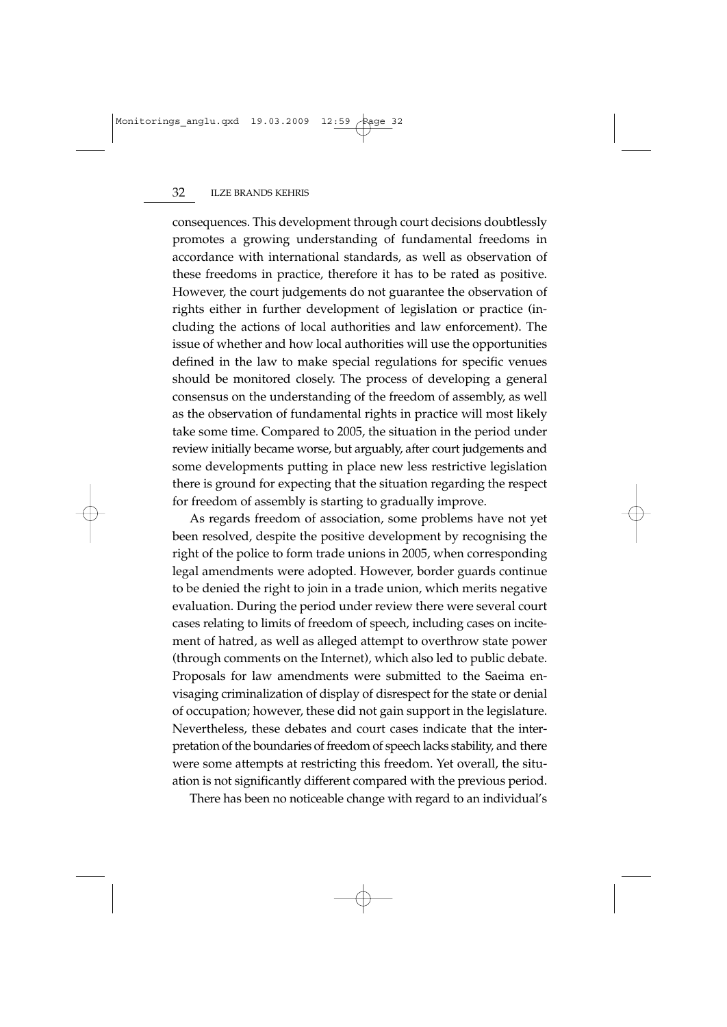consequences. This development through court decisions doubtlessly promotes a growing understanding of fundamental freedoms in accordance with international standards, as well as observation of these freedoms in practice, therefore it has to be rated as positive. However, the court judgements do not guarantee the observation of rights either in further development of legislation or practice (including the actions of local authorities and law enforcement). The issue of whether and how local authorities will use the opportunities defined in the law to make special regulations for specific venues should be monitored closely. The process of developing a general consensus on the understanding of the freedom of assembly, as well as the observation of fundamental rights in practice will most likely take some time. Compared to 2005, the situation in the period under review initially became worse, but arguably, after court judgements and some developments putting in place new less restrictive legislation there is ground for expecting that the situation regarding the respect for freedom of assembly is starting to gradually improve.

As regards freedom of association, some problems have not yet been resolved, despite the positive development by recognising the right of the police to form trade unions in 2005, when corresponding legal amendments were adopted. However, border guards continue to be denied the right to join in a trade union, which merits negative evaluation. During the period under review there were several court cases relating to limits of freedom of speech, including cases on incitement of hatred, as well as alleged attempt to overthrow state power (through comments on the Internet), which also led to public debate. Proposals for law amendments were submitted to the Saeima envisaging criminalization of display of disrespect for the state or denial of occupation; however, these did not gain support in the legislature. Nevertheless, these debates and court cases indicate that the interpretation of the boundaries of freedom of speech lacks stability, and there were some attempts at restricting this freedom. Yet overall, the situation is not significantly different compared with the previous period.

There has been no noticeable change with regard to an individual's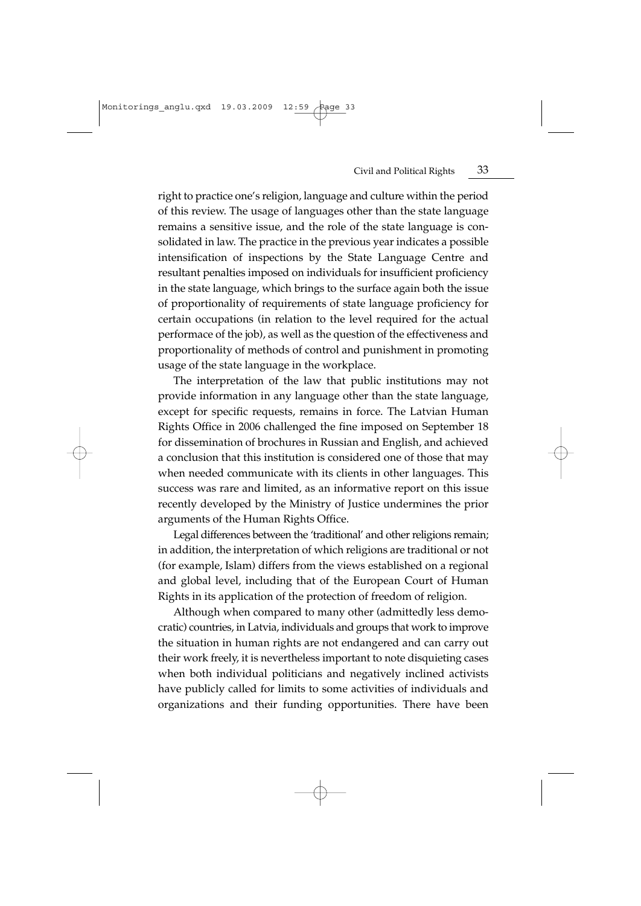right to practice one's religion, language and culture within the period of this review. The usage of languages other than the state language remains a sensitive issue, and the role of the state language is consolidated in law. The practice in the previous year indicates a possible intensification of inspections by the State Language Centre and resultant penalties imposed on individuals for insufficient proficiency in the state language, which brings to the surface again both the issue of proportionality of requirements of state language proficiency for certain occupations (in relation to the level required for the actual performace of the job), as well as the question of the effectiveness and proportionality of methods of control and punishment in promoting usage of the state language in the workplace.

The interpretation of the law that public institutions may not provide information in any language other than the state language, except for specific requests, remains in force. The Latvian Human Rights Office in 2006 challenged the fine imposed on September 18 for dissemination of brochures in Russian and English, and achieved a conclusion that this institution is considered one of those that may when needed communicate with its clients in other languages. This success was rare and limited, as an informative report on this issue recently developed by the Ministry of Justice undermines the prior arguments of the Human Rights Office.

Legal differences between the 'traditional' and other religions remain; in addition, the interpretation of which religions are traditional or not (for example, Islam) differs from the views established on a regional and global level, including that of the European Court of Human Rights in its application of the protection of freedom of religion.

Although when compared to many other (admittedly less democratic) countries, in Latvia, individuals and groups that work to improve the situation in human rights are not endangered and can carry out their work freely, it is nevertheless important to note disquieting cases when both individual politicians and negatively inclined activists have publicly called for limits to some activities of individuals and organizations and their funding opportunities. There have been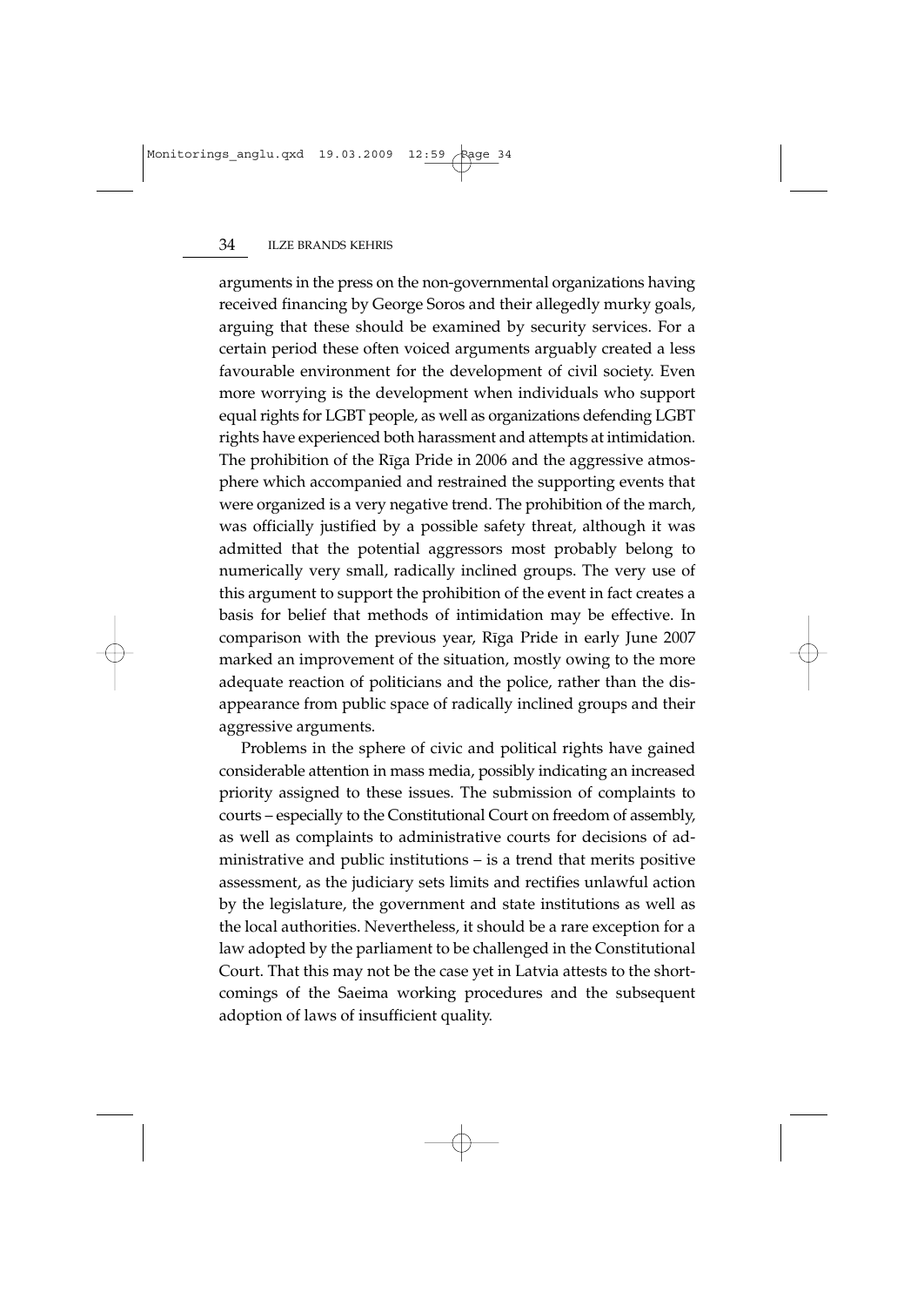arguments in the press on the non-governmental organizations having received financing by George Soros and their allegedly murky goals, arguing that these should be examined by security services. For a certain period these often voiced arguments arguably created a less favourable environment for the development of civil society. Even more worrying is the development when individuals who support equal rights for LGBT people, as well as organizations defending LGBT rights have experienced both harassment and attempts at intimidation. The prohibition of the Rīga Pride in 2006 and the aggressive atmosphere which accompanied and restrained the supporting events that were organized is a very negative trend. The prohibition of the march, was officially justified by a possible safety threat, although it was admitted that the potential aggressors most probably belong to numerically very small, radically inclined groups. The very use of this argument to support the prohibition of the event in fact creates a basis for belief that methods of intimidation may be effective. In comparison with the previous year, Rīga Pride in early June 2007 marked an improvement of the situation, mostly owing to the more adequate reaction of politicians and the police, rather than the disappearance from public space of radically inclined groups and their aggressive arguments.

Problems in the sphere of civic and political rights have gained considerable attention in mass media, possibly indicating an increased priority assigned to these issues. The submission of complaints to courts – especially to the Constitutional Court on freedom of assembly, as well as complaints to administrative courts for decisions of administrative and public institutions – is a trend that merits positive assessment, as the judiciary sets limits and rectifies unlawful action by the legislature, the government and state institutions as well as the local authorities. Nevertheless, it should be a rare exception for a law adopted by the parliament to be challenged in the Constitutional Court. That this may not be the case yet in Latvia attests to the shortcomings of the Saeima working procedures and the subsequent adoption of laws of insufficient quality.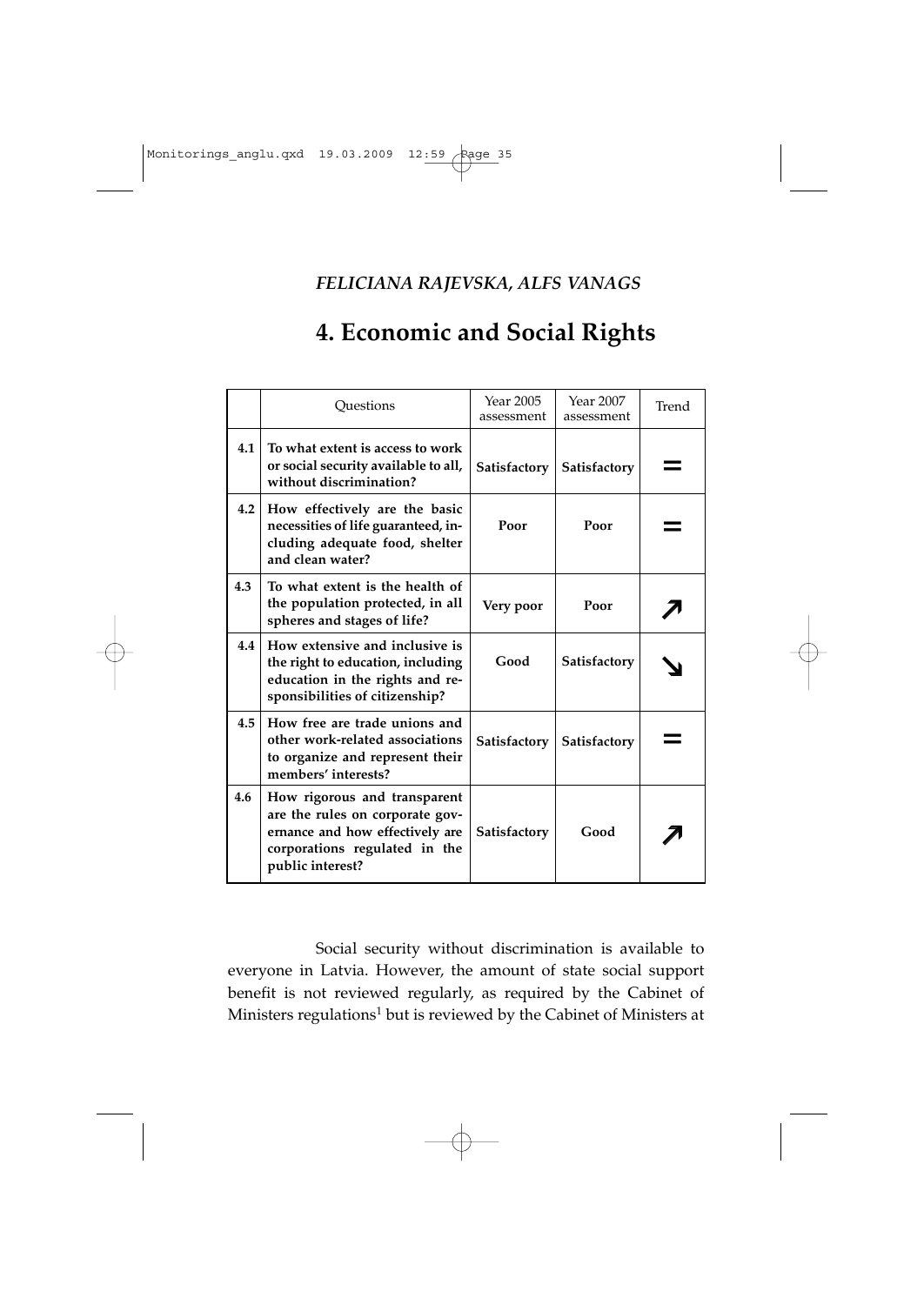*FELICIANA RAJEVSKA, ALFS VANAGS*

# 4. Economic and Social Rights

| | Questions | Year 2005 assessment | Year 2007 assessment | Trend |
|---|---|---|---|---|
| 4.1 | **To what extent is access to work or social security available to all, without discrimination?** | **Satisfactory** | **Satisfactory** | = |
| 4.2 | **How effectively are the basic necessities of life guaranteed, including adequate food, shelter and clean water?** | **Poor** | **Poor** | = |
| 4.3 | **To what extent is the health of the population protected, in all spheres and stages of life?** | **Very poor** | **Poor** | ↗ |
| 4.4 | **How extensive and inclusive is the right to education, including education in the rights and responsibilities of citizenship?** | **Good** | **Satisfactory** | ↘ |
| 4.5 | **How free are trade unions and other work-related associations to organize and represent their members' interests?** | **Satisfactory** | **Satisfactory** | = |
| 4.6 | **How rigorous and transparent are the rules on corporate governance and how effectively are corporations regulated in the public interest?** | **Satisfactory** | **Good** | ↗ |

Social security without discrimination is available to everyone in Latvia. However, the amount of state social support benefit is not reviewed regularly, as required by the Cabinet of Ministers regulations[1] but is reviewed by the Cabinet of Ministers at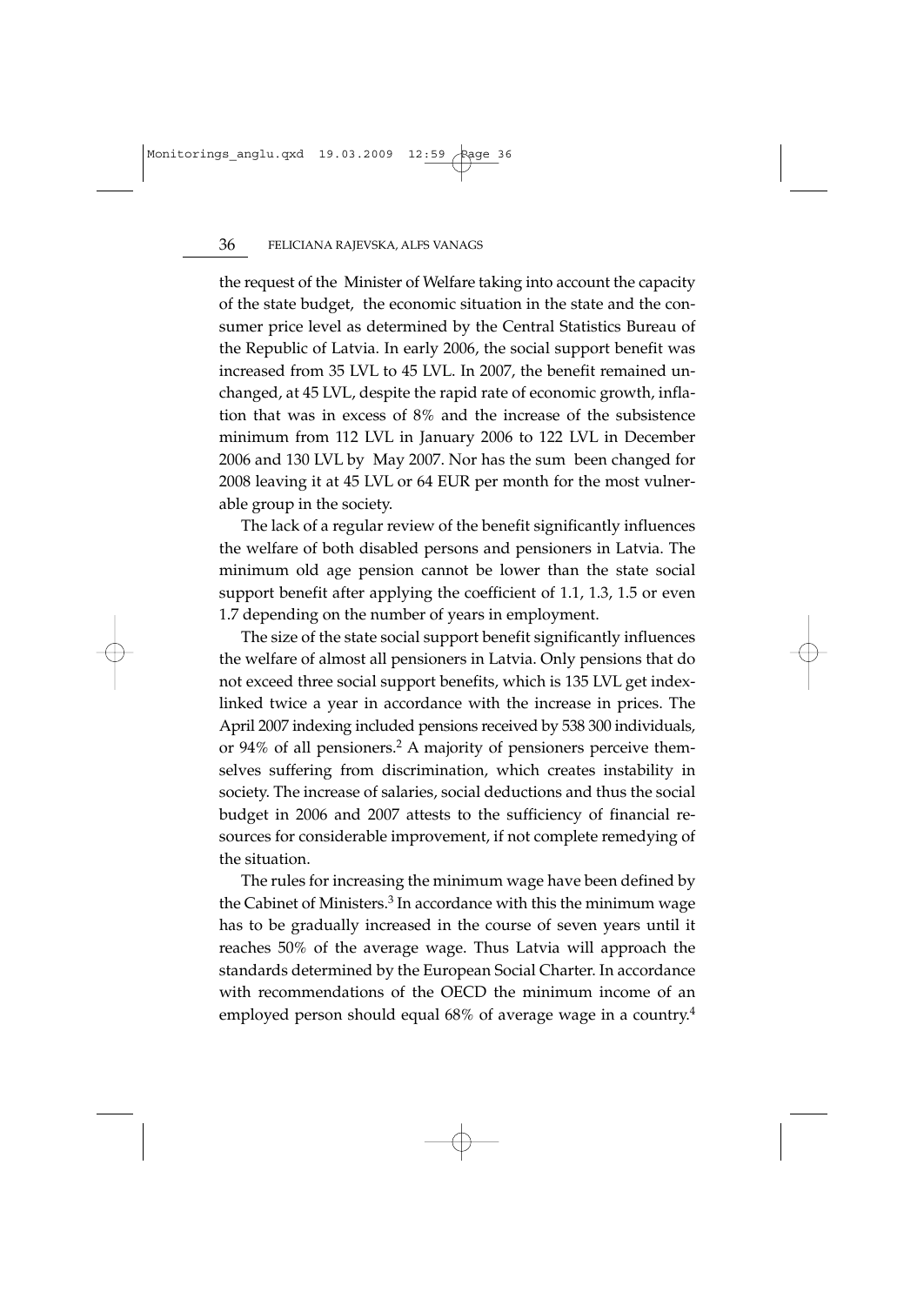the request of the Minister of Welfare taking into account the capacity of the state budget, the economic situation in the state and the consumer price level as determined by the Central Statistics Bureau of the Republic of Latvia. In early 2006, the social support benefit was increased from 35 LVL to 45 LVL. In 2007, the benefit remained unchanged, at 45 LVL, despite the rapid rate of economic growth, inflation that was in excess of 8% and the increase of the subsistence minimum from 112 LVL in January 2006 to 122 LVL in December 2006 and 130 LVL by May 2007. Nor has the sum been changed for 2008 leaving it at 45 LVL or 64 EUR per month for the most vulnerable group in the society.

The lack of a regular review of the benefit significantly influences the welfare of both disabled persons and pensioners in Latvia. The minimum old age pension cannot be lower than the state social support benefit after applying the coefficient of 1.1, 1.3, 1.5 or even 1.7 depending on the number of years in employment.

The size of the state social support benefit significantly influences the welfare of almost all pensioners in Latvia. Only pensions that do not exceed three social support benefits, which is 135 LVL get index-linked twice a year in accordance with the increase in prices. The April 2007 indexing included pensions received by 538 300 individuals, or 94% of all pensioners.[2] A majority of pensioners perceive themselves suffering from discrimination, which creates instability in society. The increase of salaries, social deductions and thus the social budget in 2006 and 2007 attests to the sufficiency of financial resources for considerable improvement, if not complete remedying of the situation.

The rules for increasing the minimum wage have been defined by the Cabinet of Ministers.[3] In accordance with this the minimum wage has to be gradually increased in the course of seven years until it reaches 50% of the average wage. Thus Latvia will approach the standards determined by the European Social Charter. In accordance with recommendations of the OECD the minimum income of an employed person should equal 68% of average wage in a country.[4]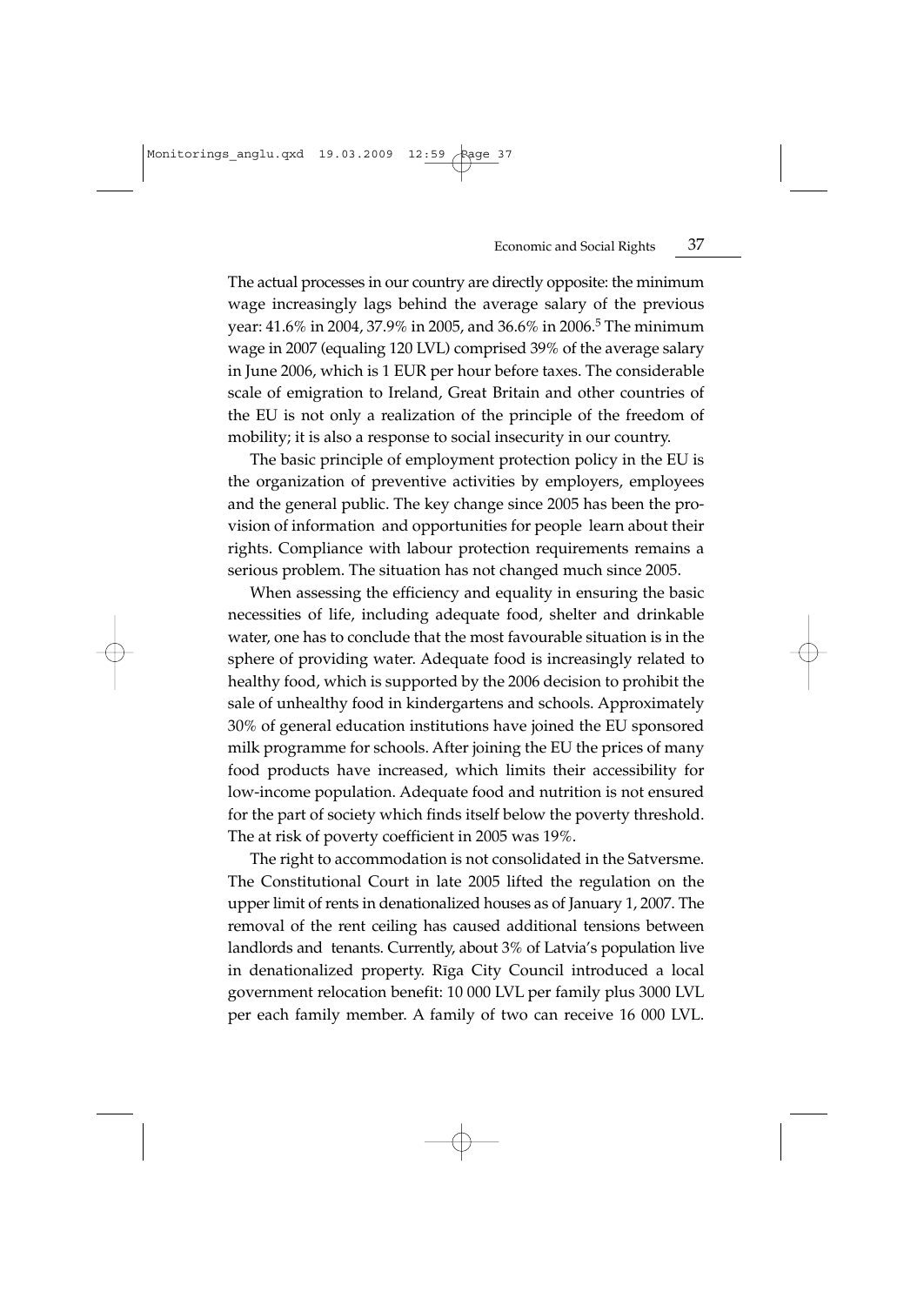The actual processes in our country are directly opposite: the minimum wage increasingly lags behind the average salary of the previous year: 41.6% in 2004, 37.9% in 2005, and 36.6% in 2006.[5] The minimum wage in 2007 (equaling 120 LVL) comprised 39% of the average salary in June 2006, which is 1 EUR per hour before taxes. The considerable scale of emigration to Ireland, Great Britain and other countries of the EU is not only a realization of the principle of the freedom of mobility; it is also a response to social insecurity in our country.

The basic principle of employment protection policy in the EU is the organization of preventive activities by employers, employees and the general public. The key change since 2005 has been the provision of information and opportunities for people learn about their rights. Compliance with labour protection requirements remains a serious problem. The situation has not changed much since 2005.

When assessing the efficiency and equality in ensuring the basic necessities of life, including adequate food, shelter and drinkable water, one has to conclude that the most favourable situation is in the sphere of providing water. Adequate food is increasingly related to healthy food, which is supported by the 2006 decision to prohibit the sale of unhealthy food in kindergartens and schools. Approximately 30% of general education institutions have joined the EU sponsored milk programme for schools. After joining the EU the prices of many food products have increased, which limits their accessibility for low-income population. Adequate food and nutrition is not ensured for the part of society which finds itself below the poverty threshold. The at risk of poverty coefficient in 2005 was 19%.

The right to accommodation is not consolidated in the Satversme. The Constitutional Court in late 2005 lifted the regulation on the upper limit of rents in denationalized houses as of January 1, 2007. The removal of the rent ceiling has caused additional tensions between landlords and tenants. Currently, about 3% of Latvia's population live in denationalized property. Rīga City Council introduced a local government relocation benefit: 10 000 LVL per family plus 3000 LVL per each family member. A family of two can receive 16 000 LVL.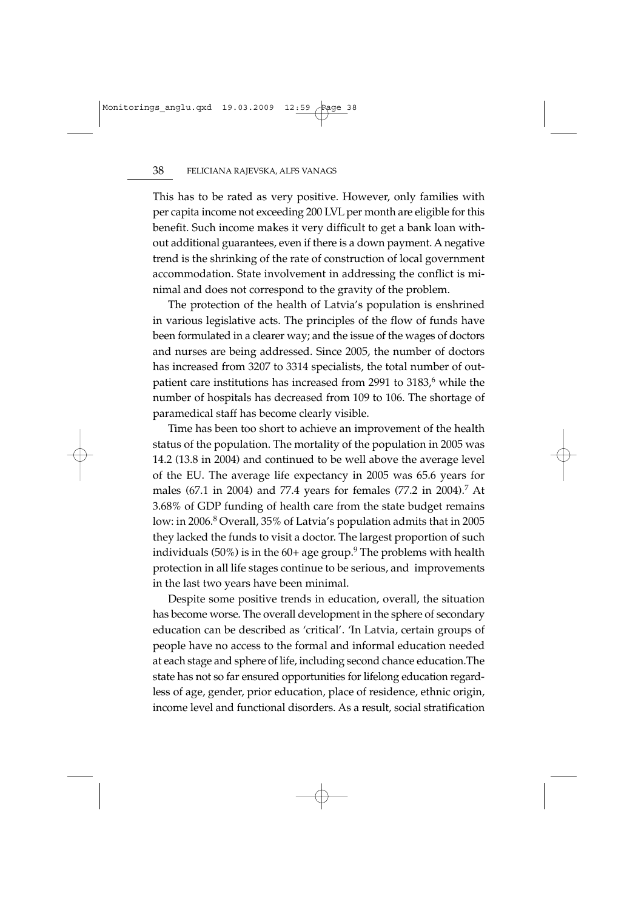This has to be rated as very positive. However, only families with per capita income not exceeding 200 LVL per month are eligible for this benefit. Such income makes it very difficult to get a bank loan without additional guarantees, even if there is a down payment. A negative trend is the shrinking of the rate of construction of local government accommodation. State involvement in addressing the conflict is minimal and does not correspond to the gravity of the problem.

The protection of the health of Latvia's population is enshrined in various legislative acts. The principles of the flow of funds have been formulated in a clearer way; and the issue of the wages of doctors and nurses are being addressed. Since 2005, the number of doctors has increased from 3207 to 3314 specialists, the total number of outpatient care institutions has increased from 2991 to 3183,[6] while the number of hospitals has decreased from 109 to 106. The shortage of paramedical staff has become clearly visible.

Time has been too short to achieve an improvement of the health status of the population. The mortality of the population in 2005 was 14.2 (13.8 in 2004) and continued to be well above the average level of the EU. The average life expectancy in 2005 was 65.6 years for males (67.1 in 2004) and 77.4 years for females (77.2 in 2004).[7] At 3.68% of GDP funding of health care from the state budget remains low: in 2006.[8] Overall, 35% of Latvia's population admits that in 2005 they lacked the funds to visit a doctor. The largest proportion of such individuals (50%) is in the 60+ age group.[9] The problems with health protection in all life stages continue to be serious, and improvements in the last two years have been minimal.

Despite some positive trends in education, overall, the situation has become worse. The overall development in the sphere of secondary education can be described as 'critical'. 'In Latvia, certain groups of people have no access to the formal and informal education needed at each stage and sphere of life, including second chance education.The state has not so far ensured opportunities for lifelong education regardless of age, gender, prior education, place of residence, ethnic origin, income level and functional disorders. As a result, social stratification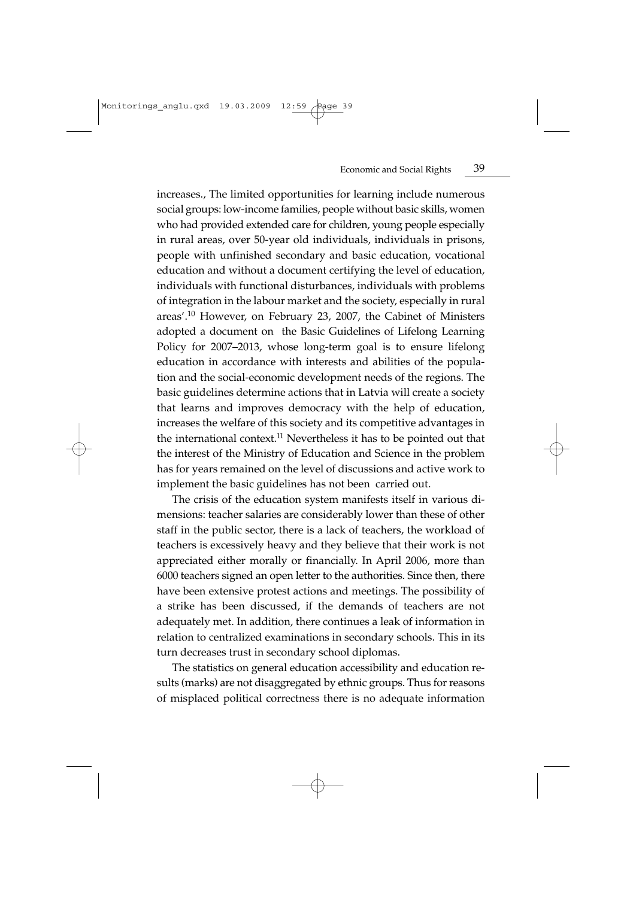increases., The limited opportunities for learning include numerous social groups: low-income families, people without basic skills, women who had provided extended care for children, young people especially in rural areas, over 50-year old individuals, individuals in prisons, people with unfinished secondary and basic education, vocational education and without a document certifying the level of education, individuals with functional disturbances, individuals with problems of integration in the labour market and the society, especially in rural areas'.[10] However, on February 23, 2007, the Cabinet of Ministers adopted a document on the Basic Guidelines of Lifelong Learning Policy for 2007–2013, whose long-term goal is to ensure lifelong education in accordance with interests and abilities of the population and the social-economic development needs of the regions. The basic guidelines determine actions that in Latvia will create a society that learns and improves democracy with the help of education, increases the welfare of this society and its competitive advantages in the international context.[11] Nevertheless it has to be pointed out that the interest of the Ministry of Education and Science in the problem has for years remained on the level of discussions and active work to implement the basic guidelines has not been carried out.

The crisis of the education system manifests itself in various dimensions: teacher salaries are considerably lower than these of other staff in the public sector, there is a lack of teachers, the workload of teachers is excessively heavy and they believe that their work is not appreciated either morally or financially. In April 2006, more than 6000 teachers signed an open letter to the authorities. Since then, there have been extensive protest actions and meetings. The possibility of a strike has been discussed, if the demands of teachers are not adequately met. In addition, there continues a leak of information in relation to centralized examinations in secondary schools. This in its turn decreases trust in secondary school diplomas.

The statistics on general education accessibility and education results (marks) are not disaggregated by ethnic groups. Thus for reasons of misplaced political correctness there is no adequate information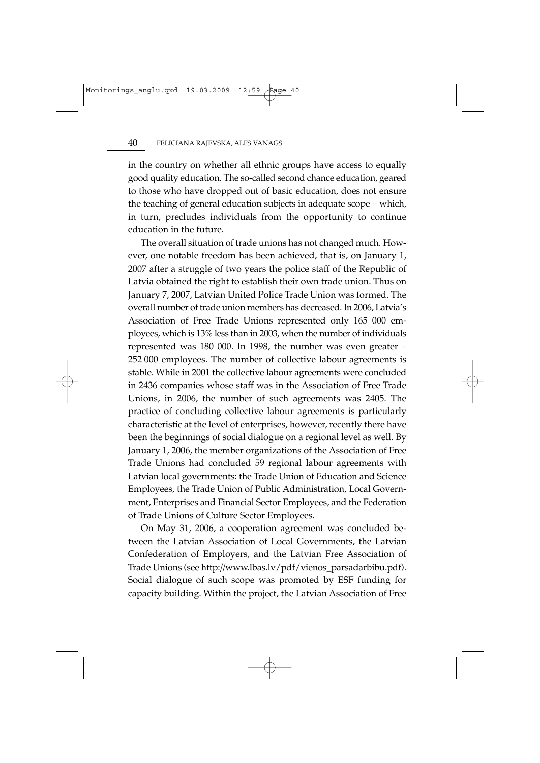in the country on whether all ethnic groups have access to equally good quality education. The so-called second chance education, geared to those who have dropped out of basic education, does not ensure the teaching of general education subjects in adequate scope – which, in turn, precludes individuals from the opportunity to continue education in the future.

The overall situation of trade unions has not changed much. However, one notable freedom has been achieved, that is, on January 1, 2007 after a struggle of two years the police staff of the Republic of Latvia obtained the right to establish their own trade union. Thus on January 7, 2007, Latvian United Police Trade Union was formed. The overall number of trade union members has decreased. In 2006, Latvia's Association of Free Trade Unions represented only 165 000 employees, which is 13% less than in 2003, when the number of individuals represented was 180 000. In 1998, the number was even greater – 252 000 employees. The number of collective labour agreements is stable. While in 2001 the collective labour agreements were concluded in 2436 companies whose staff was in the Association of Free Trade Unions, in 2006, the number of such agreements was 2405. The practice of concluding collective labour agreements is particularly characteristic at the level of enterprises, however, recently there have been the beginnings of social dialogue on a regional level as well. By January 1, 2006, the member organizations of the Association of Free Trade Unions had concluded 59 regional labour agreements with Latvian local governments: the Trade Union of Education and Science Employees, the Trade Union of Public Administration, Local Government, Enterprises and Financial Sector Employees, and the Federation of Trade Unions of Culture Sector Employees.

On May 31, 2006, a cooperation agreement was concluded between the Latvian Association of Local Governments, the Latvian Confederation of Employers, and the Latvian Free Association of Trade Unions (see http://www.lbas.lv/pdf/vienos_parsadarbibu.pdf). Social dialogue of such scope was promoted by ESF funding for capacity building. Within the project, the Latvian Association of Free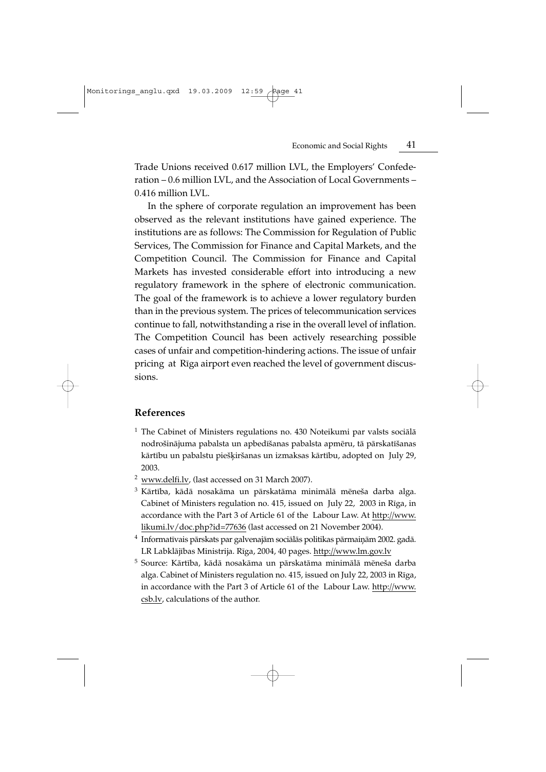Trade Unions received 0.617 million LVL, the Employers' Confederation – 0.6 million LVL, and the Association of Local Governments – 0.416 million LVL.

In the sphere of corporate regulation an improvement has been observed as the relevant institutions have gained experience. The institutions are as follows: The Commission for Regulation of Public Services, The Commission for Finance and Capital Markets, and the Competition Council. The Commission for Finance and Capital Markets has invested considerable effort into introducing a new regulatory framework in the sphere of electronic communication. The goal of the framework is to achieve a lower regulatory burden than in the previous system. The prices of telecommunication services continue to fall, notwithstanding a rise in the overall level of inflation. The Competition Council has been actively researching possible cases of unfair and competition-hindering actions. The issue of unfair pricing at Rīga airport even reached the level of government discussions.

## References

[1] The Cabinet of Ministers regulations no. 430 Noteikumi par valsts sociālā nodrošinājuma pabalsta un apbedīšanas pabalsta apmēru, tā pārskatīšanas kārtību un pabalstu piešķiršanas un izmaksas kārtību, adopted on July 29, 2003.

[2] www.delfi.lv, (last accessed on 31 March 2007).

[3] Kārtība, kādā nosakāma un pārskatāma minimālā mēneša darba alga. Cabinet of Ministers regulation no. 415, issued on July 22, 2003 in Rīga, in accordance with the Part 3 of Article 61 of the Labour Law. At http://www.likumi.lv/doc.php?id=77636 (last accessed on 21 November 2004).

[4] Informatīvais pārskats par galvenajām sociālās politikas pārmaiņām 2002. gadā. LR Labklājības Ministrija. Rīga, 2004, 40 pages. http://www.lm.gov.lv

[5] Source: Kārtība, kādā nosakāma un pārskatāma minimālā mēneša darba alga. Cabinet of Ministers regulation no. 415, issued on July 22, 2003 in Rīga, in accordance with the Part 3 of Article 61 of the Labour Law. http://www.csb.lv, calculations of the author.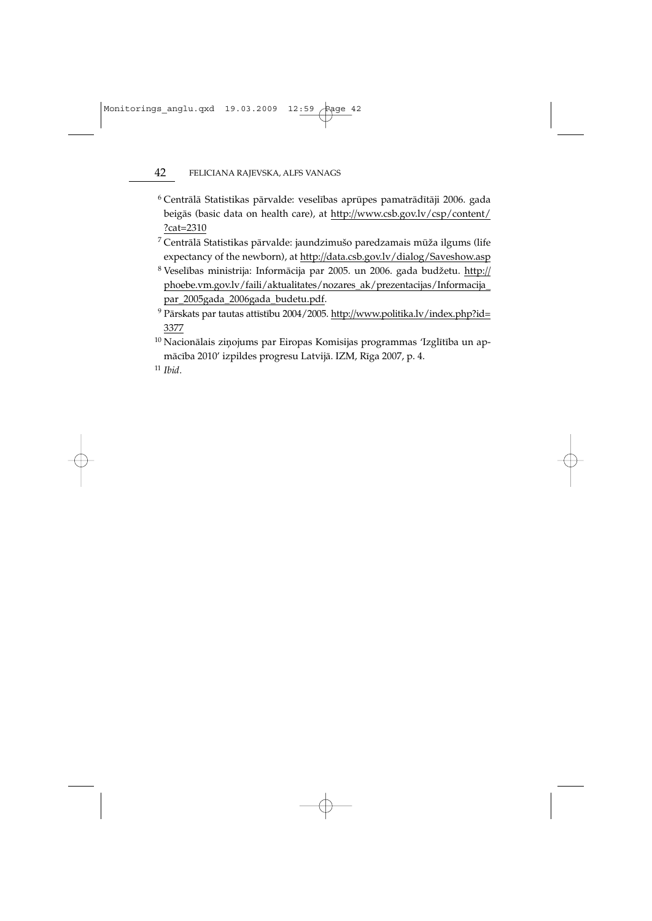[6] Centrālā Statistikas pārvalde: veselības aprūpes pamatrādītāji 2006. gada beigās (basic data on health care), at http://www.csb.gov.lv/csp/content/?cat=2310

[7] Centrālā Statistikas pārvalde: jaundzimušo paredzamais mūža ilgums (life expectancy of the newborn), at http://data.csb.gov.lv/dialog/Saveshow.asp

[8] Veselības ministrija: Informācija par 2005. un 2006. gada budžetu. http://phoebe.vm.gov.lv/faili/aktualitates/nozares_ak/prezentacijas/Informacija_par_2005gada_2006gada_budetu.pdf.

[9] Pārskats par tautas attīstību 2004/2005. http://www.politika.lv/index.php?id=3377

[10] Nacionālais ziņojums par Eiropas Komisijas programmas 'Izglītība un apmācība 2010' izpildes progresu Latvijā. IZM, Rīga 2007, p. 4.

[11] *Ibid*.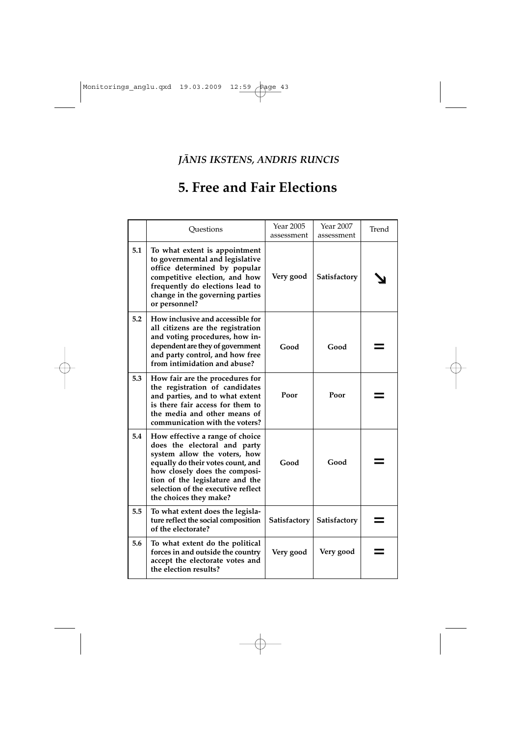*JĀNIS IKSTENS, ANDRIS RUNCIS*

# 5. Free and Fair Elections

| | Questions | Year 2005 assessment | Year 2007 assessment | Trend |
|---|---|---|---|---|
| **5.1** | **To what extent is appointment to governmental and legislative office determined by popular competitive election, and how frequently do elections lead to change in the governing parties or personnel?** | **Very good** | **Satisfactory** | ↘ |
| **5.2** | **How inclusive and accessible for all citizens are the registration and voting procedures, how independent are they of government and party control, and how free from intimidation and abuse?** | **Good** | **Good** | = |
| **5.3** | **How fair are the procedures for the registration of candidates and parties, and to what extent is there fair access for them to the media and other means of communication with the voters?** | **Poor** | **Poor** | = |
| **5.4** | **How effective a range of choice does the electoral and party system allow the voters, how equally do their votes count, and how closely does the composition of the legislature and the selection of the executive reflect the choices they make?** | **Good** | **Good** | = |
| **5.5** | **To what extent does the legislature reflect the social composition of the electorate?** | **Satisfactory** | **Satisfactory** | = |
| **5.6** | **To what extent do the political forces in and outside the country accept the electorate votes and the election results?** | **Very good** | **Very good** | = |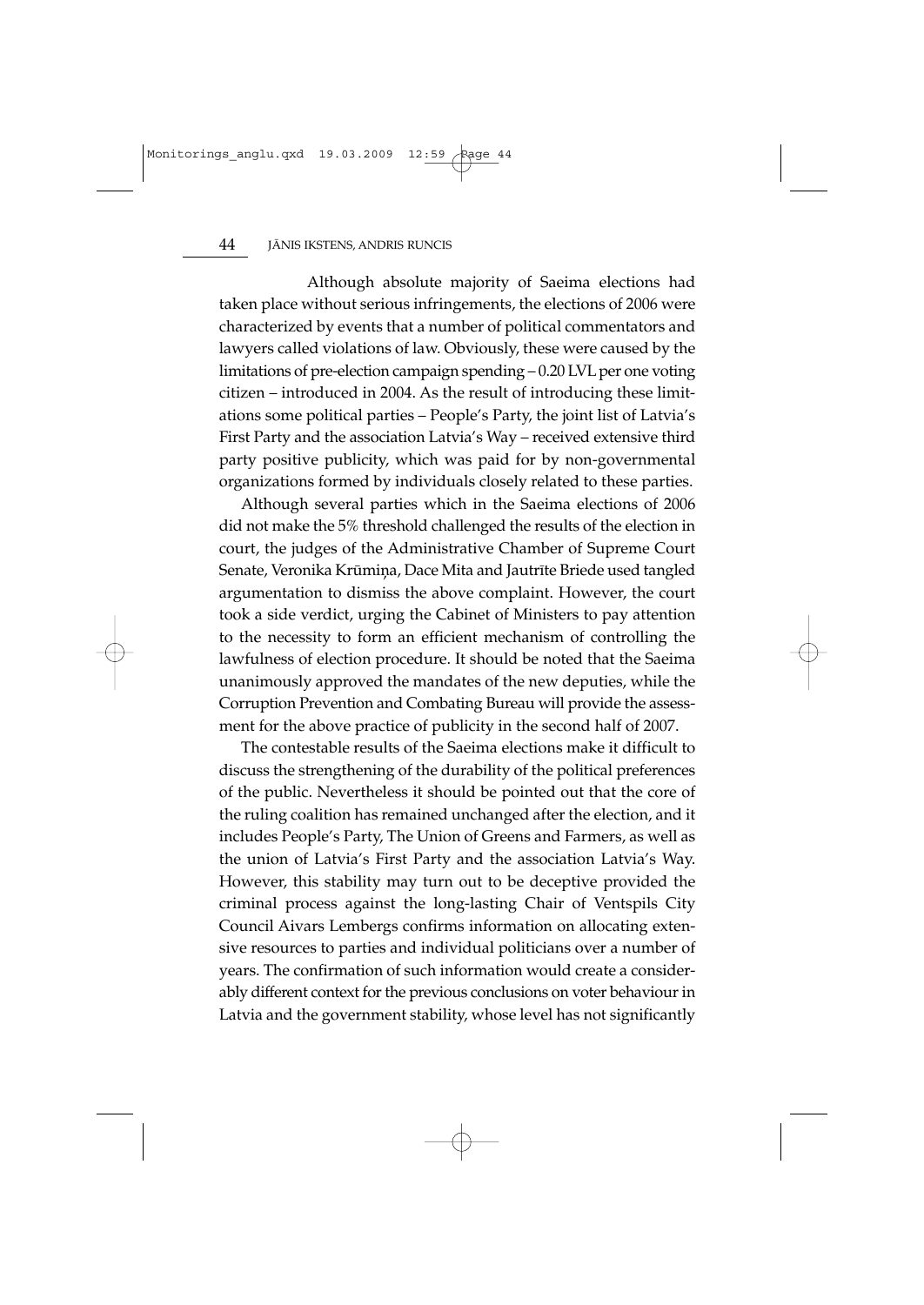Although absolute majority of Saeima elections had taken place without serious infringements, the elections of 2006 were characterized by events that a number of political commentators and lawyers called violations of law. Obviously, these were caused by the limitations of pre-election campaign spending – 0.20 LVL per one voting citizen – introduced in 2004. As the result of introducing these limitations some political parties – People's Party, the joint list of Latvia's First Party and the association Latvia's Way – received extensive third party positive publicity, which was paid for by non-governmental organizations formed by individuals closely related to these parties.

Although several parties which in the Saeima elections of 2006 did not make the 5% threshold challenged the results of the election in court, the judges of the Administrative Chamber of Supreme Court Senate, Veronika Krūmiņa, Dace Mita and Jautrīte Briede used tangled argumentation to dismiss the above complaint. However, the court took a side verdict, urging the Cabinet of Ministers to pay attention to the necessity to form an efficient mechanism of controlling the lawfulness of election procedure. It should be noted that the Saeima unanimously approved the mandates of the new deputies, while the Corruption Prevention and Combating Bureau will provide the assessment for the above practice of publicity in the second half of 2007.

The contestable results of the Saeima elections make it difficult to discuss the strengthening of the durability of the political preferences of the public. Nevertheless it should be pointed out that the core of the ruling coalition has remained unchanged after the election, and it includes People's Party, The Union of Greens and Farmers, as well as the union of Latvia's First Party and the association Latvia's Way. However, this stability may turn out to be deceptive provided the criminal process against the long-lasting Chair of Ventspils City Council Aivars Lembergs confirms information on allocating extensive resources to parties and individual politicians over a number of years. The confirmation of such information would create a considerably different context for the previous conclusions on voter behaviour in Latvia and the government stability, whose level has not significantly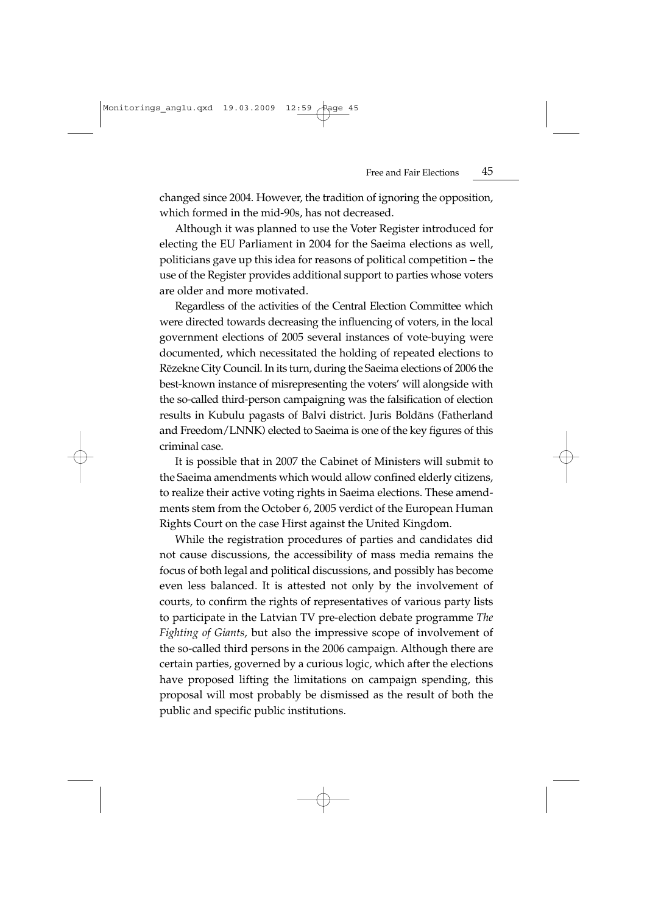changed since 2004. However, the tradition of ignoring the opposition, which formed in the mid-90s, has not decreased.

Although it was planned to use the Voter Register introduced for electing the EU Parliament in 2004 for the Saeima elections as well, politicians gave up this idea for reasons of political competition – the use of the Register provides additional support to parties whose voters are older and more motivated.

Regardless of the activities of the Central Election Committee which were directed towards decreasing the influencing of voters, in the local government elections of 2005 several instances of vote-buying were documented, which necessitated the holding of repeated elections to Rēzekne City Council. In its turn, during the Saeima elections of 2006 the best-known instance of misrepresenting the voters' will alongside with the so-called third-person campaigning was the falsification of election results in Kubulu pagasts of Balvi district. Juris Boldāns (Fatherland and Freedom/LNNK) elected to Saeima is one of the key figures of this criminal case.

It is possible that in 2007 the Cabinet of Ministers will submit to the Saeima amendments which would allow confined elderly citizens, to realize their active voting rights in Saeima elections. These amendments stem from the October 6, 2005 verdict of the European Human Rights Court on the case Hirst against the United Kingdom.

While the registration procedures of parties and candidates did not cause discussions, the accessibility of mass media remains the focus of both legal and political discussions, and possibly has become even less balanced. It is attested not only by the involvement of courts, to confirm the rights of representatives of various party lists to participate in the Latvian TV pre-election debate programme *The Fighting of Giants*, but also the impressive scope of involvement of the so-called third persons in the 2006 campaign. Although there are certain parties, governed by a curious logic, which after the elections have proposed lifting the limitations on campaign spending, this proposal will most probably be dismissed as the result of both the public and specific public institutions.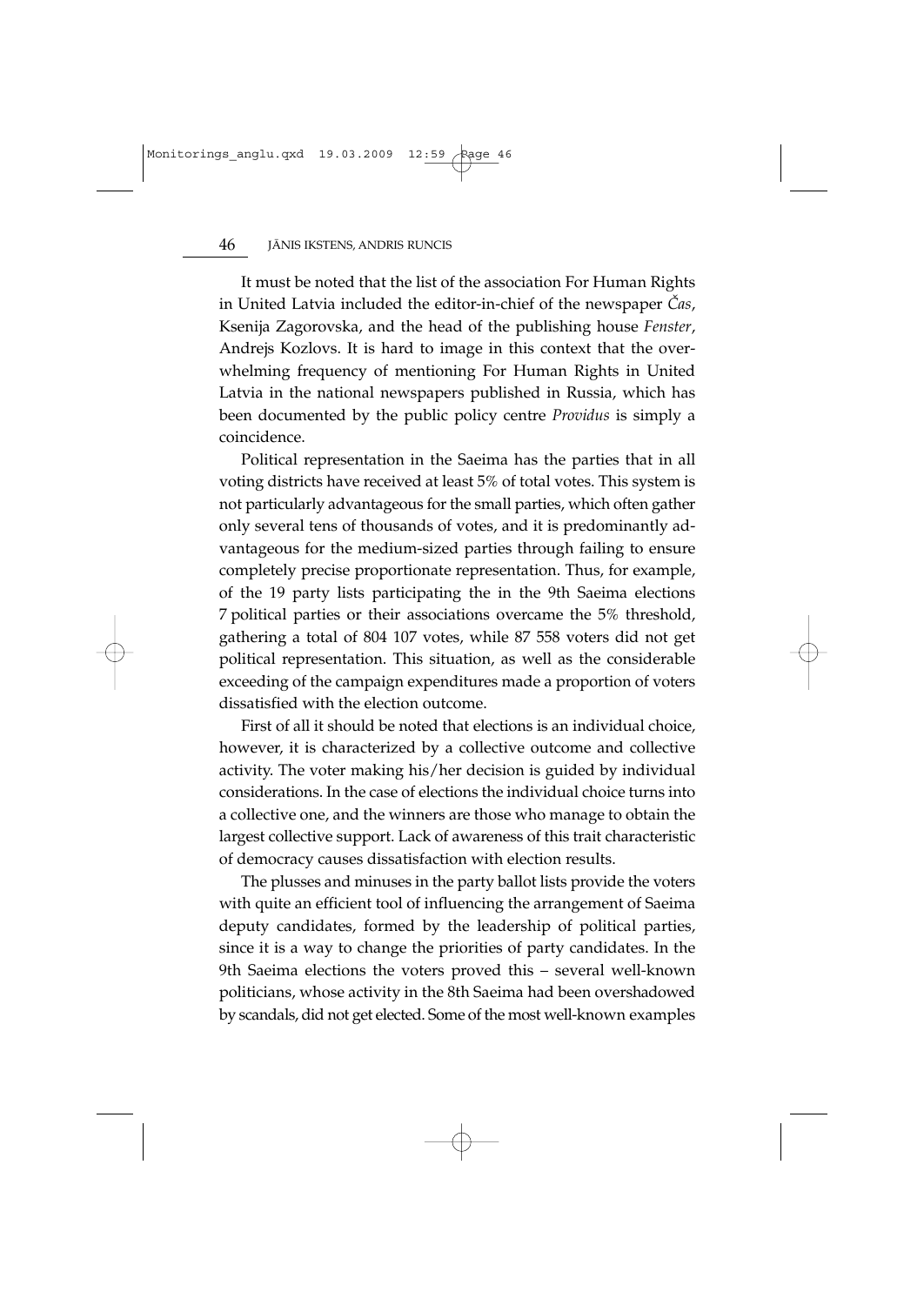It must be noted that the list of the association For Human Rights in United Latvia included the editor-in-chief of the newspaper *Čas*, Ksenija Zagorovska, and the head of the publishing house *Fenster*, Andrejs Kozlovs. It is hard to image in this context that the overwhelming frequency of mentioning For Human Rights in United Latvia in the national newspapers published in Russia, which has been documented by the public policy centre *Providus* is simply a coincidence.

Political representation in the Saeima has the parties that in all voting districts have received at least 5% of total votes. This system is not particularly advantageous for the small parties, which often gather only several tens of thousands of votes, and it is predominantly advantageous for the medium-sized parties through failing to ensure completely precise proportionate representation. Thus, for example, of the 19 party lists participating the in the 9th Saeima elections 7 political parties or their associations overcame the 5% threshold, gathering a total of 804 107 votes, while 87 558 voters did not get political representation. This situation, as well as the considerable exceeding of the campaign expenditures made a proportion of voters dissatisfied with the election outcome.

First of all it should be noted that elections is an individual choice, however, it is characterized by a collective outcome and collective activity. The voter making his/her decision is guided by individual considerations. In the case of elections the individual choice turns into a collective one, and the winners are those who manage to obtain the largest collective support. Lack of awareness of this trait characteristic of democracy causes dissatisfaction with election results.

The plusses and minuses in the party ballot lists provide the voters with quite an efficient tool of influencing the arrangement of Saeima deputy candidates, formed by the leadership of political parties, since it is a way to change the priorities of party candidates. In the 9th Saeima elections the voters proved this – several well-known politicians, whose activity in the 8th Saeima had been overshadowed by scandals, did not get elected. Some of the most well-known examples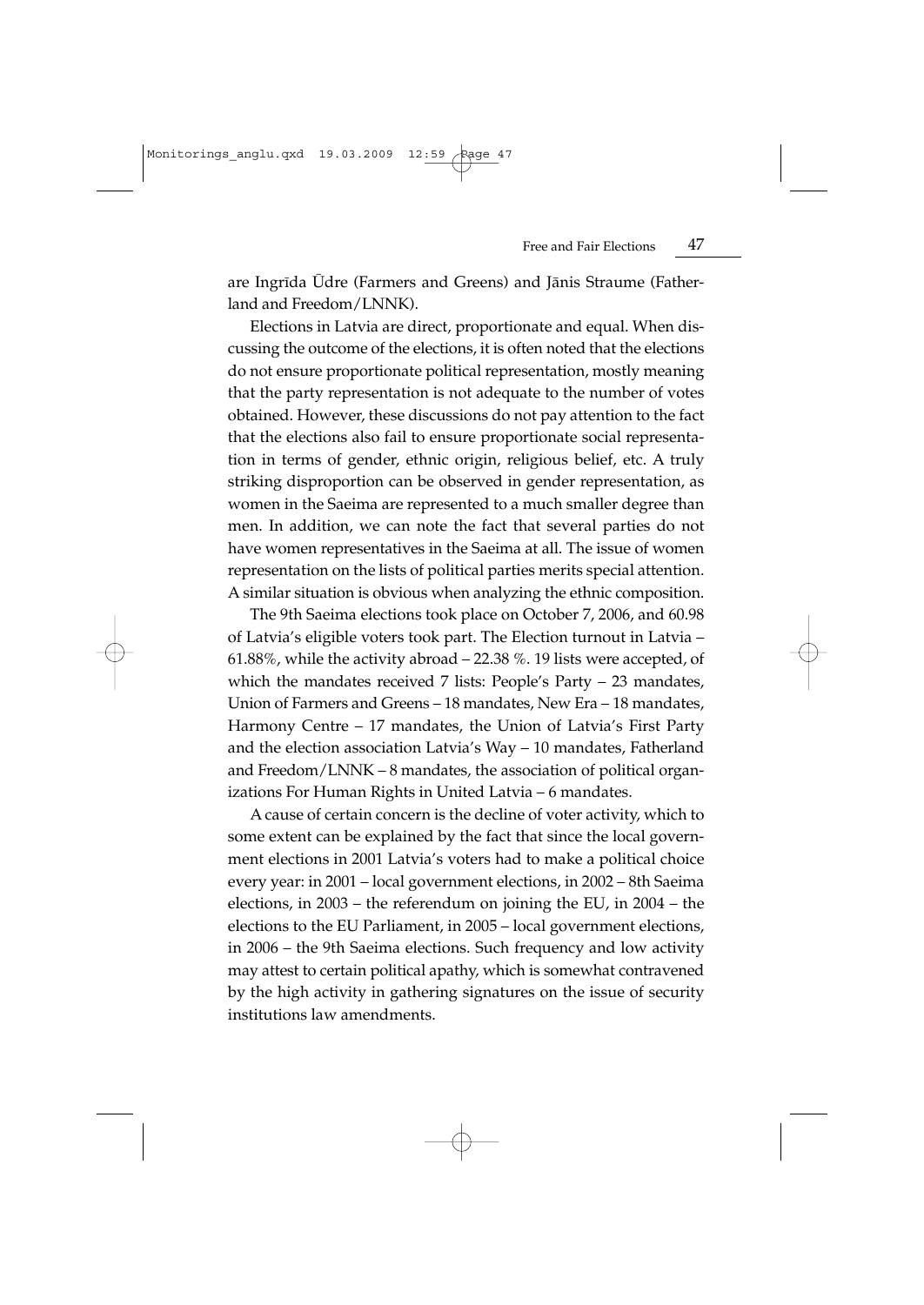are Ingrīda Ūdre (Farmers and Greens) and Jānis Straume (Fatherland and Freedom/LNNK).

Elections in Latvia are direct, proportionate and equal. When discussing the outcome of the elections, it is often noted that the elections do not ensure proportionate political representation, mostly meaning that the party representation is not adequate to the number of votes obtained. However, these discussions do not pay attention to the fact that the elections also fail to ensure proportionate social representation in terms of gender, ethnic origin, religious belief, etc. A truly striking disproportion can be observed in gender representation, as women in the Saeima are represented to a much smaller degree than men. In addition, we can note the fact that several parties do not have women representatives in the Saeima at all. The issue of women representation on the lists of political parties merits special attention. A similar situation is obvious when analyzing the ethnic composition.

The 9th Saeima elections took place on October 7, 2006, and 60.98 of Latvia's eligible voters took part. The Election turnout in Latvia – 61.88%, while the activity abroad – 22.38 %. 19 lists were accepted, of which the mandates received 7 lists: People's Party – 23 mandates, Union of Farmers and Greens – 18 mandates, New Era – 18 mandates, Harmony Centre – 17 mandates, the Union of Latvia's First Party and the election association Latvia's Way – 10 mandates, Fatherland and Freedom/LNNK – 8 mandates, the association of political organizations For Human Rights in United Latvia – 6 mandates.

A cause of certain concern is the decline of voter activity, which to some extent can be explained by the fact that since the local government elections in 2001 Latvia's voters had to make a political choice every year: in 2001 – local government elections, in 2002 – 8th Saeima elections, in 2003 – the referendum on joining the EU, in 2004 – the elections to the EU Parliament, in 2005 – local government elections, in 2006 – the 9th Saeima elections. Such frequency and low activity may attest to certain political apathy, which is somewhat contravened by the high activity in gathering signatures on the issue of security institutions law amendments.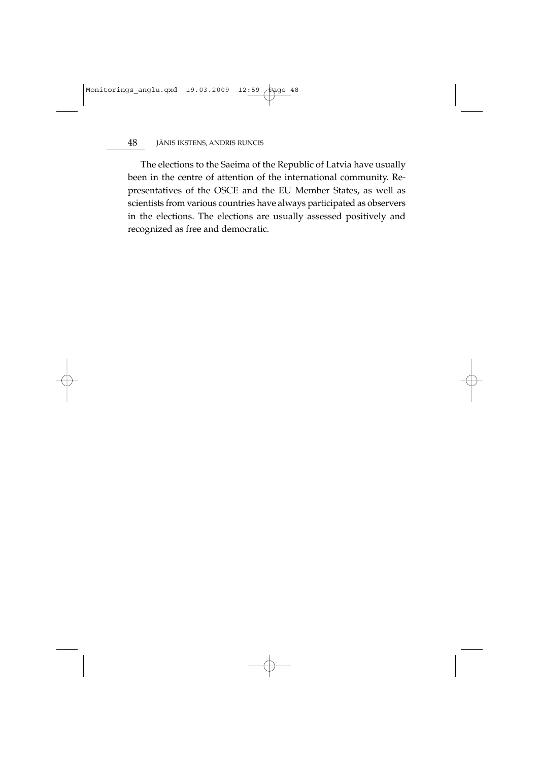The elections to the Saeima of the Republic of Latvia have usually been in the centre of attention of the international community. Representatives of the OSCE and the EU Member States, as well as scientists from various countries have always participated as observers in the elections. The elections are usually assessed positively and recognized as free and democratic.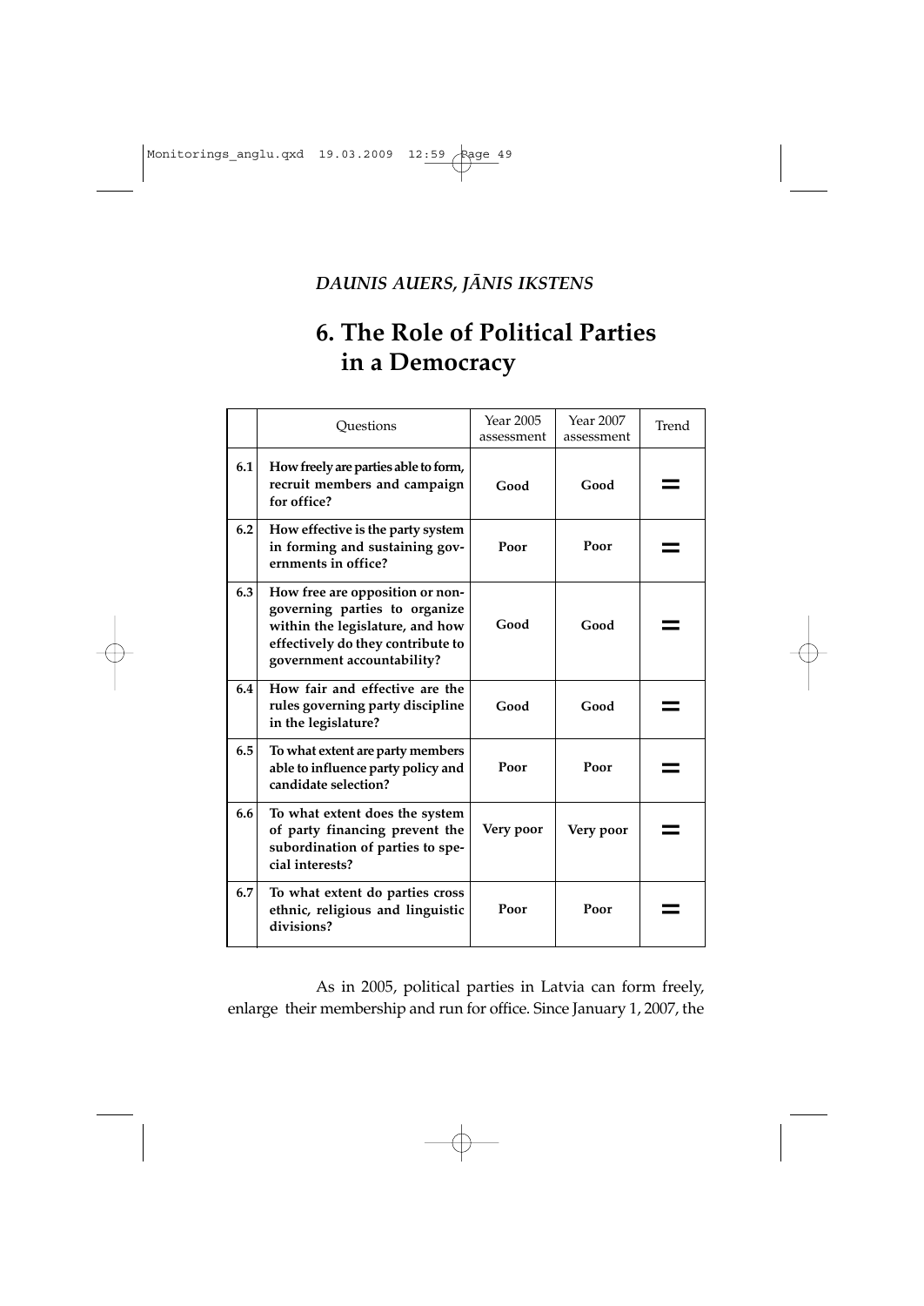*DAUNIS AUERS, JĀNIS IKSTENS*

# 6. The Role of Political Parties in a Democracy

| | Questions | Year 2005 assessment | Year 2007 assessment | Trend |
|---|---|---|---|---|
| 6.1 | **How freely are parties able to form, recruit members and campaign for office?** | **Good** | **Good** | = |
| 6.2 | **How effective is the party system in forming and sustaining governments in office?** | **Poor** | **Poor** | = |
| 6.3 | **How free are opposition or non-governing parties to organize within the legislature, and how effectively do they contribute to government accountability?** | **Good** | **Good** | = |
| 6.4 | **How fair and effective are the rules governing party discipline in the legislature?** | **Good** | **Good** | = |
| 6.5 | **To what extent are party members able to influence party policy and candidate selection?** | **Poor** | **Poor** | = |
| 6.6 | **To what extent does the system of party financing prevent the subordination of parties to special interests?** | **Very poor** | **Very poor** | = |
| 6.7 | **To what extent do parties cross ethnic, religious and linguistic divisions?** | **Poor** | **Poor** | = |

As in 2005, political parties in Latvia can form freely, enlarge their membership and run for office. Since January 1, 2007, the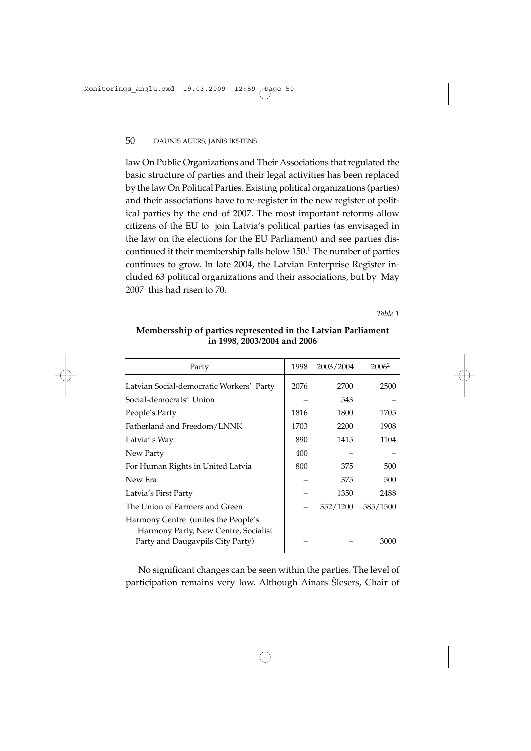law On Public Organizations and Their Associations that regulated the basic structure of parties and their legal activities has been replaced by the law On Political Parties. Existing political organizations (parties) and their associations have to re-register in the new register of political parties by the end of 2007. The most important reforms allow citizens of the EU to join Latvia's political parties (as envisaged in the law on the elections for the EU Parliament) and see parties discontinued if their membership falls below 150.[1] The number of parties continues to grow. In late 2004, the Latvian Enterprise Register included 63 political organizations and their associations, but by May 2007 this had risen to 70.

*Table 1*

**Membersship of parties represented in the Latvian Parliament in 1998, 2003/2004 and 2006**

| Party | 1998 | 2003/2004 | 2006[2] |
|---|---|---|---|
| Latvian Social-democratic Workers' Party | 2076 | 2700 | 2500 |
| Social-democrats' Union | – | 543 | – |
| People's Party | 1816 | 1800 | 1705 |
| Fatherland and Freedom/LNNK | 1703 | 2200 | 1908 |
| Latvia' s Way | 890 | 1415 | 1104 |
| New Party | 400 | – | – |
| For Human Rights in United Latvia | 800 | 375 | 500 |
| New Era | – | 375 | 500 |
| Latvia's First Party | – | 1350 | 2488 |
| The Union of Farmers and Green | – | 352/1200 | 585/1500 |
| Harmony Centre (unites the People's Harmony Party, New Centre, Socialist Party and Daugavpils City Party) | – | – | 3000 |

No significant changes can be seen within the parties. The level of participation remains very low. Although Ainārs Šlesers, Chair of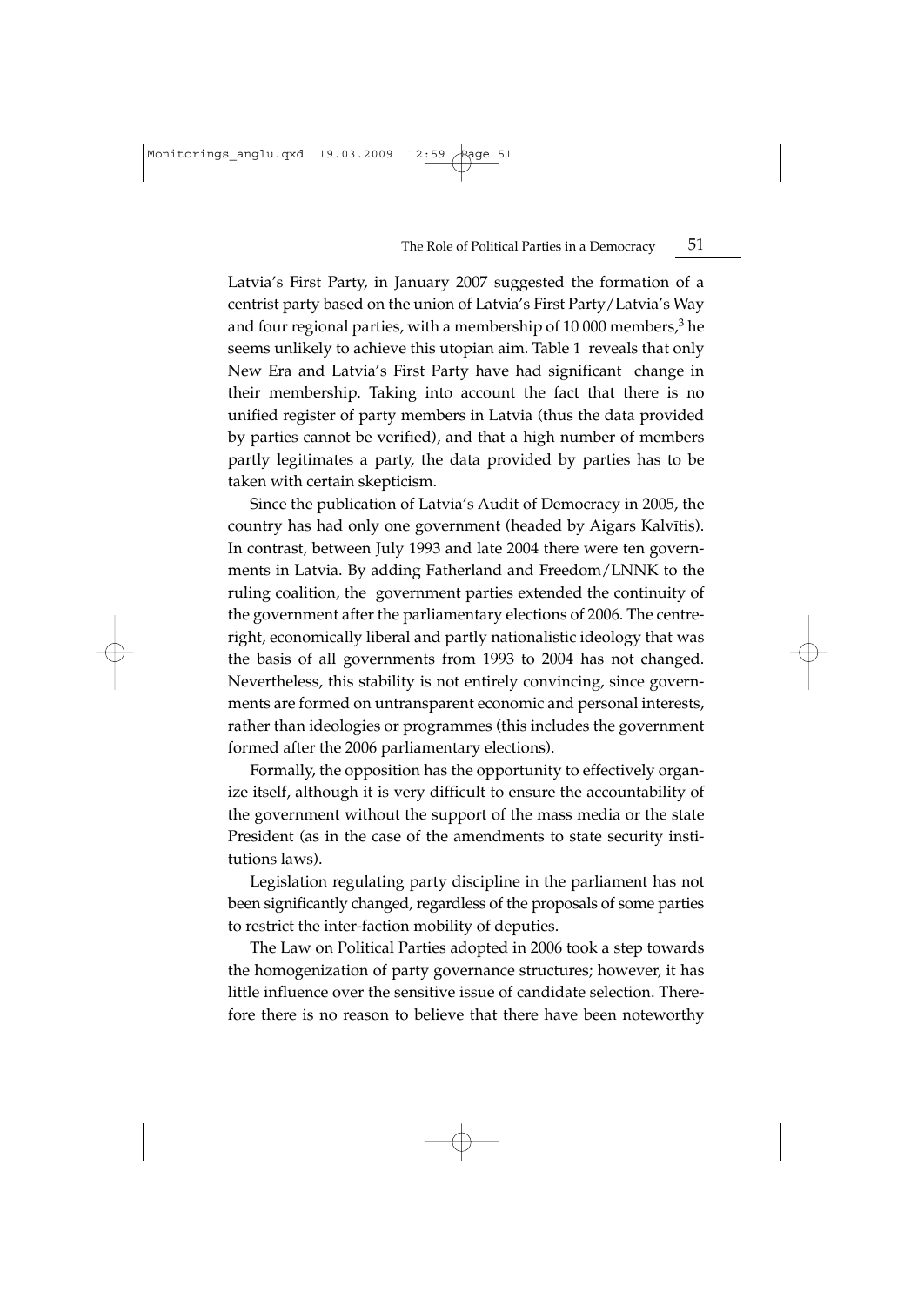Latvia's First Party, in January 2007 suggested the formation of a centrist party based on the union of Latvia's First Party/Latvia's Way and four regional parties, with a membership of 10 000 members,[3] he seems unlikely to achieve this utopian aim. Table 1 reveals that only New Era and Latvia's First Party have had significant change in their membership. Taking into account the fact that there is no unified register of party members in Latvia (thus the data provided by parties cannot be verified), and that a high number of members partly legitimates a party, the data provided by parties has to be taken with certain skepticism.

Since the publication of Latvia's Audit of Democracy in 2005, the country has had only one government (headed by Aigars Kalvītis). In contrast, between July 1993 and late 2004 there were ten governments in Latvia. By adding Fatherland and Freedom/LNNK to the ruling coalition, the government parties extended the continuity of the government after the parliamentary elections of 2006. The centre-right, economically liberal and partly nationalistic ideology that was the basis of all governments from 1993 to 2004 has not changed. Nevertheless, this stability is not entirely convincing, since governments are formed on untransparent economic and personal interests, rather than ideologies or programmes (this includes the government formed after the 2006 parliamentary elections).

Formally, the opposition has the opportunity to effectively organize itself, although it is very difficult to ensure the accountability of the government without the support of the mass media or the state President (as in the case of the amendments to state security institutions laws).

Legislation regulating party discipline in the parliament has not been significantly changed, regardless of the proposals of some parties to restrict the inter-faction mobility of deputies.

The Law on Political Parties adopted in 2006 took a step towards the homogenization of party governance structures; however, it has little influence over the sensitive issue of candidate selection. Therefore there is no reason to believe that there have been noteworthy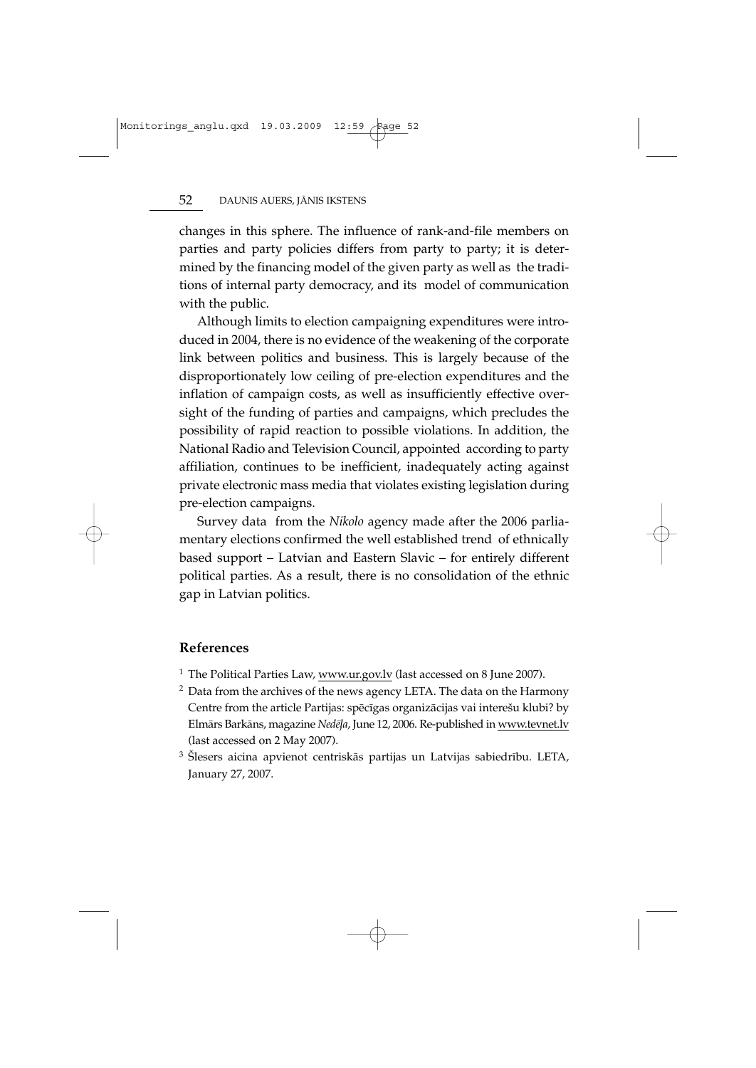changes in this sphere. The influence of rank-and-file members on parties and party policies differs from party to party; it is determined by the financing model of the given party as well as the traditions of internal party democracy, and its model of communication with the public.

Although limits to election campaigning expenditures were introduced in 2004, there is no evidence of the weakening of the corporate link between politics and business. This is largely because of the disproportionately low ceiling of pre-election expenditures and the inflation of campaign costs, as well as insufficiently effective oversight of the funding of parties and campaigns, which precludes the possibility of rapid reaction to possible violations. In addition, the National Radio and Television Council, appointed according to party affiliation, continues to be inefficient, inadequately acting against private electronic mass media that violates existing legislation during pre-election campaigns.

Survey data from the *Nikolo* agency made after the 2006 parliamentary elections confirmed the well established trend of ethnically based support – Latvian and Eastern Slavic – for entirely different political parties. As a result, there is no consolidation of the ethnic gap in Latvian politics.

## References

[1] The Political Parties Law, www.ur.gov.lv (last accessed on 8 June 2007).

[2] Data from the archives of the news agency LETA. The data on the Harmony Centre from the article Partijas: spēcīgas organizācijas vai interešu klubi? by Elmārs Barkāns, magazine *Nedēļa*, June 12, 2006. Re-published in www.tevnet.lv (last accessed on 2 May 2007).

[3] Šlesers aicina apvienot centriskās partijas un Latvijas sabiedrību. LETA, January 27, 2007.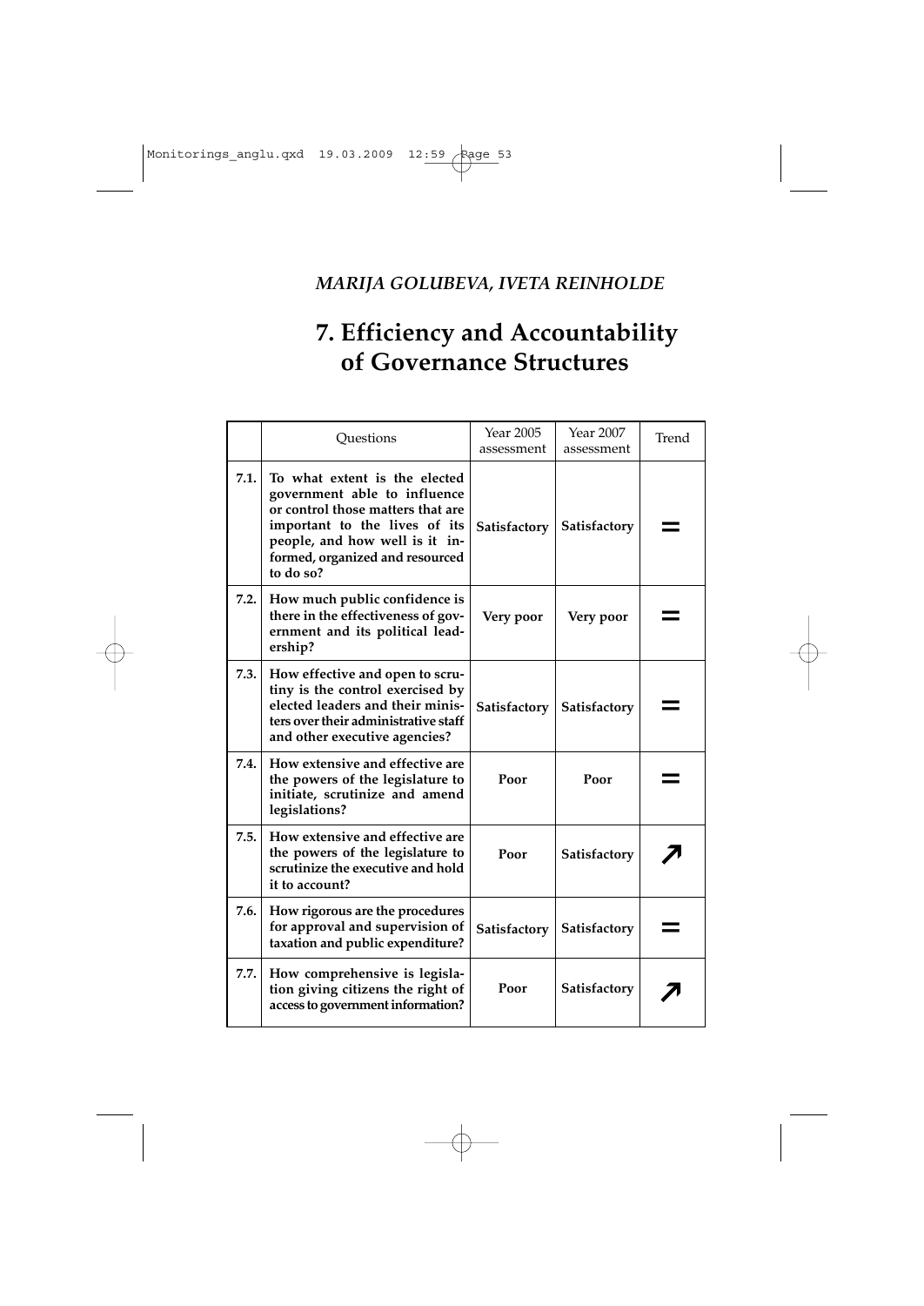*MARIJA GOLUBEVA, IVETA REINHOLDE*

# 7. Efficiency and Accountability of Governance Structures

| | Questions | Year 2005 assessment | Year 2007 assessment | Trend |
|---|---|---|---|---|
| **7.1.** | **To what extent is the elected government able to influence or control those matters that are important to the lives of its people, and how well is it informed, organized and resourced to do so?** | **Satisfactory** | **Satisfactory** | = |
| **7.2.** | **How much public confidence is there in the effectiveness of government and its political leadership?** | **Very poor** | **Very poor** | = |
| **7.3.** | **How effective and open to scrutiny is the control exercised by elected leaders and their ministers over their administrative staff and other executive agencies?** | **Satisfactory** | **Satisfactory** | = |
| **7.4.** | **How extensive and effective are the powers of the legislature to initiate, scrutinize and amend legislations?** | **Poor** | **Poor** | = |
| **7.5.** | **How extensive and effective are the powers of the legislature to scrutinize the executive and hold it to account?** | **Poor** | **Satisfactory** | ↗ |
| **7.6.** | **How rigorous are the procedures for approval and supervision of taxation and public expenditure?** | **Satisfactory** | **Satisfactory** | = |
| **7.7.** | **How comprehensive is legislation giving citizens the right of access to government information?** | **Poor** | **Satisfactory** | ↗ |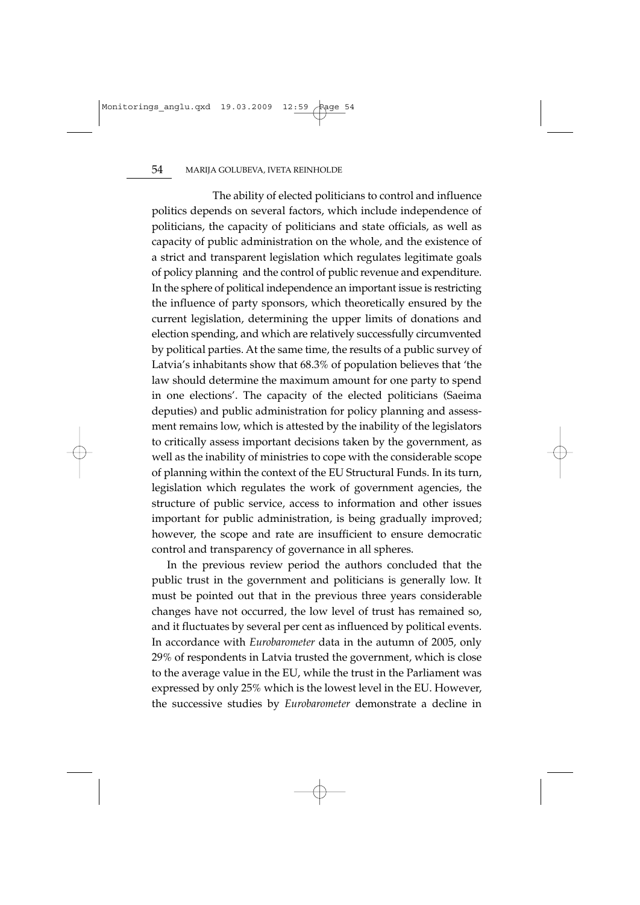The ability of elected politicians to control and influence politics depends on several factors, which include independence of politicians, the capacity of politicians and state officials, as well as capacity of public administration on the whole, and the existence of a strict and transparent legislation which regulates legitimate goals of policy planning and the control of public revenue and expenditure. In the sphere of political independence an important issue is restricting the influence of party sponsors, which theoretically ensured by the current legislation, determining the upper limits of donations and election spending, and which are relatively successfully circumvented by political parties. At the same time, the results of a public survey of Latvia's inhabitants show that 68.3% of population believes that 'the law should determine the maximum amount for one party to spend in one elections'. The capacity of the elected politicians (Saeima deputies) and public administration for policy planning and assessment remains low, which is attested by the inability of the legislators to critically assess important decisions taken by the government, as well as the inability of ministries to cope with the considerable scope of planning within the context of the EU Structural Funds. In its turn, legislation which regulates the work of government agencies, the structure of public service, access to information and other issues important for public administration, is being gradually improved; however, the scope and rate are insufficient to ensure democratic control and transparency of governance in all spheres.

In the previous review period the authors concluded that the public trust in the government and politicians is generally low. It must be pointed out that in the previous three years considerable changes have not occurred, the low level of trust has remained so, and it fluctuates by several per cent as influenced by political events. In accordance with *Eurobarometer* data in the autumn of 2005, only 29% of respondents in Latvia trusted the government, which is close to the average value in the EU, while the trust in the Parliament was expressed by only 25% which is the lowest level in the EU. However, the successive studies by *Eurobarometer* demonstrate a decline in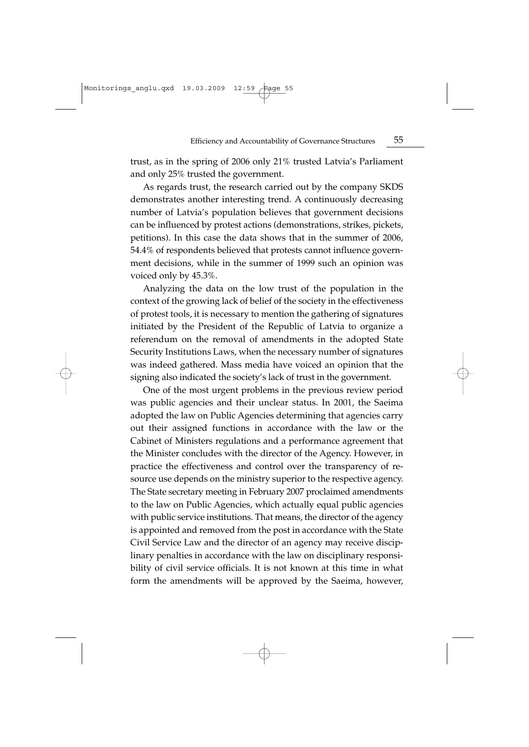trust, as in the spring of 2006 only 21% trusted Latvia's Parliament and only 25% trusted the government.

As regards trust, the research carried out by the company SKDS demonstrates another interesting trend. A continuously decreasing number of Latvia's population believes that government decisions can be influenced by protest actions (demonstrations, strikes, pickets, petitions). In this case the data shows that in the summer of 2006, 54.4% of respondents believed that protests cannot influence government decisions, while in the summer of 1999 such an opinion was voiced only by 45.3%.

Analyzing the data on the low trust of the population in the context of the growing lack of belief of the society in the effectiveness of protest tools, it is necessary to mention the gathering of signatures initiated by the President of the Republic of Latvia to organize a referendum on the removal of amendments in the adopted State Security Institutions Laws, when the necessary number of signatures was indeed gathered. Mass media have voiced an opinion that the signing also indicated the society's lack of trust in the government.

One of the most urgent problems in the previous review period was public agencies and their unclear status. In 2001, the Saeima adopted the law on Public Agencies determining that agencies carry out their assigned functions in accordance with the law or the Cabinet of Ministers regulations and a performance agreement that the Minister concludes with the director of the Agency. However, in practice the effectiveness and control over the transparency of resource use depends on the ministry superior to the respective agency. The State secretary meeting in February 2007 proclaimed amendments to the law on Public Agencies, which actually equal public agencies with public service institutions. That means, the director of the agency is appointed and removed from the post in accordance with the State Civil Service Law and the director of an agency may receive disciplinary penalties in accordance with the law on disciplinary responsibility of civil service officials. It is not known at this time in what form the amendments will be approved by the Saeima, however,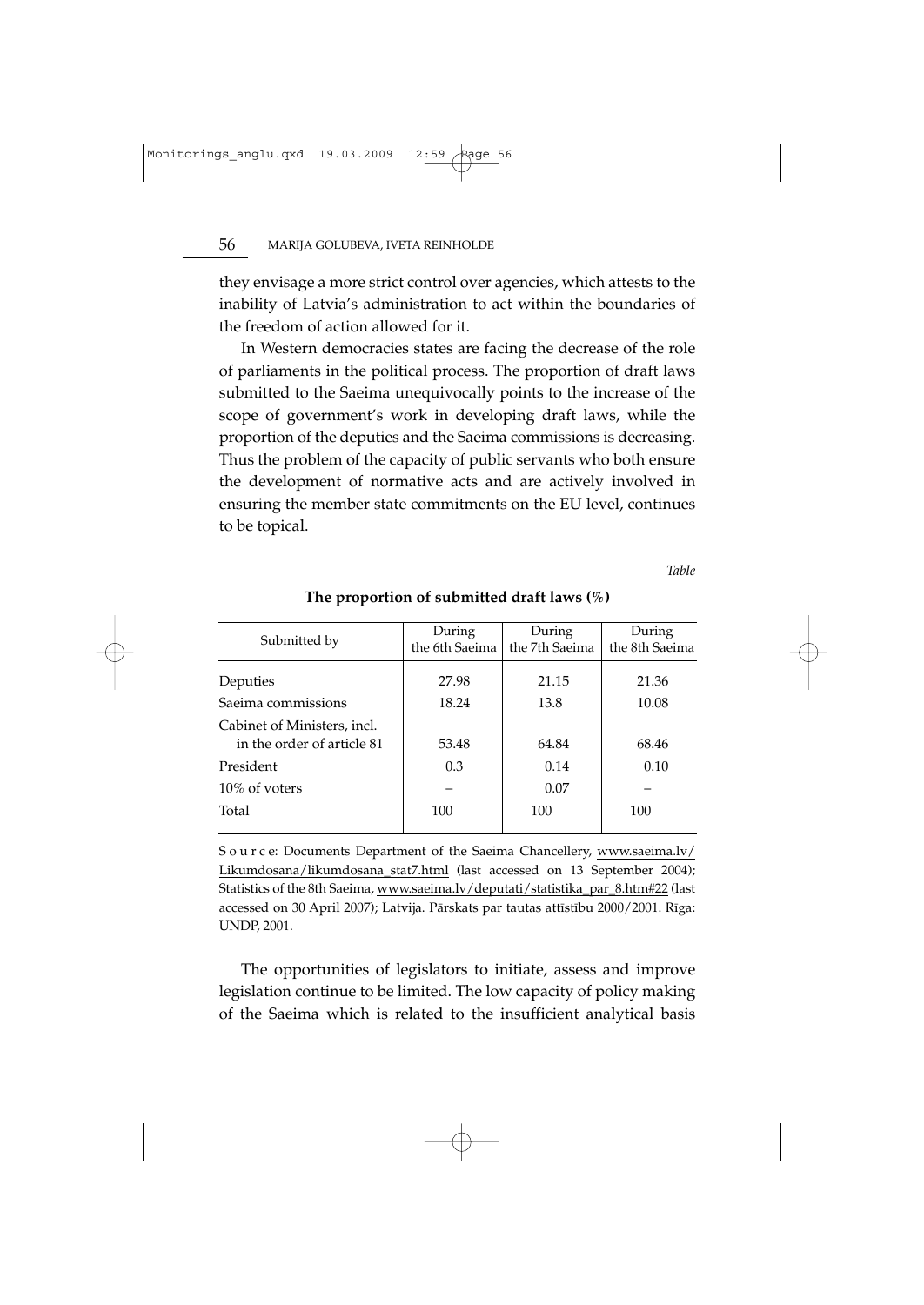they envisage a more strict control over agencies, which attests to the inability of Latvia's administration to act within the boundaries of the freedom of action allowed for it.

In Western democracies states are facing the decrease of the role of parliaments in the political process. The proportion of draft laws submitted to the Saeima unequivocally points to the increase of the scope of government's work in developing draft laws, while the proportion of the deputies and the Saeima commissions is decreasing. Thus the problem of the capacity of public servants who both ensure the development of normative acts and are actively involved in ensuring the member state commitments on the EU level, continues to be topical.

*Table*

**The proportion of submitted draft laws (%)**

| Submitted by | During the 6th Saeima | During the 7th Saeima | During the 8th Saeima |
|---|---|---|---|
| Deputies | 27.98 | 21.15 | 21.36 |
| Saeima commissions | 18.24 | 13.8 | 10.08 |
| Cabinet of Ministers, incl. in the order of article 81 | 53.48 | 64.84 | 68.46 |
| President | 0.3 | 0.14 | 0.10 |
| 10% of voters | – | 0.07 | – |
| Total | 100 | 100 | 100 |

Source: Documents Department of the Saeima Chancellery, www.saeima.lv/Likumdosana/likumdosana_stat7.html (last accessed on 13 September 2004); Statistics of the 8th Saeima, www.saeima.lv/deputati/statistika_par_8.htm#22 (last accessed on 30 April 2007); Latvija. Pārskats par tautas attīstību 2000/2001. Rīga: UNDP, 2001.

The opportunities of legislators to initiate, assess and improve legislation continue to be limited. The low capacity of policy making of the Saeima which is related to the insufficient analytical basis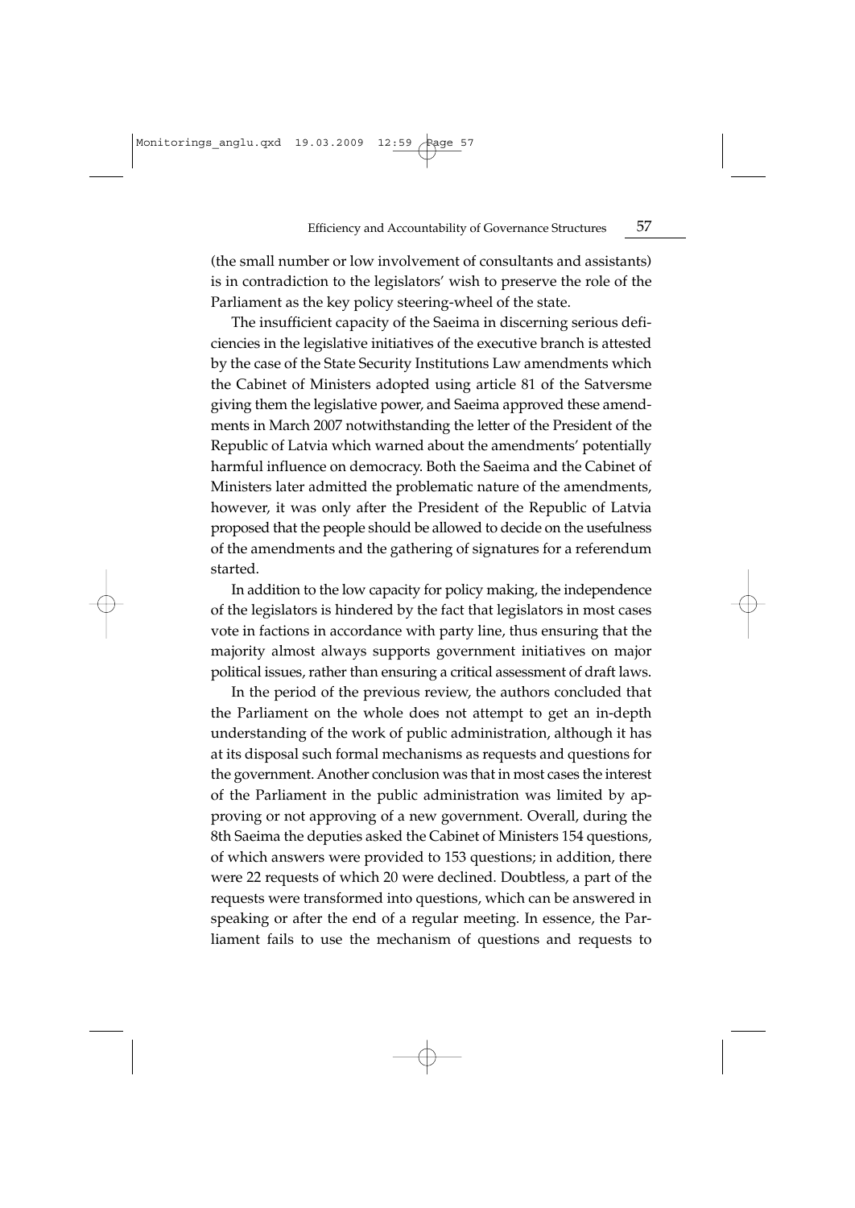(the small number or low involvement of consultants and assistants) is in contradiction to the legislators' wish to preserve the role of the Parliament as the key policy steering-wheel of the state.

The insufficient capacity of the Saeima in discerning serious deficiencies in the legislative initiatives of the executive branch is attested by the case of the State Security Institutions Law amendments which the Cabinet of Ministers adopted using article 81 of the Satversme giving them the legislative power, and Saeima approved these amendments in March 2007 notwithstanding the letter of the President of the Republic of Latvia which warned about the amendments' potentially harmful influence on democracy. Both the Saeima and the Cabinet of Ministers later admitted the problematic nature of the amendments, however, it was only after the President of the Republic of Latvia proposed that the people should be allowed to decide on the usefulness of the amendments and the gathering of signatures for a referendum started.

In addition to the low capacity for policy making, the independence of the legislators is hindered by the fact that legislators in most cases vote in factions in accordance with party line, thus ensuring that the majority almost always supports government initiatives on major political issues, rather than ensuring a critical assessment of draft laws.

In the period of the previous review, the authors concluded that the Parliament on the whole does not attempt to get an in-depth understanding of the work of public administration, although it has at its disposal such formal mechanisms as requests and questions for the government. Another conclusion was that in most cases the interest of the Parliament in the public administration was limited by approving or not approving of a new government. Overall, during the 8th Saeima the deputies asked the Cabinet of Ministers 154 questions, of which answers were provided to 153 questions; in addition, there were 22 requests of which 20 were declined. Doubtless, a part of the requests were transformed into questions, which can be answered in speaking or after the end of a regular meeting. In essence, the Parliament fails to use the mechanism of questions and requests to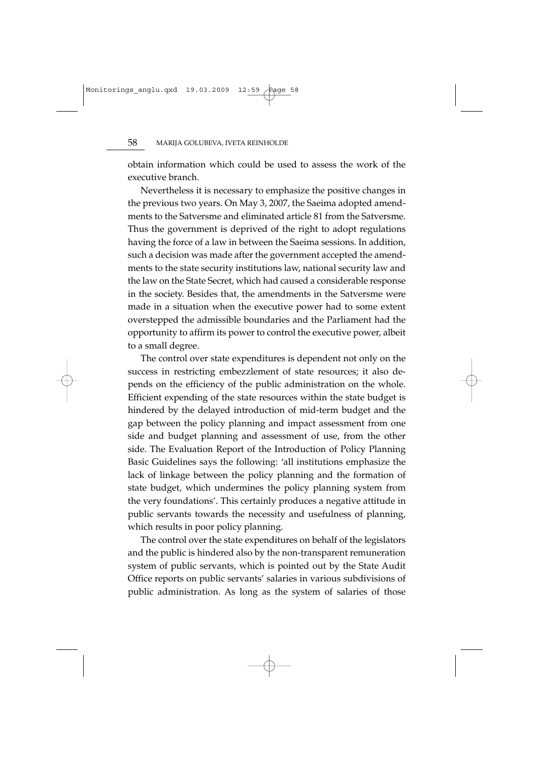obtain information which could be used to assess the work of the executive branch.

Nevertheless it is necessary to emphasize the positive changes in the previous two years. On May 3, 2007, the Saeima adopted amendments to the Satversme and eliminated article 81 from the Satversme. Thus the government is deprived of the right to adopt regulations having the force of a law in between the Saeima sessions. In addition, such a decision was made after the government accepted the amendments to the state security institutions law, national security law and the law on the State Secret, which had caused a considerable response in the society. Besides that, the amendments in the Satversme were made in a situation when the executive power had to some extent overstepped the admissible boundaries and the Parliament had the opportunity to affirm its power to control the executive power, albeit to a small degree.

The control over state expenditures is dependent not only on the success in restricting embezzlement of state resources; it also depends on the efficiency of the public administration on the whole. Efficient expending of the state resources within the state budget is hindered by the delayed introduction of mid-term budget and the gap between the policy planning and impact assessment from one side and budget planning and assessment of use, from the other side. The Evaluation Report of the Introduction of Policy Planning Basic Guidelines says the following: 'all institutions emphasize the lack of linkage between the policy planning and the formation of state budget, which undermines the policy planning system from the very foundations'. This certainly produces a negative attitude in public servants towards the necessity and usefulness of planning, which results in poor policy planning.

The control over the state expenditures on behalf of the legislators and the public is hindered also by the non-transparent remuneration system of public servants, which is pointed out by the State Audit Office reports on public servants' salaries in various subdivisions of public administration. As long as the system of salaries of those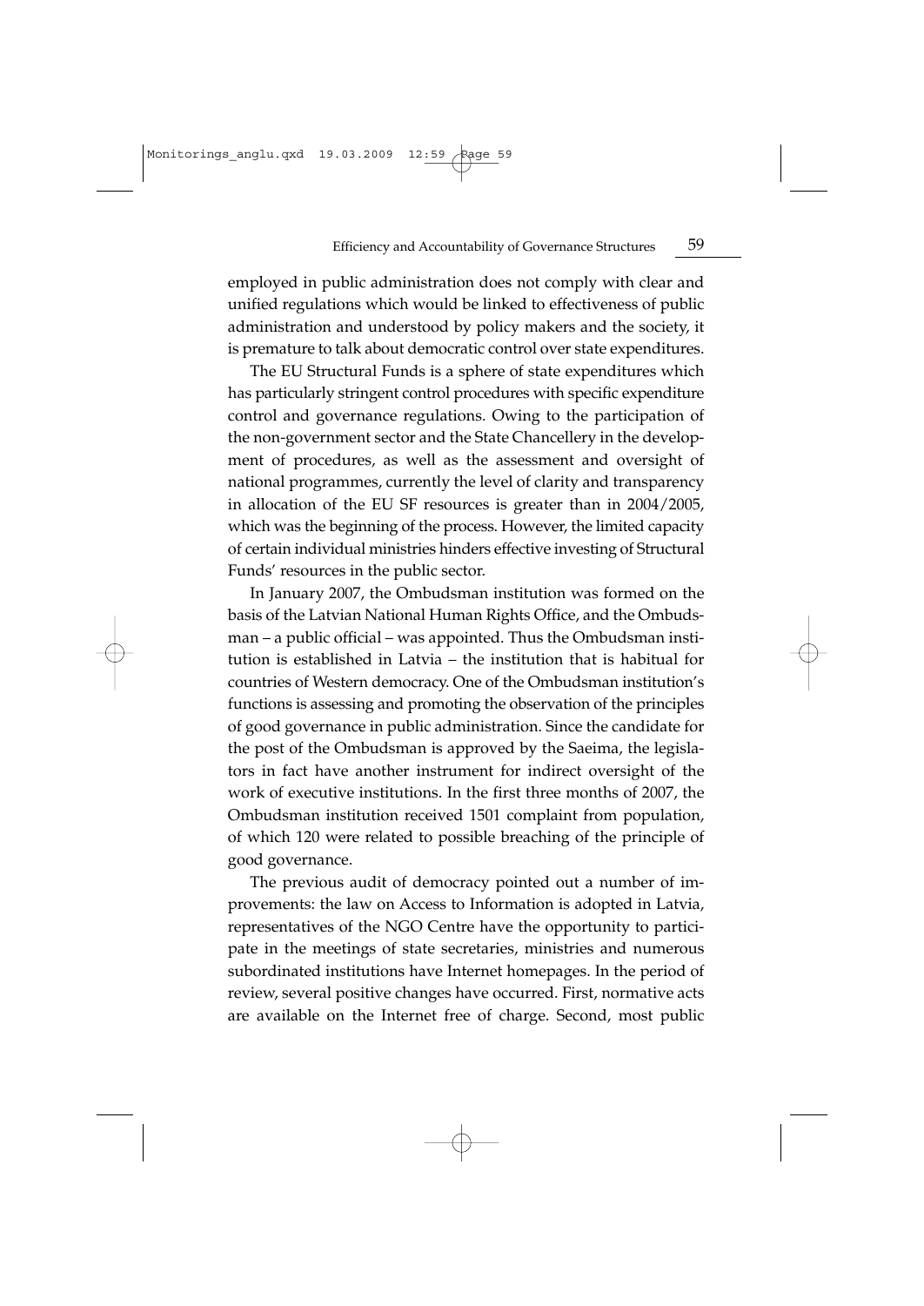employed in public administration does not comply with clear and unified regulations which would be linked to effectiveness of public administration and understood by policy makers and the society, it is premature to talk about democratic control over state expenditures.

The EU Structural Funds is a sphere of state expenditures which has particularly stringent control procedures with specific expenditure control and governance regulations. Owing to the participation of the non-government sector and the State Chancellery in the development of procedures, as well as the assessment and oversight of national programmes, currently the level of clarity and transparency in allocation of the EU SF resources is greater than in 2004/2005, which was the beginning of the process. However, the limited capacity of certain individual ministries hinders effective investing of Structural Funds' resources in the public sector.

In January 2007, the Ombudsman institution was formed on the basis of the Latvian National Human Rights Office, and the Ombudsman – a public official – was appointed. Thus the Ombudsman institution is established in Latvia – the institution that is habitual for countries of Western democracy. One of the Ombudsman institution's functions is assessing and promoting the observation of the principles of good governance in public administration. Since the candidate for the post of the Ombudsman is approved by the Saeima, the legislators in fact have another instrument for indirect oversight of the work of executive institutions. In the first three months of 2007, the Ombudsman institution received 1501 complaint from population, of which 120 were related to possible breaching of the principle of good governance.

The previous audit of democracy pointed out a number of improvements: the law on Access to Information is adopted in Latvia, representatives of the NGO Centre have the opportunity to participate in the meetings of state secretaries, ministries and numerous subordinated institutions have Internet homepages. In the period of review, several positive changes have occurred. First, normative acts are available on the Internet free of charge. Second, most public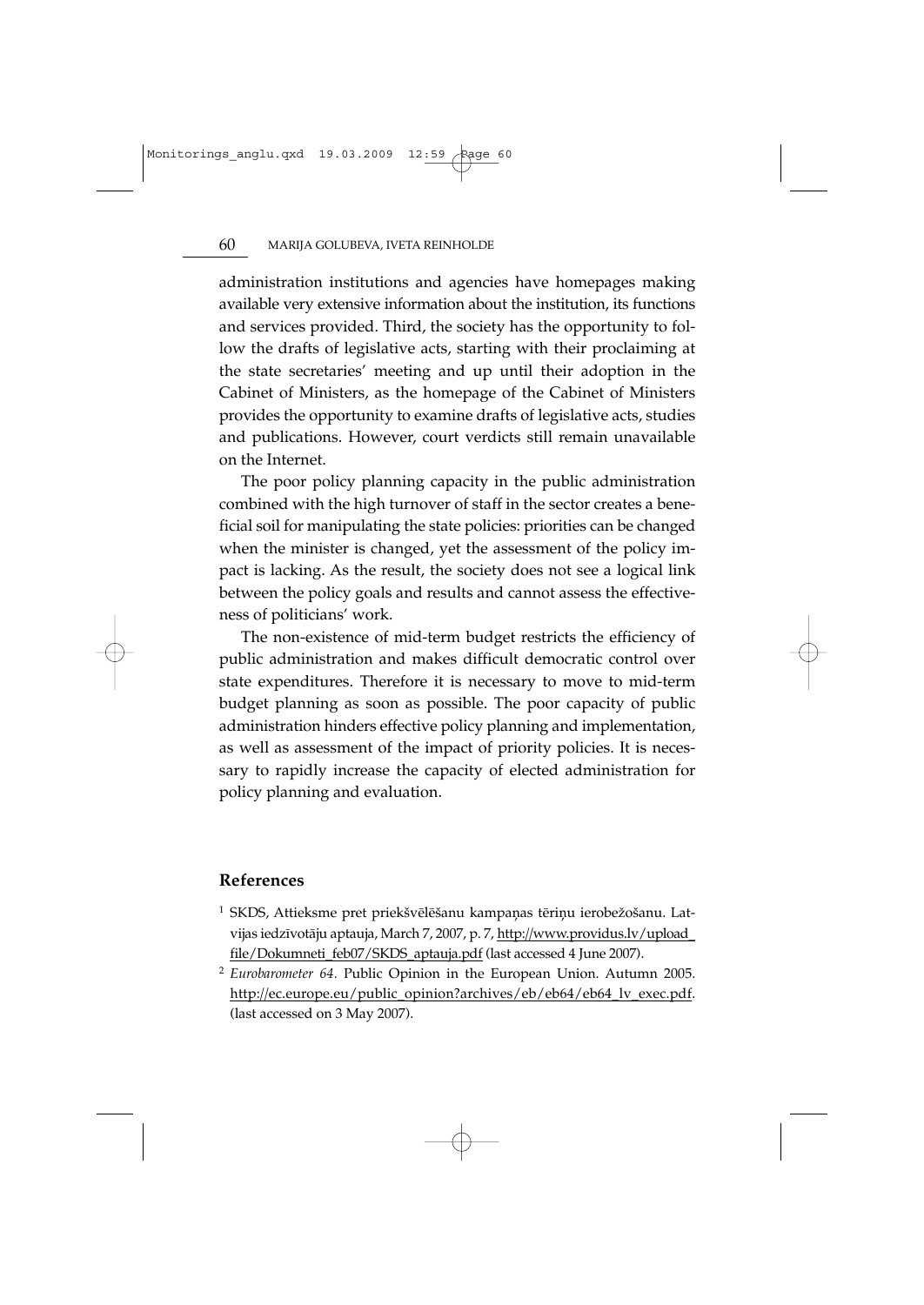administration institutions and agencies have homepages making available very extensive information about the institution, its functions and services provided. Third, the society has the opportunity to follow the drafts of legislative acts, starting with their proclaiming at the state secretaries' meeting and up until their adoption in the Cabinet of Ministers, as the homepage of the Cabinet of Ministers provides the opportunity to examine drafts of legislative acts, studies and publications. However, court verdicts still remain unavailable on the Internet.

The poor policy planning capacity in the public administration combined with the high turnover of staff in the sector creates a beneficial soil for manipulating the state policies: priorities can be changed when the minister is changed, yet the assessment of the policy impact is lacking. As the result, the society does not see a logical link between the policy goals and results and cannot assess the effectiveness of politicians' work.

The non-existence of mid-term budget restricts the efficiency of public administration and makes difficult democratic control over state expenditures. Therefore it is necessary to move to mid-term budget planning as soon as possible. The poor capacity of public administration hinders effective policy planning and implementation, as well as assessment of the impact of priority policies. It is necessary to rapidly increase the capacity of elected administration for policy planning and evaluation.

## References

[1] SKDS, Attieksme pret priekšvēlēšanu kampaņas tēriņu ierobežošanu. Latvijas iedzīvotāju aptauja, March 7, 2007, p. 7, http://www.providus.lv/upload_file/Dokumneti_feb07/SKDS_aptauja.pdf (last accessed 4 June 2007).

[2] *Eurobarometer 64*. Public Opinion in the European Union. Autumn 2005. http://ec.europe.eu/public_opinion?archives/eb/eb64/eb64_lv_exec.pdf. (last accessed on 3 May 2007).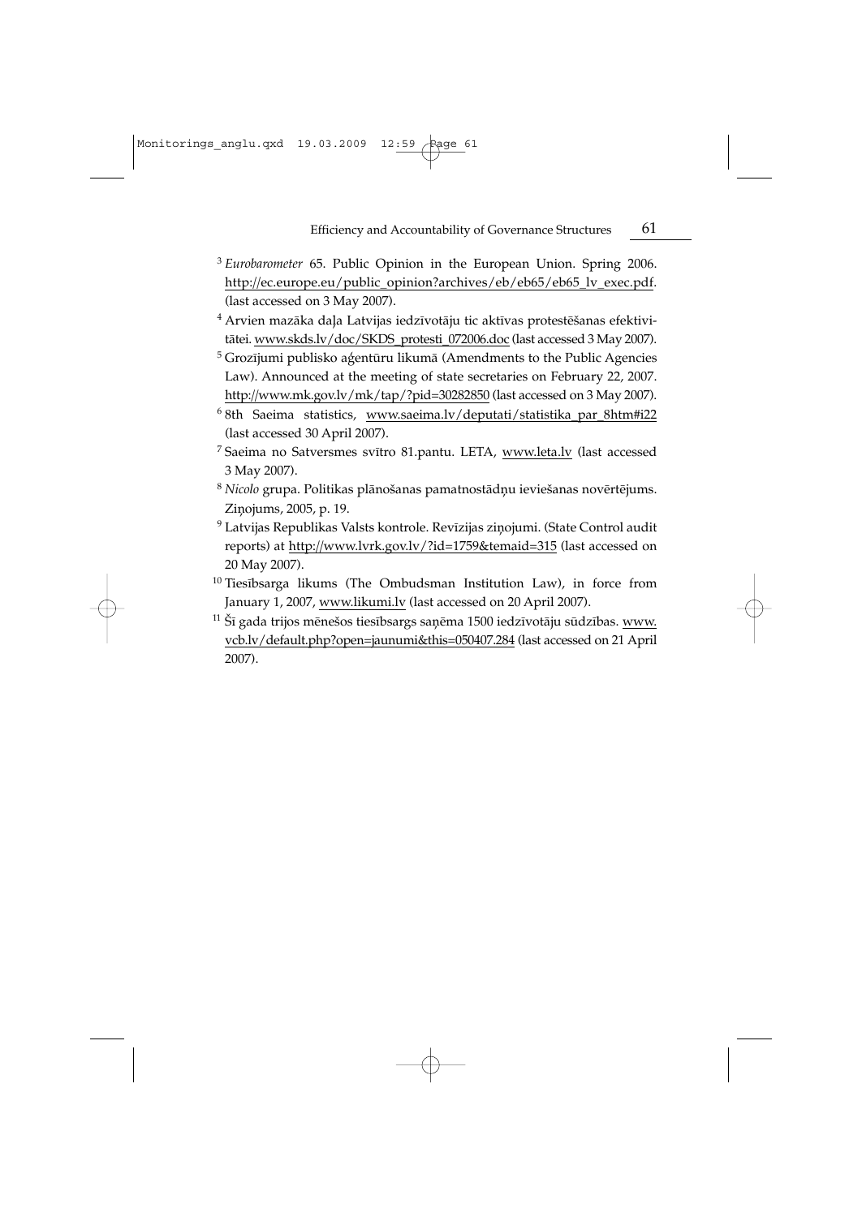[3] *Eurobarometer* 65. Public Opinion in the European Union. Spring 2006. http://ec.europe.eu/public_opinion?archives/eb/eb65/eb65_lv_exec.pdf. (last accessed on 3 May 2007).

[4] Arvien mazāka daļa Latvijas iedzīvotāju tic aktīvas protestēšanas efektivitātei. www.skds.lv/doc/SKDS_protesti_072006.doc (last accessed 3 May 2007).

[5] Grozījumi publisko aģentūru likumā (Amendments to the Public Agencies Law). Announced at the meeting of state secretaries on February 22, 2007. http://www.mk.gov.lv/mk/tap/?pid=30282850 (last accessed on 3 May 2007).

[6] 8th Saeima statistics, www.saeima.lv/deputati/statistika_par_8htm#i22 (last accessed 30 April 2007).

[7] Saeima no Satversmes svītro 81.pantu. LETA, www.leta.lv (last accessed 3 May 2007).

[8] *Nicolo* grupa. Politikas plānošanas pamatnostādņu ieviešanas novērtējums. Ziņojums, 2005, p. 19.

[9] Latvijas Republikas Valsts kontrole. Revīzijas ziņojumi. (State Control audit reports) at http://www.lvrk.gov.lv/?id=1759&temaid=315 (last accessed on 20 May 2007).

[10] Tiesībsarga likums (The Ombudsman Institution Law), in force from January 1, 2007, www.likumi.lv (last accessed on 20 April 2007).

[11] Šī gada trijos mēnešos tiesībsargs saņēma 1500 iedzīvotāju sūdzības. www.vcb.lv/default.php?open=jaunumi&this=050407.284 (last accessed on 21 April 2007).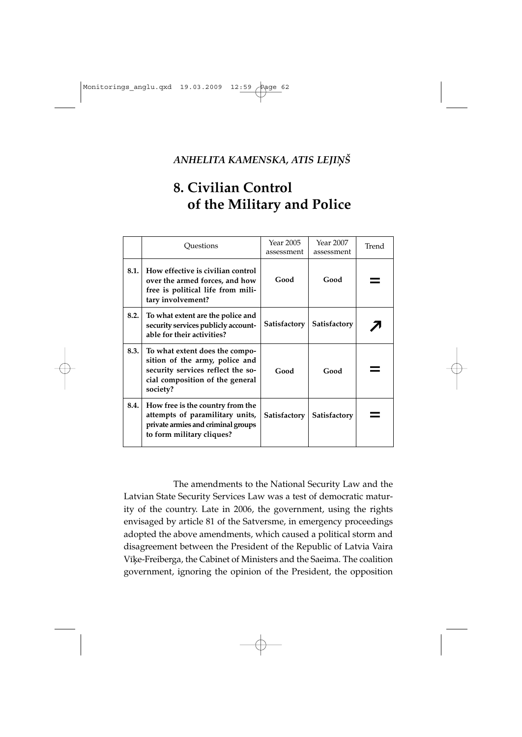*ANHELITA KAMENSKA, ATIS LEJIŅŠ*

# 8. Civilian Control of the Military and Police

| | Questions | Year 2005 assessment | Year 2007 assessment | Trend |
|---|---|---|---|---|
| 8.1. | **How effective is civilian control over the armed forces, and how free is political life from military involvement?** | **Good** | **Good** | = |
| 8.2. | **To what extent are the police and security services publicly accountable for their activities?** | **Satisfactory** | **Satisfactory** | ↗ |
| 8.3. | **To what extent does the composition of the army, police and security services reflect the social composition of the general society?** | **Good** | **Good** | = |
| 8.4. | **How free is the country from the attempts of paramilitary units, private armies and criminal groups to form military cliques?** | **Satisfactory** | **Satisfactory** | = |

The amendments to the National Security Law and the Latvian State Security Services Law was a test of democratic maturity of the country. Late in 2006, the government, using the rights envisaged by article 81 of the Satversme, in emergency proceedings adopted the above amendments, which caused a political storm and disagreement between the President of the Republic of Latvia Vaira Vīķe-Freiberga, the Cabinet of Ministers and the Saeima. The coalition government, ignoring the opinion of the President, the opposition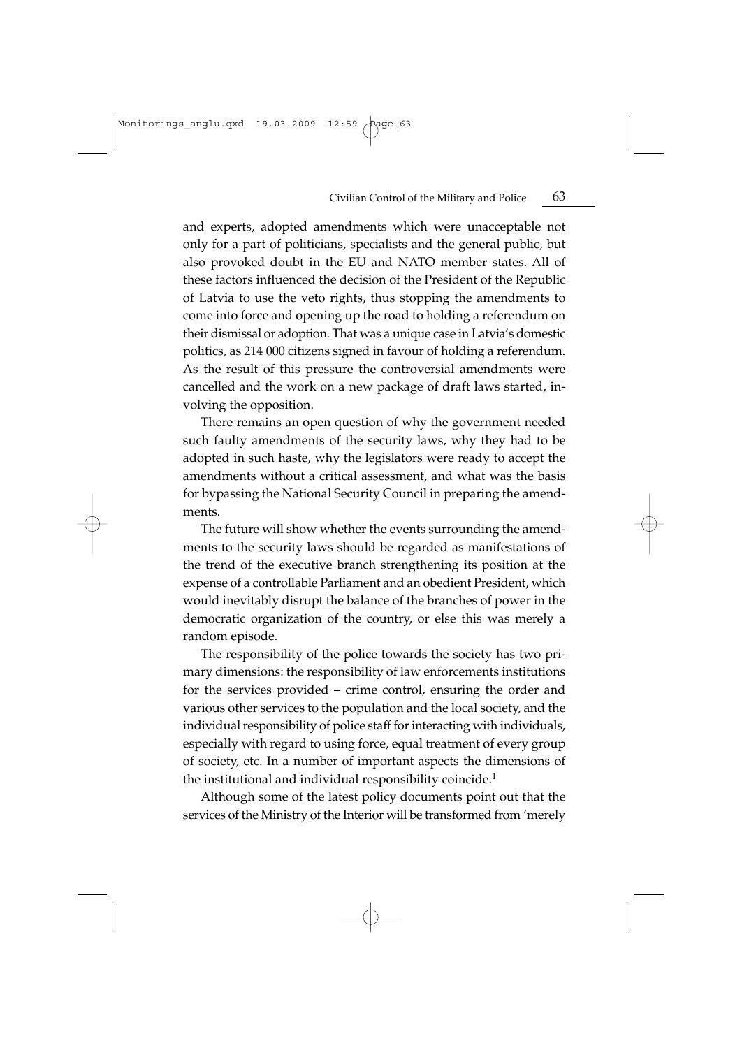and experts, adopted amendments which were unacceptable not only for a part of politicians, specialists and the general public, but also provoked doubt in the EU and NATO member states. All of these factors influenced the decision of the President of the Republic of Latvia to use the veto rights, thus stopping the amendments to come into force and opening up the road to holding a referendum on their dismissal or adoption. That was a unique case in Latvia's domestic politics, as 214 000 citizens signed in favour of holding a referendum. As the result of this pressure the controversial amendments were cancelled and the work on a new package of draft laws started, involving the opposition.

There remains an open question of why the government needed such faulty amendments of the security laws, why they had to be adopted in such haste, why the legislators were ready to accept the amendments without a critical assessment, and what was the basis for bypassing the National Security Council in preparing the amendments.

The future will show whether the events surrounding the amendments to the security laws should be regarded as manifestations of the trend of the executive branch strengthening its position at the expense of a controllable Parliament and an obedient President, which would inevitably disrupt the balance of the branches of power in the democratic organization of the country, or else this was merely a random episode.

The responsibility of the police towards the society has two primary dimensions: the responsibility of law enforcements institutions for the services provided – crime control, ensuring the order and various other services to the population and the local society, and the individual responsibility of police staff for interacting with individuals, especially with regard to using force, equal treatment of every group of society, etc. In a number of important aspects the dimensions of the institutional and individual responsibility coincide.[1]

Although some of the latest policy documents point out that the services of the Ministry of the Interior will be transformed from 'merely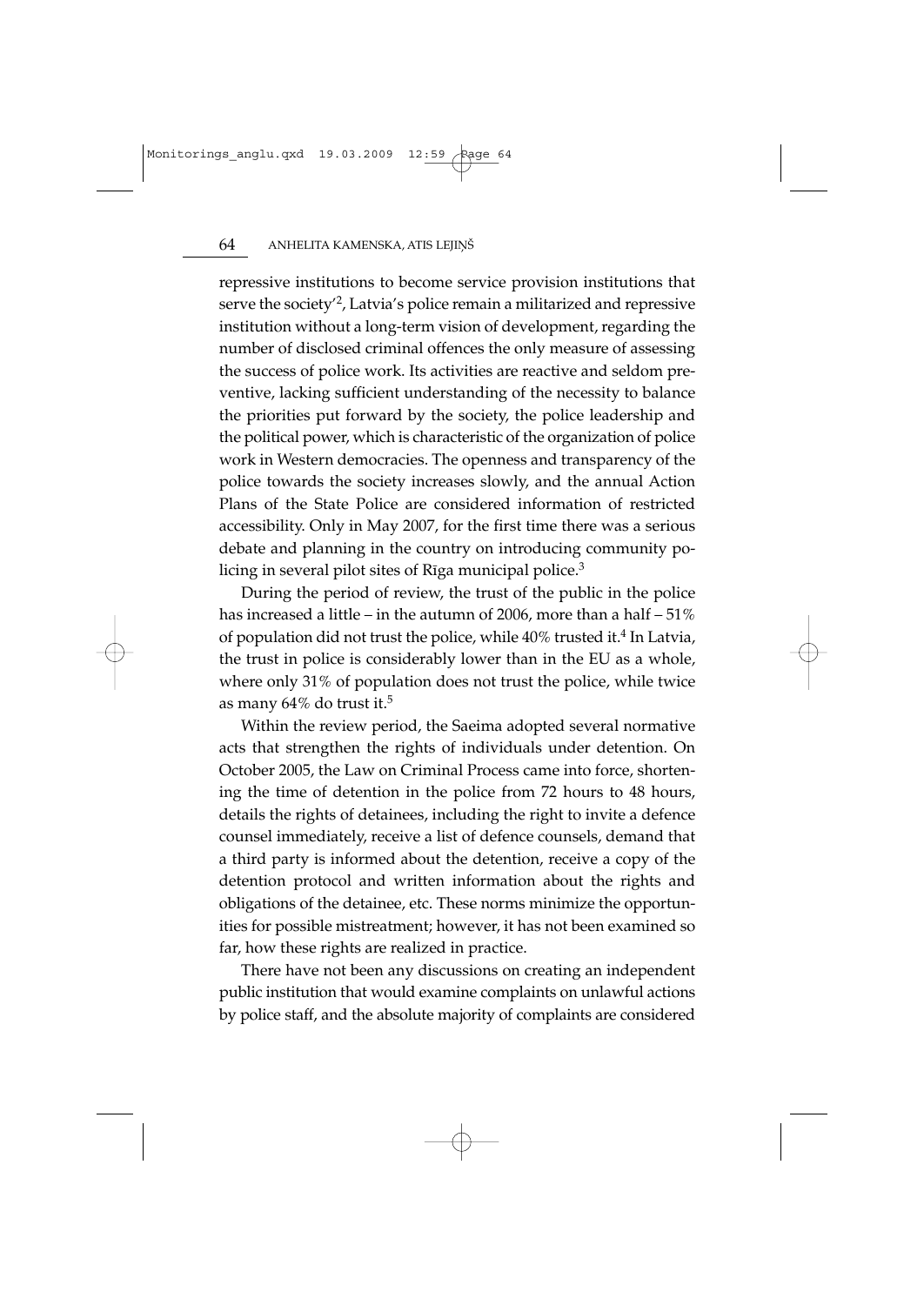repressive institutions to become service provision institutions that serve the society'[2], Latvia's police remain a militarized and repressive institution without a long-term vision of development, regarding the number of disclosed criminal offences the only measure of assessing the success of police work. Its activities are reactive and seldom preventive, lacking sufficient understanding of the necessity to balance the priorities put forward by the society, the police leadership and the political power, which is characteristic of the organization of police work in Western democracies. The openness and transparency of the police towards the society increases slowly, and the annual Action Plans of the State Police are considered information of restricted accessibility. Only in May 2007, for the first time there was a serious debate and planning in the country on introducing community policing in several pilot sites of Rīga municipal police.[3]

During the period of review, the trust of the public in the police has increased a little – in the autumn of 2006, more than a half – 51% of population did not trust the police, while 40% trusted it.[4] In Latvia, the trust in police is considerably lower than in the EU as a whole, where only 31% of population does not trust the police, while twice as many 64% do trust it.[5]

Within the review period, the Saeima adopted several normative acts that strengthen the rights of individuals under detention. On October 2005, the Law on Criminal Process came into force, shortening the time of detention in the police from 72 hours to 48 hours, details the rights of detainees, including the right to invite a defence counsel immediately, receive a list of defence counsels, demand that a third party is informed about the detention, receive a copy of the detention protocol and written information about the rights and obligations of the detainee, etc. These norms minimize the opportunities for possible mistreatment; however, it has not been examined so far, how these rights are realized in practice.

There have not been any discussions on creating an independent public institution that would examine complaints on unlawful actions by police staff, and the absolute majority of complaints are considered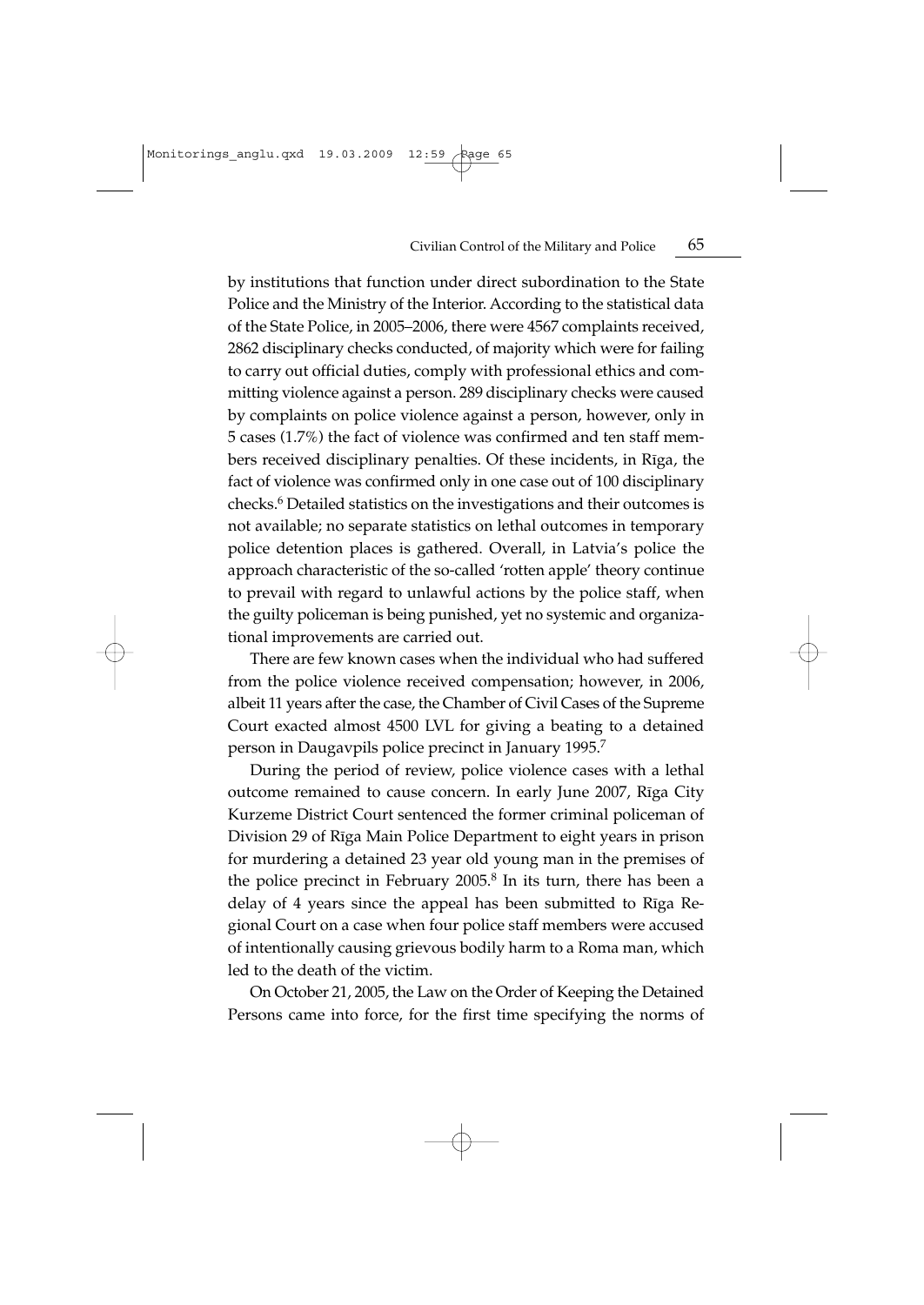by institutions that function under direct subordination to the State Police and the Ministry of the Interior. According to the statistical data of the State Police, in 2005–2006, there were 4567 complaints received, 2862 disciplinary checks conducted, of majority which were for failing to carry out official duties, comply with professional ethics and committing violence against a person. 289 disciplinary checks were caused by complaints on police violence against a person, however, only in 5 cases (1.7%) the fact of violence was confirmed and ten staff members received disciplinary penalties. Of these incidents, in Rīga, the fact of violence was confirmed only in one case out of 100 disciplinary checks.[6] Detailed statistics on the investigations and their outcomes is not available; no separate statistics on lethal outcomes in temporary police detention places is gathered. Overall, in Latvia's police the approach characteristic of the so-called 'rotten apple' theory continue to prevail with regard to unlawful actions by the police staff, when the guilty policeman is being punished, yet no systemic and organizational improvements are carried out.

There are few known cases when the individual who had suffered from the police violence received compensation; however, in 2006, albeit 11 years after the case, the Chamber of Civil Cases of the Supreme Court exacted almost 4500 LVL for giving a beating to a detained person in Daugavpils police precinct in January 1995.[7]

During the period of review, police violence cases with a lethal outcome remained to cause concern. In early June 2007, Rīga City Kurzeme District Court sentenced the former criminal policeman of Division 29 of Rīga Main Police Department to eight years in prison for murdering a detained 23 year old young man in the premises of the police precinct in February 2005.[8] In its turn, there has been a delay of 4 years since the appeal has been submitted to Rīga Regional Court on a case when four police staff members were accused of intentionally causing grievous bodily harm to a Roma man, which led to the death of the victim.

On October 21, 2005, the Law on the Order of Keeping the Detained Persons came into force, for the first time specifying the norms of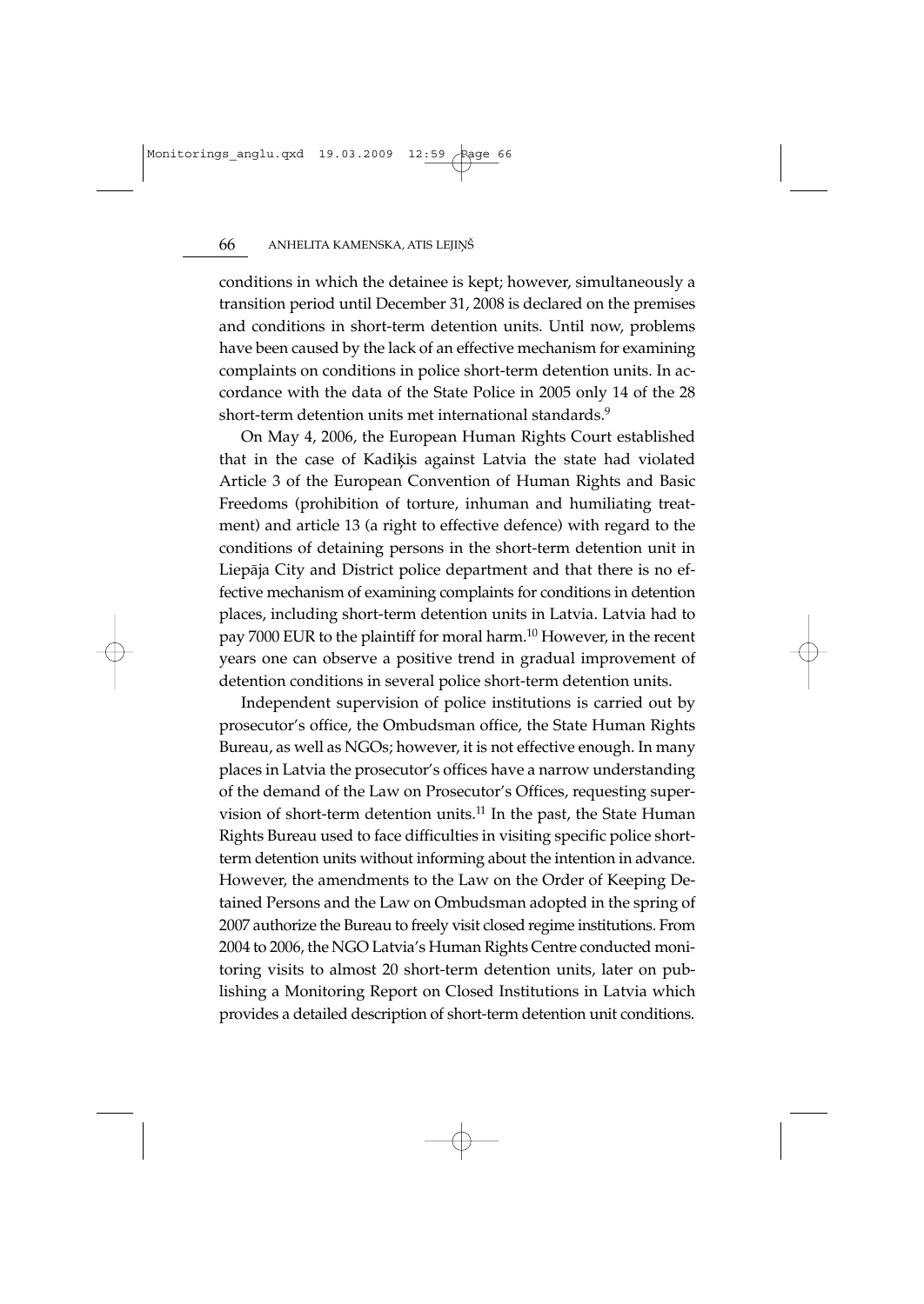conditions in which the detainee is kept; however, simultaneously a transition period until December 31, 2008 is declared on the premises and conditions in short-term detention units. Until now, problems have been caused by the lack of an effective mechanism for examining complaints on conditions in police short-term detention units. In accordance with the data of the State Police in 2005 only 14 of the 28 short-term detention units met international standards.[9]

On May 4, 2006, the European Human Rights Court established that in the case of Kadiķis against Latvia the state had violated Article 3 of the European Convention of Human Rights and Basic Freedoms (prohibition of torture, inhuman and humiliating treatment) and article 13 (a right to effective defence) with regard to the conditions of detaining persons in the short-term detention unit in Liepāja City and District police department and that there is no effective mechanism of examining complaints for conditions in detention places, including short-term detention units in Latvia. Latvia had to pay 7000 EUR to the plaintiff for moral harm.[10] However, in the recent years one can observe a positive trend in gradual improvement of detention conditions in several police short-term detention units.

Independent supervision of police institutions is carried out by prosecutor's office, the Ombudsman office, the State Human Rights Bureau, as well as NGOs; however, it is not effective enough. In many places in Latvia the prosecutor's offices have a narrow understanding of the demand of the Law on Prosecutor's Offices, requesting supervision of short-term detention units.[11] In the past, the State Human Rights Bureau used to face difficulties in visiting specific police short-term detention units without informing about the intention in advance. However, the amendments to the Law on the Order of Keeping Detained Persons and the Law on Ombudsman adopted in the spring of 2007 authorize the Bureau to freely visit closed regime institutions. From 2004 to 2006, the NGO Latvia's Human Rights Centre conducted monitoring visits to almost 20 short-term detention units, later on publishing a Monitoring Report on Closed Institutions in Latvia which provides a detailed description of short-term detention unit conditions.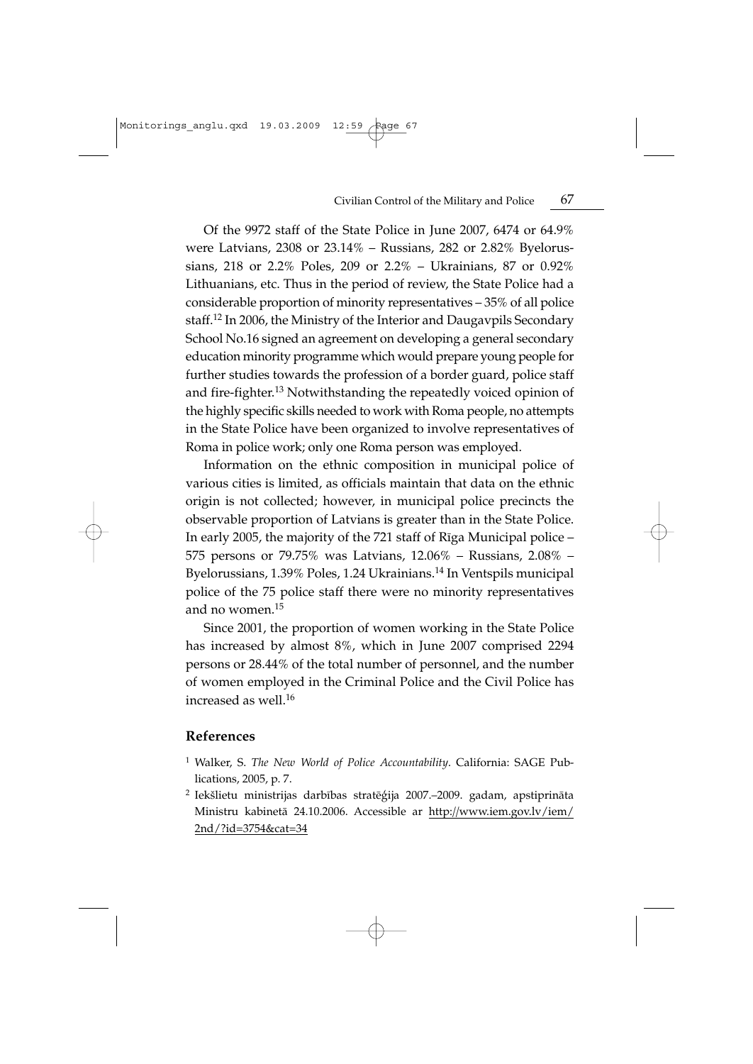Of the 9972 staff of the State Police in June 2007, 6474 or 64.9% were Latvians, 2308 or 23.14% – Russians, 282 or 2.82% Byelorussians, 218 or 2.2% Poles, 209 or 2.2% – Ukrainians, 87 or 0.92% Lithuanians, etc. Thus in the period of review, the State Police had a considerable proportion of minority representatives – 35% of all police staff.[12] In 2006, the Ministry of the Interior and Daugavpils Secondary School No.16 signed an agreement on developing a general secondary education minority programme which would prepare young people for further studies towards the profession of a border guard, police staff and fire-fighter.[13] Notwithstanding the repeatedly voiced opinion of the highly specific skills needed to work with Roma people, no attempts in the State Police have been organized to involve representatives of Roma in police work; only one Roma person was employed.

Information on the ethnic composition in municipal police of various cities is limited, as officials maintain that data on the ethnic origin is not collected; however, in municipal police precincts the observable proportion of Latvians is greater than in the State Police. In early 2005, the majority of the 721 staff of Rīga Municipal police – 575 persons or 79.75% was Latvians, 12.06% – Russians, 2.08% – Byelorussians, 1.39% Poles, 1.24 Ukrainians.[14] In Ventspils municipal police of the 75 police staff there were no minority representatives and no women.[15]

Since 2001, the proportion of women working in the State Police has increased by almost 8%, which in June 2007 comprised 2294 persons or 28.44% of the total number of personnel, and the number of women employed in the Criminal Police and the Civil Police has increased as well.[16]

## References

[1] Walker, S. *The New World of Police Accountability*. California: SAGE Publications, 2005, p. 7.

[2] Iekšlietu ministrijas darbības stratēģija 2007.–2009. gadam, apstiprināta Ministru kabinetā 24.10.2006. Accessible ar http://www.iem.gov.lv/iem/2nd/?id=3754&cat=34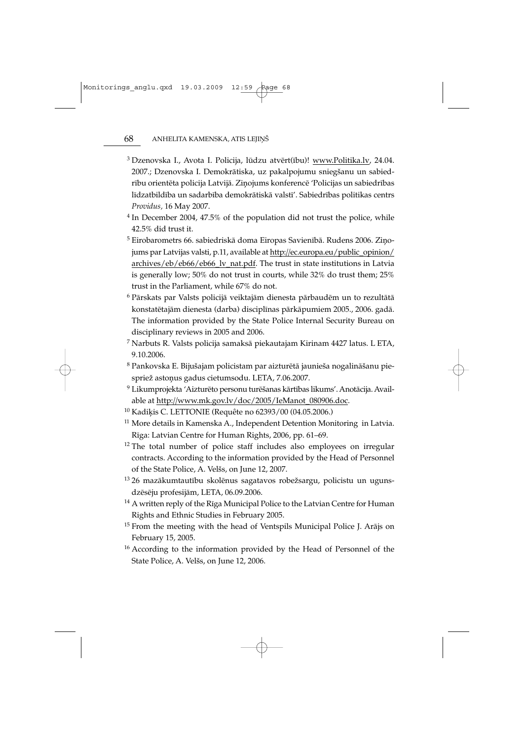[3] Dzenovska I., Avota I. Policija, lūdzu atvērt(ību)! www.Politika.lv, 24.04. 2007.; Dzenovska I. Demokrātiska, uz pakalpojumu sniegšanu un sabiedrību orientēta policija Latvijā. Ziņojums konferencē 'Policijas un sabiedrības līdzatbildība un sadarbība demokrātiskā valstī'. Sabiedrības politikas centrs *Providus*, 16 May 2007.

[4] In December 2004, 47.5% of the population did not trust the police, while 42.5% did trust it.

[5] Eirobarometrs 66. sabiedriskā doma Eiropas Savienībā. Rudens 2006. Ziņojums par Latvijas valsti, p.11, available at http://ec.europa.eu/public_opinion/archives/eb/eb66/eb66_lv_nat.pdf. The trust in state institutions in Latvia is generally low; 50% do not trust in courts, while 32% do trust them; 25% trust in the Parliament, while 67% do not.

[6] Pārskats par Valsts policijā veiktajām dienesta pārbaudēm un to rezultātā konstatētajām dienesta (darba) disciplīnas pārkāpumiem 2005., 2006. gadā. The information provided by the State Police Internal Security Bureau on disciplinary reviews in 2005 and 2006.

[7] Narbuts R. Valsts policija samaksā piekautajam Kirinam 4427 latus. L ETA, 9.10.2006.

[8] Pankovska E. Bijušajam policistam par aizturētā jaunieša nogalināšanu piespriež astoņus gadus cietumsodu. LETA, 7.06.2007.

[9] Likumprojekta 'Aizturēto personu turēšanas kārtības likums'. Anotācija. Available at http://www.mk.gov.lv/doc/2005/IeManot_080906.doc.

[10] Kadiķis C. LETTONIE (Requête no 62393/00 (04.05.2006.)

[11] More details in Kamenska A., Independent Detention Monitoring in Latvia. Rīga: Latvian Centre for Human Rights, 2006, pp. 61–69.

[12] The total number of police staff includes also employees on irregular contracts. According to the information provided by the Head of Personnel of the State Police, A. Velšs, on June 12, 2007.

[13] 26 mazākumtautību skolēnus sagatavos robežsargu, policistu un ugunsdzēsēju profesijām, LETA, 06.09.2006.

[14] A written reply of the Rīga Municipal Police to the Latvian Centre for Human Rights and Ethnic Studies in February 2005.

[15] From the meeting with the head of Ventspils Municipal Police J. Arājs on February 15, 2005.

[16] According to the information provided by the Head of Personnel of the State Police, A. Velšs, on June 12, 2006.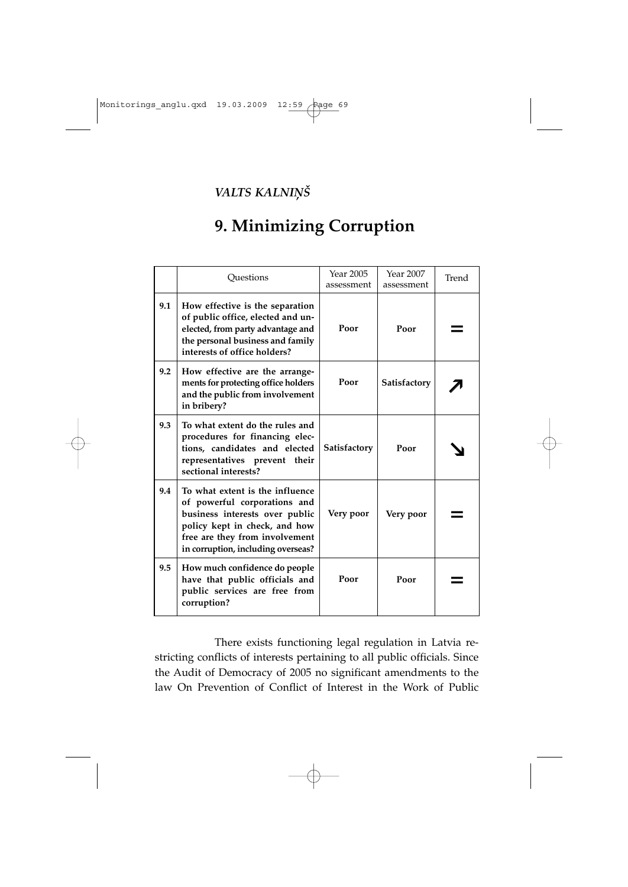*VALTS KALNIŅŠ*

# 9. Minimizing Corruption

| | Questions | Year 2005 assessment | Year 2007 assessment | Trend |
|---|---|---|---|---|
| 9.1 | **How effective is the separation of public office, elected and unelected, from party advantage and the personal business and family interests of office holders?** | **Poor** | **Poor** | **=** |
| 9.2 | **How effective are the arrangements for protecting office holders and the public from involvement in bribery?** | **Poor** | **Satisfactory** | **↗** |
| 9.3 | **To what extent do the rules and procedures for financing elections, candidates and elected representatives prevent their sectional interests?** | **Satisfactory** | **Poor** | **↘** |
| 9.4 | **To what extent is the influence of powerful corporations and business interests over public policy kept in check, and how free are they from involvement in corruption, including overseas?** | **Very poor** | **Very poor** | **=** |
| 9.5 | **How much confidence do people have that public officials and public services are free from corruption?** | **Poor** | **Poor** | **=** |

There exists functioning legal regulation in Latvia restricting conflicts of interests pertaining to all public officials. Since the Audit of Democracy of 2005 no significant amendments to the law On Prevention of Conflict of Interest in the Work of Public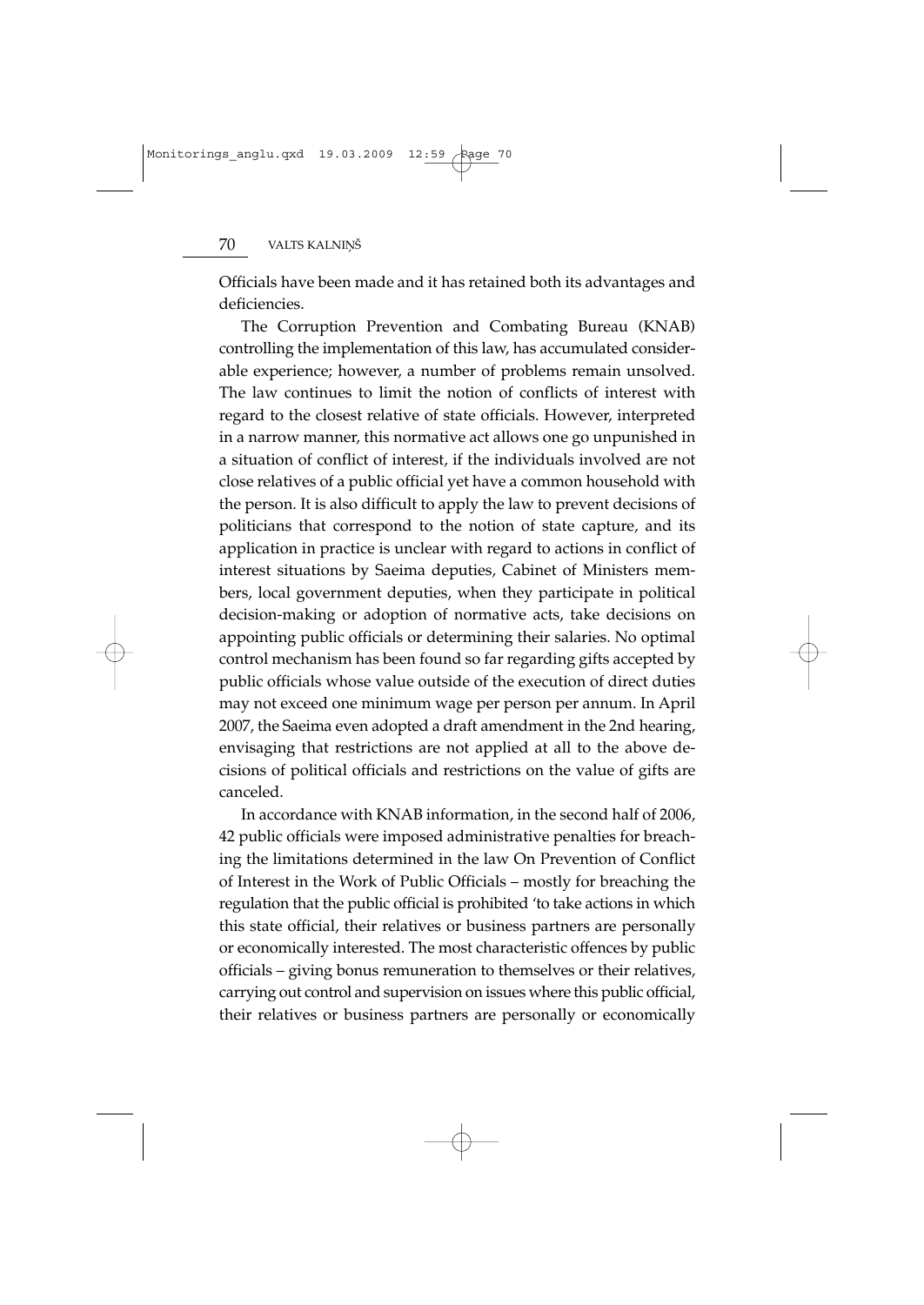Officials have been made and it has retained both its advantages and deficiencies.

The Corruption Prevention and Combating Bureau (KNAB) controlling the implementation of this law, has accumulated considerable experience; however, a number of problems remain unsolved. The law continues to limit the notion of conflicts of interest with regard to the closest relative of state officials. However, interpreted in a narrow manner, this normative act allows one go unpunished in a situation of conflict of interest, if the individuals involved are not close relatives of a public official yet have a common household with the person. It is also difficult to apply the law to prevent decisions of politicians that correspond to the notion of state capture, and its application in practice is unclear with regard to actions in conflict of interest situations by Saeima deputies, Cabinet of Ministers members, local government deputies, when they participate in political decision-making or adoption of normative acts, take decisions on appointing public officials or determining their salaries. No optimal control mechanism has been found so far regarding gifts accepted by public officials whose value outside of the execution of direct duties may not exceed one minimum wage per person per annum. In April 2007, the Saeima even adopted a draft amendment in the 2nd hearing, envisaging that restrictions are not applied at all to the above decisions of political officials and restrictions on the value of gifts are canceled.

In accordance with KNAB information, in the second half of 2006, 42 public officials were imposed administrative penalties for breaching the limitations determined in the law On Prevention of Conflict of Interest in the Work of Public Officials – mostly for breaching the regulation that the public official is prohibited 'to take actions in which this state official, their relatives or business partners are personally or economically interested. The most characteristic offences by public officials – giving bonus remuneration to themselves or their relatives, carrying out control and supervision on issues where this public official, their relatives or business partners are personally or economically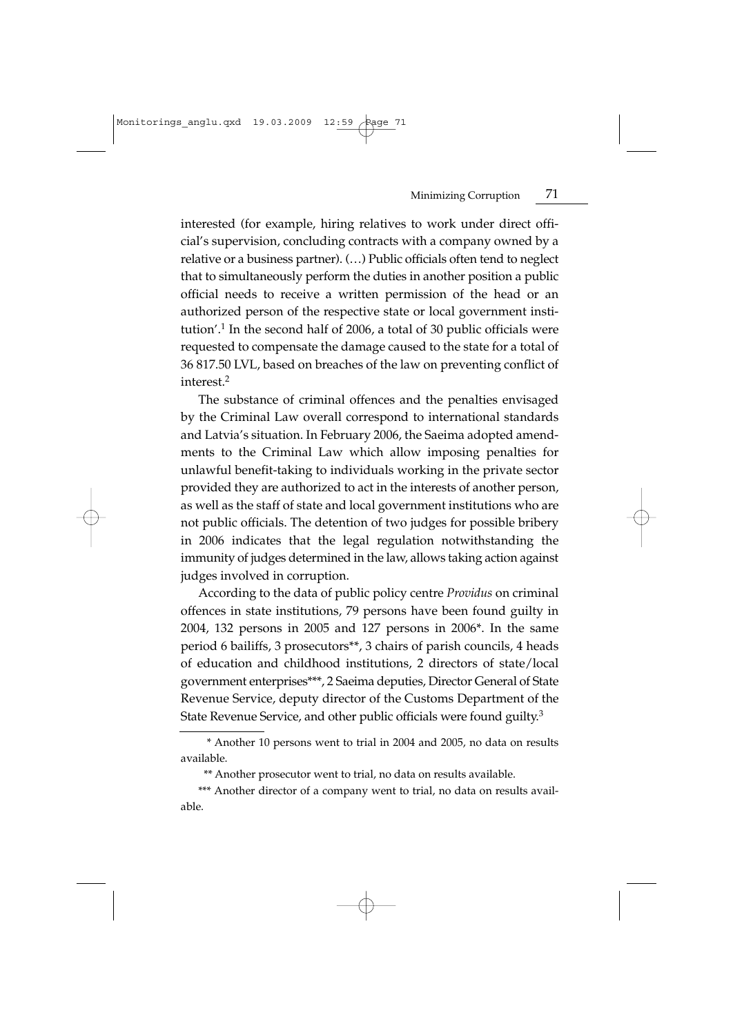interested (for example, hiring relatives to work under direct official's supervision, concluding contracts with a company owned by a relative or a business partner). (…) Public officials often tend to neglect that to simultaneously perform the duties in another position a public official needs to receive a written permission of the head or an authorized person of the respective state or local government institution'.[1] In the second half of 2006, a total of 30 public officials were requested to compensate the damage caused to the state for a total of 36 817.50 LVL, based on breaches of the law on preventing conflict of interest.[2]

The substance of criminal offences and the penalties envisaged by the Criminal Law overall correspond to international standards and Latvia's situation. In February 2006, the Saeima adopted amendments to the Criminal Law which allow imposing penalties for unlawful benefit-taking to individuals working in the private sector provided they are authorized to act in the interests of another person, as well as the staff of state and local government institutions who are not public officials. The detention of two judges for possible bribery in 2006 indicates that the legal regulation notwithstanding the immunity of judges determined in the law, allows taking action against judges involved in corruption.

According to the data of public policy centre *Providus* on criminal offences in state institutions, 79 persons have been found guilty in 2004, 132 persons in 2005 and 127 persons in 2006*. In the same period 6 bailiffs, 3 prosecutors**, 3 chairs of parish councils, 4 heads of education and childhood institutions, 2 directors of state/local government enterprises***, 2 Saeima deputies, Director General of State Revenue Service, deputy director of the Customs Department of the State Revenue Service, and other public officials were found guilty.[3]

---

\* Another 10 persons went to trial in 2004 and 2005, no data on results available.

\** Another prosecutor went to trial, no data on results available.

\*** Another director of a company went to trial, no data on results available.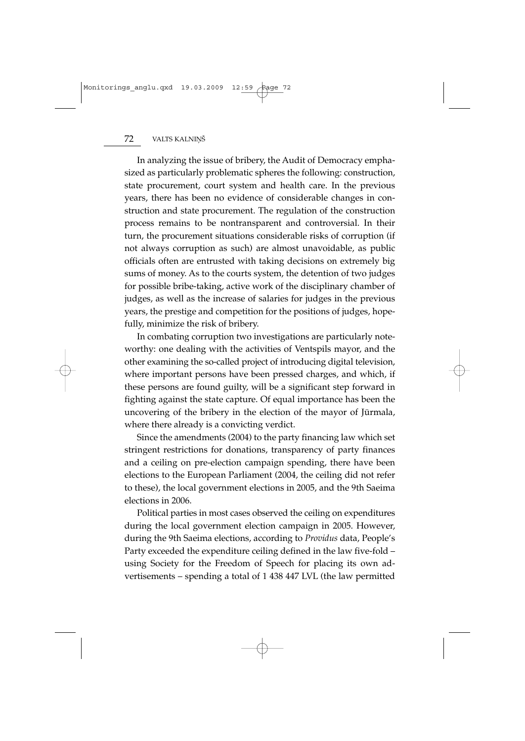In analyzing the issue of bribery, the Audit of Democracy emphasized as particularly problematic spheres the following: construction, state procurement, court system and health care. In the previous years, there has been no evidence of considerable changes in construction and state procurement. The regulation of the construction process remains to be nontransparent and controversial. In their turn, the procurement situations considerable risks of corruption (if not always corruption as such) are almost unavoidable, as public officials often are entrusted with taking decisions on extremely big sums of money. As to the courts system, the detention of two judges for possible bribe-taking, active work of the disciplinary chamber of judges, as well as the increase of salaries for judges in the previous years, the prestige and competition for the positions of judges, hopefully, minimize the risk of bribery.

In combating corruption two investigations are particularly noteworthy: one dealing with the activities of Ventspils mayor, and the other examining the so-called project of introducing digital television, where important persons have been pressed charges, and which, if these persons are found guilty, will be a significant step forward in fighting against the state capture. Of equal importance has been the uncovering of the bribery in the election of the mayor of Jūrmala, where there already is a convicting verdict.

Since the amendments (2004) to the party financing law which set stringent restrictions for donations, transparency of party finances and a ceiling on pre-election campaign spending, there have been elections to the European Parliament (2004, the ceiling did not refer to these), the local government elections in 2005, and the 9th Saeima elections in 2006.

Political parties in most cases observed the ceiling on expenditures during the local government election campaign in 2005. However, during the 9th Saeima elections, according to *Providus* data, People's Party exceeded the expenditure ceiling defined in the law five-fold – using Society for the Freedom of Speech for placing its own advertisements – spending a total of 1 438 447 LVL (the law permitted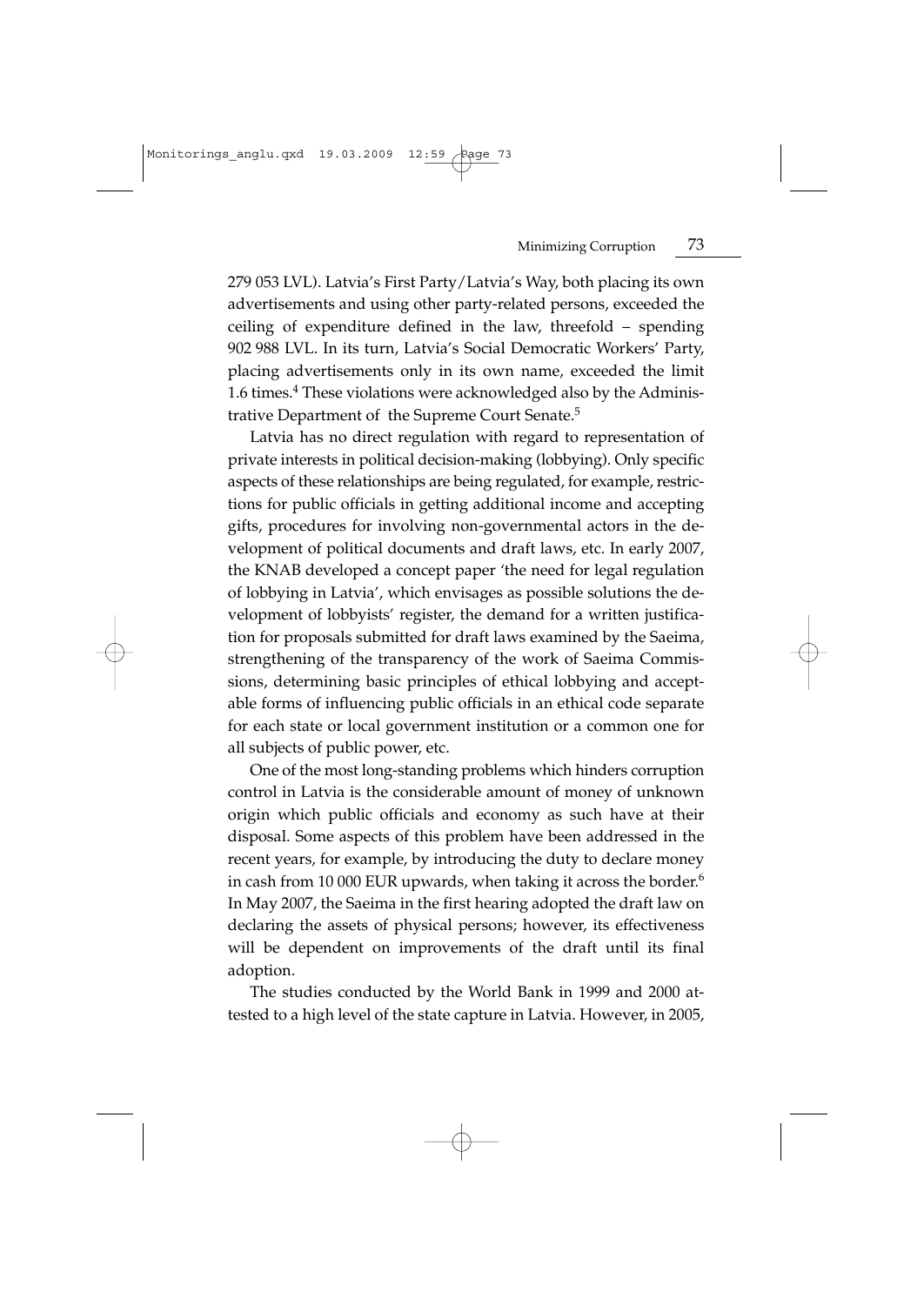279 053 LVL). Latvia's First Party/Latvia's Way, both placing its own advertisements and using other party-related persons, exceeded the ceiling of expenditure defined in the law, threefold – spending 902 988 LVL. In its turn, Latvia's Social Democratic Workers' Party, placing advertisements only in its own name, exceeded the limit 1.6 times.[4] These violations were acknowledged also by the Administrative Department of the Supreme Court Senate.[5]

Latvia has no direct regulation with regard to representation of private interests in political decision-making (lobbying). Only specific aspects of these relationships are being regulated, for example, restrictions for public officials in getting additional income and accepting gifts, procedures for involving non-governmental actors in the development of political documents and draft laws, etc. In early 2007, the KNAB developed a concept paper 'the need for legal regulation of lobbying in Latvia', which envisages as possible solutions the development of lobbyists' register, the demand for a written justification for proposals submitted for draft laws examined by the Saeima, strengthening of the transparency of the work of Saeima Commissions, determining basic principles of ethical lobbying and acceptable forms of influencing public officials in an ethical code separate for each state or local government institution or a common one for all subjects of public power, etc.

One of the most long-standing problems which hinders corruption control in Latvia is the considerable amount of money of unknown origin which public officials and economy as such have at their disposal. Some aspects of this problem have been addressed in the recent years, for example, by introducing the duty to declare money in cash from 10 000 EUR upwards, when taking it across the border.[6] In May 2007, the Saeima in the first hearing adopted the draft law on declaring the assets of physical persons; however, its effectiveness will be dependent on improvements of the draft until its final adoption.

The studies conducted by the World Bank in 1999 and 2000 attested to a high level of the state capture in Latvia. However, in 2005,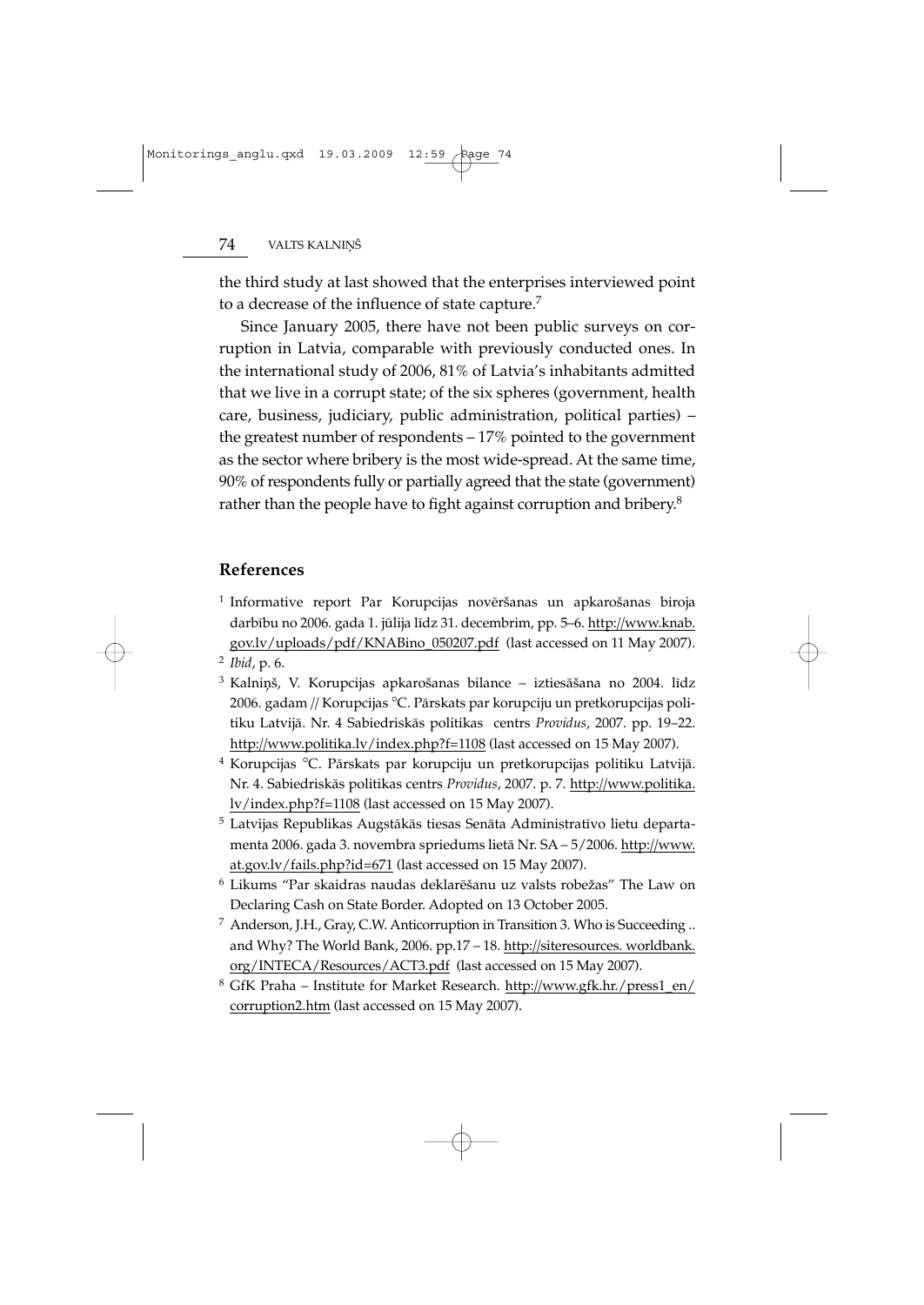the third study at last showed that the enterprises interviewed point to a decrease of the influence of state capture.[7]

Since January 2005, there have not been public surveys on corruption in Latvia, comparable with previously conducted ones. In the international study of 2006, 81% of Latvia's inhabitants admitted that we live in a corrupt state; of the six spheres (government, health care, business, judiciary, public administration, political parties) – the greatest number of respondents – 17% pointed to the government as the sector where bribery is the most wide-spread. At the same time, 90% of respondents fully or partially agreed that the state (government) rather than the people have to fight against corruption and bribery.[8]

## References

[1] Informative report Par Korupcijas novēršanas un apkarošanas biroja darbību no 2006. gada 1. jūlija līdz 31. decembrim, pp. 5–6. http://www.knab.gov.lv/uploads/pdf/KNABino_050207.pdf (last accessed on 11 May 2007).

[2] *Ibid*, p. 6.

[3] Kalniņš, V. Korupcijas apkarošanas bilance – iztiesāšana no 2004. līdz 2006. gadam // Korupcijas °C. Pārskats par korupciju un pretkorupcijas politiku Latvijā. Nr. 4 Sabiedriskās politikas centrs *Providus*, 2007. pp. 19–22. http://www.politika.lv/index.php?f=1108 (last accessed on 15 May 2007).

[4] Korupcijas °C. Pārskats par korupciju un pretkorupcijas politiku Latvijā. Nr. 4. Sabiedriskās politikas centrs *Providus*, 2007. p. 7. http://www.politika.lv/index.php?f=1108 (last accessed on 15 May 2007).

[5] Latvijas Republikas Augstākās tiesas Senāta Administratīvo lietu departamenta 2006. gada 3. novembra spriedums lietā Nr. SA – 5/2006. http://www.at.gov.lv/fails.php?id=671 (last accessed on 15 May 2007).

[6] Likums "Par skaidras naudas deklarēšanu uz valsts robežas" The Law on Declaring Cash on State Border. Adopted on 13 October 2005.

[7] Anderson, J.H., Gray, C.W. Anticorruption in Transition 3. Who is Succeeding .. and Why? The World Bank, 2006. pp.17 – 18. http://siteresources. worldbank.org/INTECA/Resources/ACT3.pdf (last accessed on 15 May 2007).

[8] GfK Praha – Institute for Market Research. http://www.gfk.hr./press1_en/corruption2.htm (last accessed on 15 May 2007).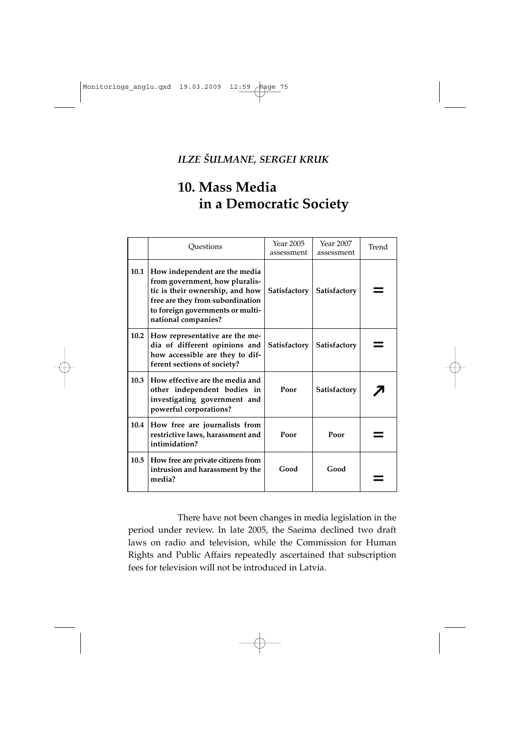*ILZE ŠULMANE, SERGEI KRUK*

# 10. Mass Media in a Democratic Society

| | Questions | Year 2005 assessment | Year 2007 assessment | Trend |
|---|---|---|---|---|
| 10.1 | **How independent are the media from government, how pluralistic is their ownership, and how free are they from subordination to foreign governments or multinational companies?** | **Satisfactory** | **Satisfactory** | = |
| 10.2 | **How representative are the media of different opinions and how accessible are they to different sections of society?** | **Satisfactory** | **Satisfactory** | = |
| 10.3 | **How effective are the media and other independent bodies in investigating government and powerful corporations?** | **Poor** | **Satisfactory** | ↗ |
| 10.4 | **How free are journalists from restrictive laws, harassment and intimidation?** | **Poor** | **Poor** | = |
| 10.5 | **How free are private citizens from intrusion and harassment by the media?** | **Good** | **Good** | = |

There have not been changes in media legislation in the period under review. In late 2005, the Saeima declined two draft laws on radio and television, while the Commission for Human Rights and Public Affairs repeatedly ascertained that subscription fees for television will not be introduced in Latvia.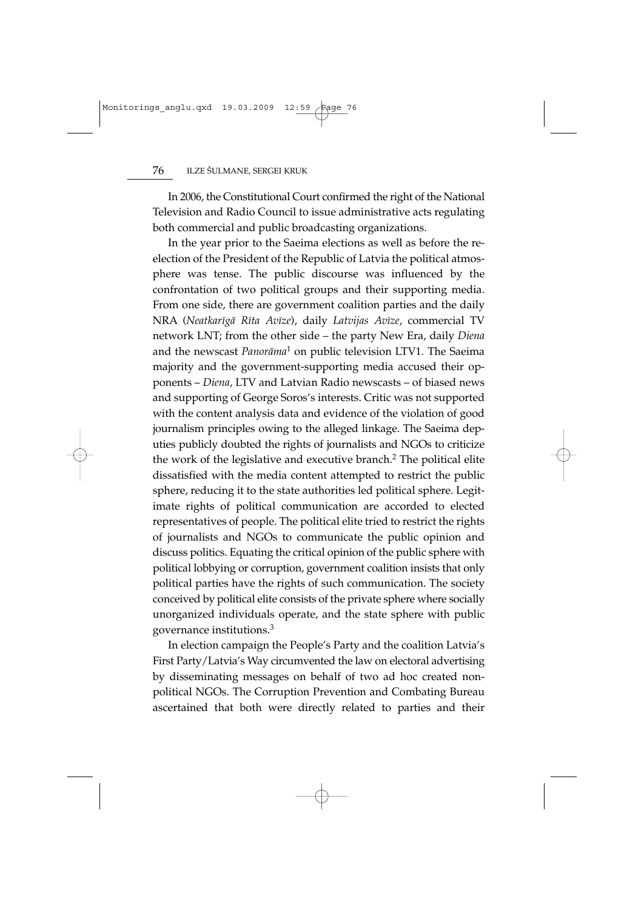In 2006, the Constitutional Court confirmed the right of the National Television and Radio Council to issue administrative acts regulating both commercial and public broadcasting organizations.

In the year prior to the Saeima elections as well as before the reelection of the President of the Republic of Latvia the political atmosphere was tense. The public discourse was influenced by the confrontation of two political groups and their supporting media. From one side, there are government coalition parties and the daily NRA (*Neatkarīgā Rīta Avīze*), daily *Latvijas Avīze*, commercial TV network LNT; from the other side – the party New Era, daily *Diena* and the newscast *Panorāma*[1] on public television LTV1. The Saeima majority and the government-supporting media accused their opponents – *Diena*, LTV and Latvian Radio newscasts – of biased news and supporting of George Soros's interests. Critic was not supported with the content analysis data and evidence of the violation of good journalism principles owing to the alleged linkage. The Saeima deputies publicly doubted the rights of journalists and NGOs to criticize the work of the legislative and executive branch.[2] The political elite dissatisfied with the media content attempted to restrict the public sphere, reducing it to the state authorities led political sphere. Legitimate rights of political communication are accorded to elected representatives of people. The political elite tried to restrict the rights of journalists and NGOs to communicate the public opinion and discuss politics. Equating the critical opinion of the public sphere with political lobbying or corruption, government coalition insists that only political parties have the rights of such communication. The society conceived by political elite consists of the private sphere where socially unorganized individuals operate, and the state sphere with public governance institutions.[3]

In election campaign the People's Party and the coalition Latvia's First Party/Latvia's Way circumvented the law on electoral advertising by disseminating messages on behalf of two ad hoc created nonpolitical NGOs. The Corruption Prevention and Combating Bureau ascertained that both were directly related to parties and their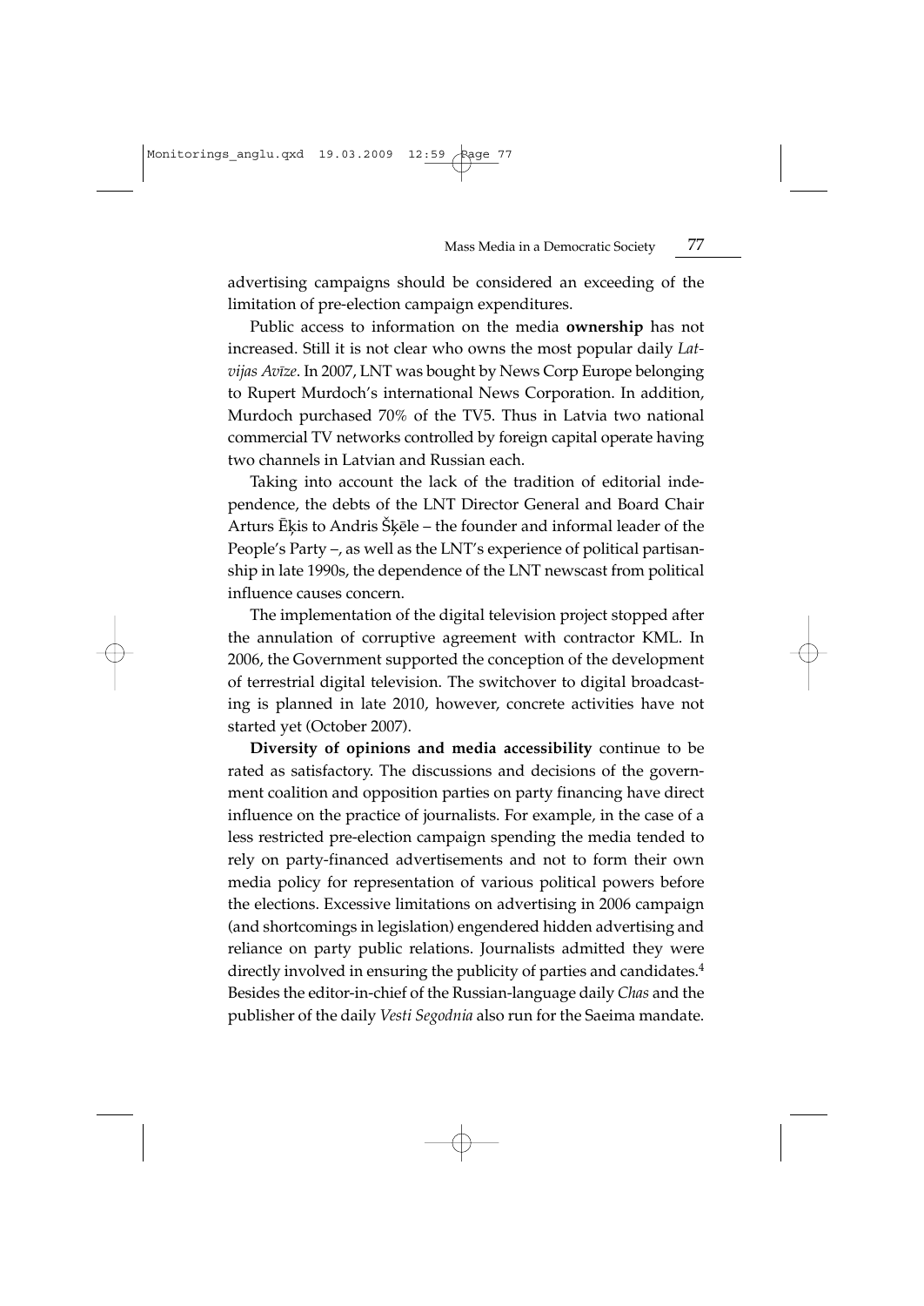advertising campaigns should be considered an exceeding of the limitation of pre-election campaign expenditures.

Public access to information on the media **ownership** has not increased. Still it is not clear who owns the most popular daily *Latvijas Avīze*. In 2007, LNT was bought by News Corp Europe belonging to Rupert Murdoch's international News Corporation. In addition, Murdoch purchased 70% of the TV5. Thus in Latvia two national commercial TV networks controlled by foreign capital operate having two channels in Latvian and Russian each.

Taking into account the lack of the tradition of editorial independence, the debts of the LNT Director General and Board Chair Arturs Ēķis to Andris Šķēle – the founder and informal leader of the People's Party –, as well as the LNT's experience of political partisanship in late 1990s, the dependence of the LNT newscast from political influence causes concern.

The implementation of the digital television project stopped after the annulation of corruptive agreement with contractor KML. In 2006, the Government supported the conception of the development of terrestrial digital television. The switchover to digital broadcasting is planned in late 2010, however, concrete activities have not started yet (October 2007).

**Diversity of opinions and media accessibility** continue to be rated as satisfactory. The discussions and decisions of the government coalition and opposition parties on party financing have direct influence on the practice of journalists. For example, in the case of a less restricted pre-election campaign spending the media tended to rely on party-financed advertisements and not to form their own media policy for representation of various political powers before the elections. Excessive limitations on advertising in 2006 campaign (and shortcomings in legislation) engendered hidden advertising and reliance on party public relations. Journalists admitted they were directly involved in ensuring the publicity of parties and candidates.[4] Besides the editor-in-chief of the Russian-language daily *Chas* and the publisher of the daily *Vesti Segodnia* also run for the Saeima mandate.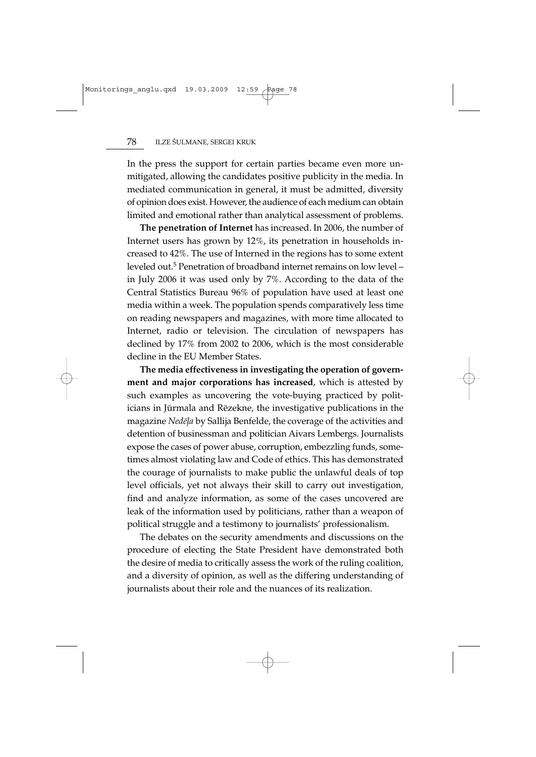In the press the support for certain parties became even more unmitigated, allowing the candidates positive publicity in the media. In mediated communication in general, it must be admitted, diversity of opinion does exist. However, the audience of each medium can obtain limited and emotional rather than analytical assessment of problems.

**The penetration of Internet** has increased. In 2006, the number of Internet users has grown by 12%, its penetration in households increased to 42%. The use of Interned in the regions has to some extent leveled out.[5] Penetration of broadband internet remains on low level – in July 2006 it was used only by 7%. According to the data of the Central Statistics Bureau 96% of population have used at least one media within a week. The population spends comparatively less time on reading newspapers and magazines, with more time allocated to Internet, radio or television. The circulation of newspapers has declined by 17% from 2002 to 2006, which is the most considerable decline in the EU Member States.

**The media effectiveness in investigating the operation of government and major corporations has increased**, which is attested by such examples as uncovering the vote-buying practiced by politicians in Jūrmala and Rēzekne, the investigative publications in the magazine *Nedēļa* by Sallija Benfelde, the coverage of the activities and detention of businessman and politician Aivars Lembergs. Journalists expose the cases of power abuse, corruption, embezzling funds, sometimes almost violating law and Code of ethics. This has demonstrated the courage of journalists to make public the unlawful deals of top level officials, yet not always their skill to carry out investigation, find and analyze information, as some of the cases uncovered are leak of the information used by politicians, rather than a weapon of political struggle and a testimony to journalists' professionalism.

The debates on the security amendments and discussions on the procedure of electing the State President have demonstrated both the desire of media to critically assess the work of the ruling coalition, and a diversity of opinion, as well as the differing understanding of journalists about their role and the nuances of its realization.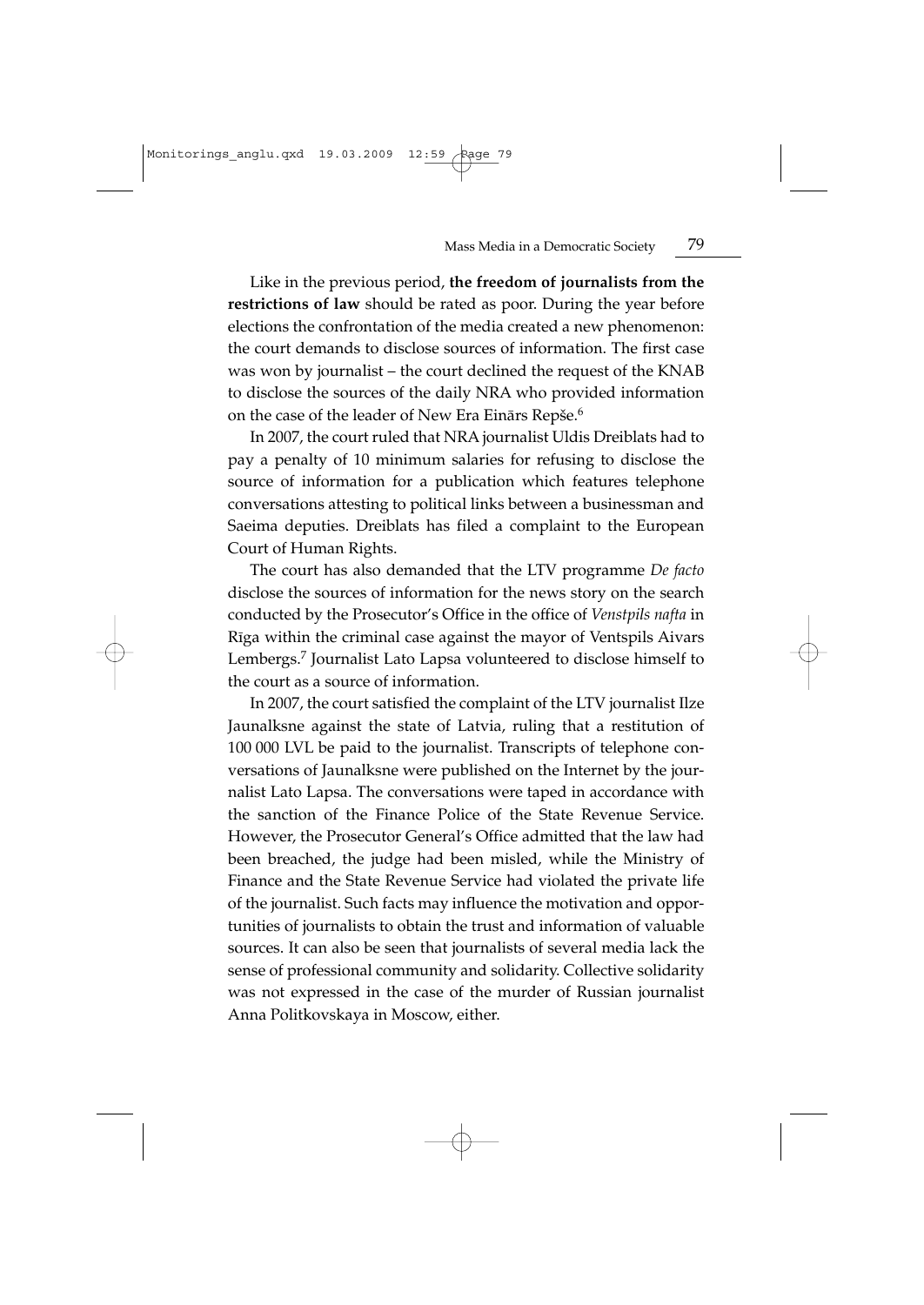Like in the previous period, **the freedom of journalists from the restrictions of law** should be rated as poor. During the year before elections the confrontation of the media created a new phenomenon: the court demands to disclose sources of information. The first case was won by journalist – the court declined the request of the KNAB to disclose the sources of the daily NRA who provided information on the case of the leader of New Era Einārs Repše.[6]

In 2007, the court ruled that NRA journalist Uldis Dreiblats had to pay a penalty of 10 minimum salaries for refusing to disclose the source of information for a publication which features telephone conversations attesting to political links between a businessman and Saeima deputies. Dreiblats has filed a complaint to the European Court of Human Rights.

The court has also demanded that the LTV programme *De facto* disclose the sources of information for the news story on the search conducted by the Prosecutor's Office in the office of *Venstpils nafta* in Rīga within the criminal case against the mayor of Ventspils Aivars Lembergs.[7] Journalist Lato Lapsa volunteered to disclose himself to the court as a source of information.

In 2007, the court satisfied the complaint of the LTV journalist Ilze Jaunalksne against the state of Latvia, ruling that a restitution of 100 000 LVL be paid to the journalist. Transcripts of telephone conversations of Jaunalksne were published on the Internet by the journalist Lato Lapsa. The conversations were taped in accordance with the sanction of the Finance Police of the State Revenue Service. However, the Prosecutor General's Office admitted that the law had been breached, the judge had been misled, while the Ministry of Finance and the State Revenue Service had violated the private life of the journalist. Such facts may influence the motivation and opportunities of journalists to obtain the trust and information of valuable sources. It can also be seen that journalists of several media lack the sense of professional community and solidarity. Collective solidarity was not expressed in the case of the murder of Russian journalist Anna Politkovskaya in Moscow, either.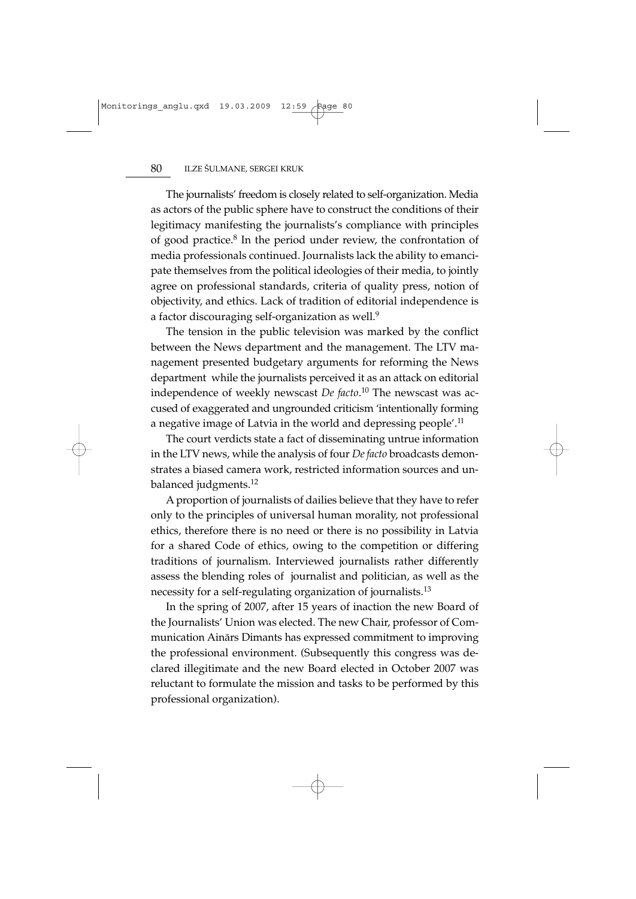The journalists' freedom is closely related to self-organization. Media as actors of the public sphere have to construct the conditions of their legitimacy manifesting the journalists's compliance with principles of good practice.[8] In the period under review, the confrontation of media professionals continued. Journalists lack the ability to emancipate themselves from the political ideologies of their media, to jointly agree on professional standards, criteria of quality press, notion of objectivity, and ethics. Lack of tradition of editorial independence is a factor discouraging self-organization as well.[9]

The tension in the public television was marked by the conflict between the News department and the management. The LTV management presented budgetary arguments for reforming the News department while the journalists perceived it as an attack on editorial independence of weekly newscast *De facto*.[10] The newscast was accused of exaggerated and ungrounded criticism 'intentionally forming a negative image of Latvia in the world and depressing people'.[11]

The court verdicts state a fact of disseminating untrue information in the LTV news, while the analysis of four *De facto* broadcasts demonstrates a biased camera work, restricted information sources and unbalanced judgments.[12]

A proportion of journalists of dailies believe that they have to refer only to the principles of universal human morality, not professional ethics, therefore there is no need or there is no possibility in Latvia for a shared Code of ethics, owing to the competition or differing traditions of journalism. Interviewed journalists rather differently assess the blending roles of journalist and politician, as well as the necessity for a self-regulating organization of journalists.[13]

In the spring of 2007, after 15 years of inaction the new Board of the Journalists' Union was elected. The new Chair, professor of Communication Ainārs Dimants has expressed commitment to improving the professional environment. (Subsequently this congress was declared illegitimate and the new Board elected in October 2007 was reluctant to formulate the mission and tasks to be performed by this professional organization).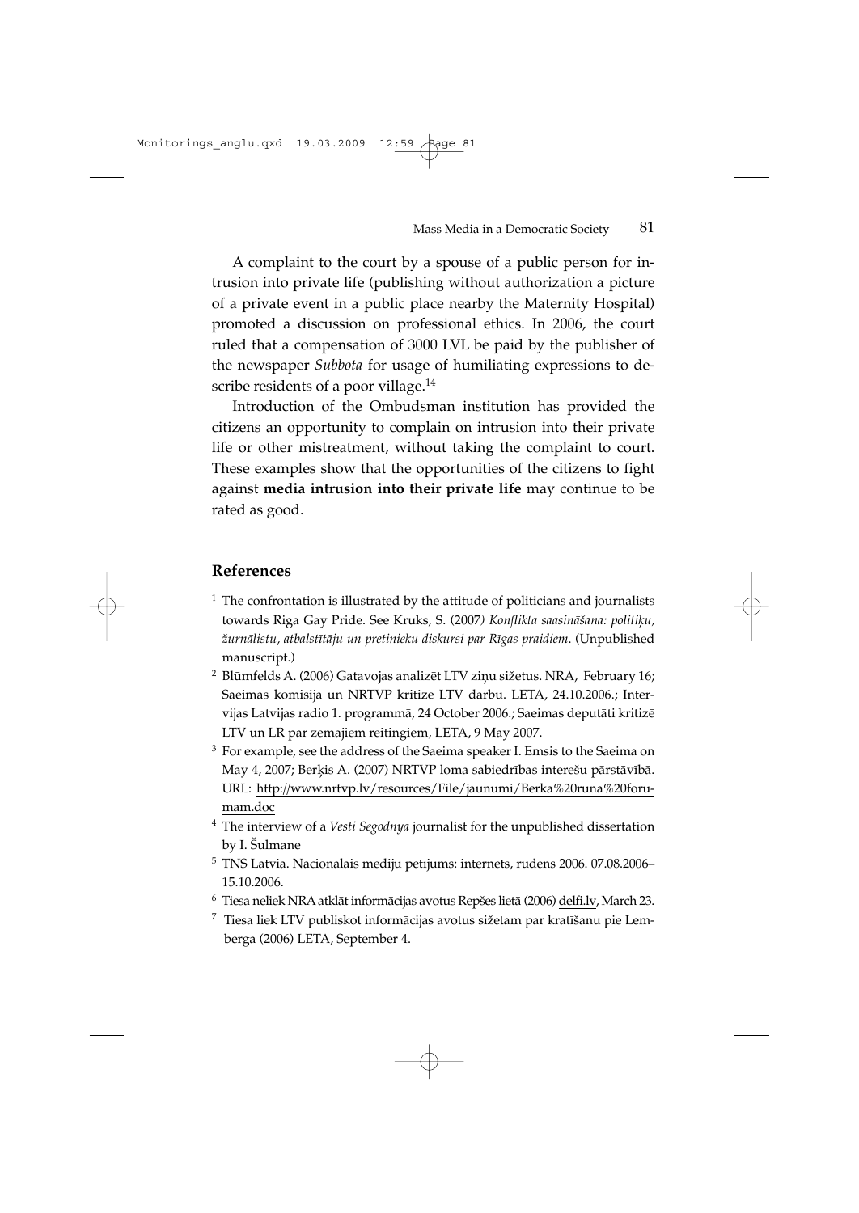A complaint to the court by a spouse of a public person for intrusion into private life (publishing without authorization a picture of a private event in a public place nearby the Maternity Hospital) promoted a discussion on professional ethics. In 2006, the court ruled that a compensation of 3000 LVL be paid by the publisher of the newspaper *Subbota* for usage of humiliating expressions to describe residents of a poor village.[14]

Introduction of the Ombudsman institution has provided the citizens an opportunity to complain on intrusion into their private life or other mistreatment, without taking the complaint to court. These examples show that the opportunities of the citizens to fight against **media intrusion into their private life** may continue to be rated as good.

## References

[1] The confrontation is illustrated by the attitude of politicians and journalists towards Riga Gay Pride. See Kruks, S. (2007*) Konflikta saasināšana: politiķu, žurnālistu, atbalstītāju un pretinieku diskursi par Rīgas praidiem*. (Unpublished manuscript.)

[2] Blūmfelds A. (2006) Gatavojas analizēt LTV ziņu sižetus. NRA, February 16; Saeimas komisija un NRTVP kritizē LTV darbu. LETA, 24.10.2006.; Intervijas Latvijas radio 1. programmā, 24 October 2006.; Saeimas deputāti kritizē LTV un LR par zemajiem reitingiem, LETA, 9 May 2007.

[3] For example, see the address of the Saeima speaker I. Emsis to the Saeima on May 4, 2007; Berķis A. (2007) NRTVP loma sabiedrības interešu pārstāvībā. URL: http://www.nrtvp.lv/resources/File/jaunumi/Berka%20runa%20forumam.doc

[4] The interview of a *Vesti Segodnya* journalist for the unpublished dissertation by I. Šulmane

[5] TNS Latvia. Nacionālais mediju pētījums: internets, rudens 2006. 07.08.2006–15.10.2006.

[6] Tiesa neliek NRA atklāt informācijas avotus Repšes lietā (2006) delfi.lv, March 23.

[7] Tiesa liek LTV publiskot informācijas avotus sižetam par kratīšanu pie Lemberga (2006) LETA, September 4.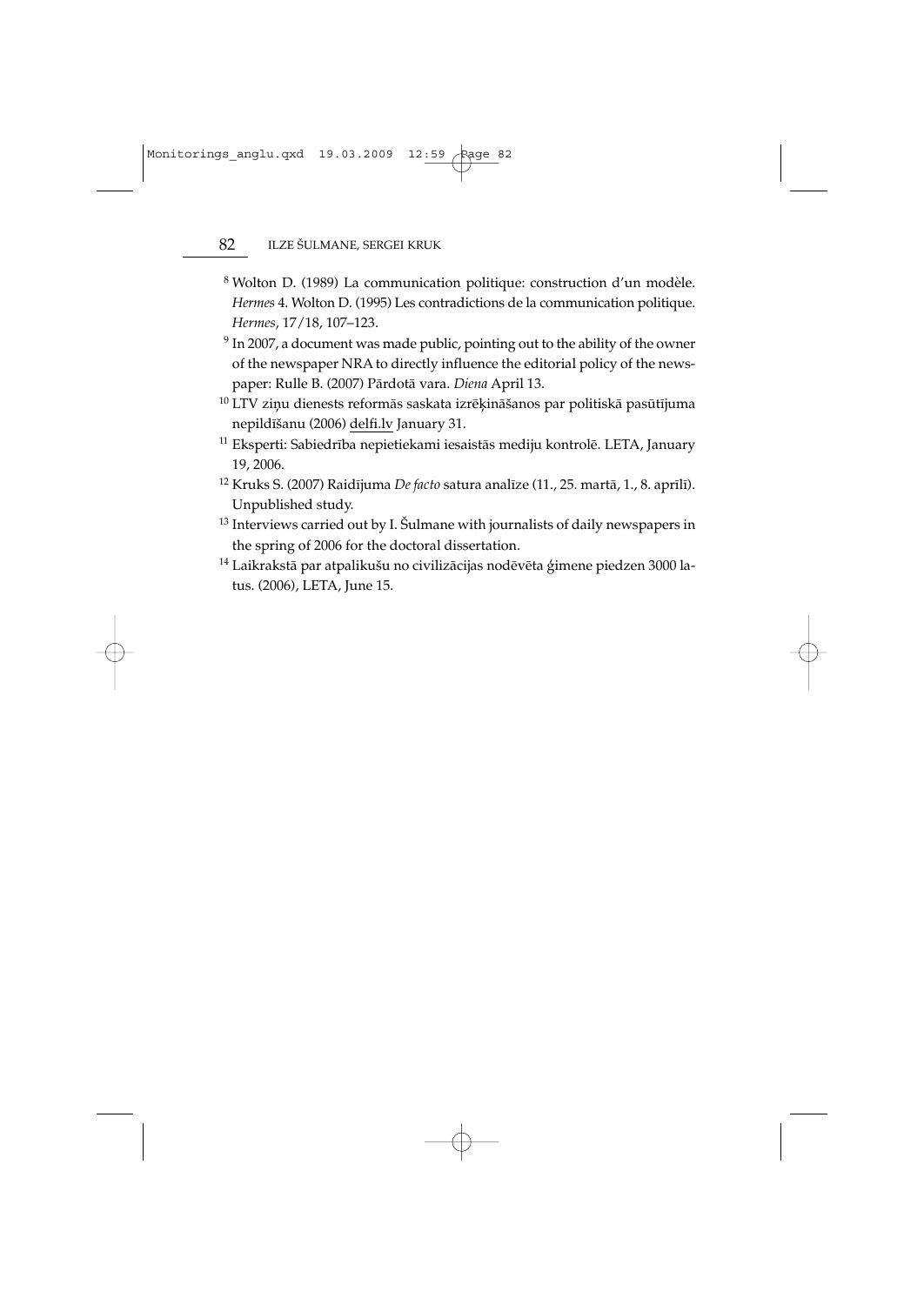[8] Wolton D. (1989) La communication politique: construction d'un modèle. *Hermes* 4. Wolton D. (1995) Les contradictions de la communication politique. *Hermes*, 17/18, 107–123.

[9] In 2007, a document was made public, pointing out to the ability of the owner of the newspaper NRA to directly influence the editorial policy of the newspaper: Rulle B. (2007) Pārdotā vara. *Diena* April 13.

[10] LTV ziņu dienests reformās saskata izrēķināšanos par politiskā pasūtījuma nepildīšanu (2006) delfi.lv January 31.

[11] Eksperti: Sabiedrība nepietiekami iesaistās mediju kontrolē. LETA, January 19, 2006.

[12] Kruks S. (2007) Raidījuma *De facto* satura analīze (11., 25. martā, 1., 8. aprīlī). Unpublished study.

[13] Interviews carried out by I. Šulmane with journalists of daily newspapers in the spring of 2006 for the doctoral dissertation.

[14] Laikrakstā par atpalikušu no civilizācijas nodēvēta ģimene piedzen 3000 latus. (2006), LETA, June 15.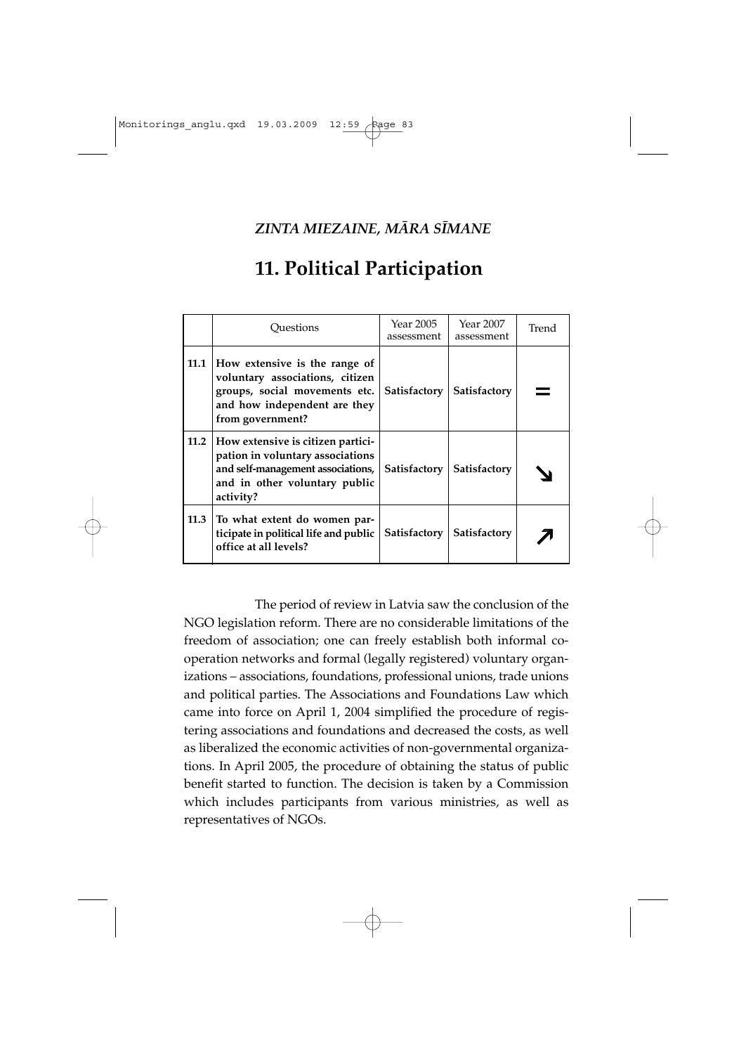*ZINTA MIEZAINE, MĀRA SĪMANE*

# 11. Political Participation

| | Questions | Year 2005 assessment | Year 2007 assessment | Trend |
|---|---|---|---|---|
| **11.1** | **How extensive is the range of voluntary associations, citizen groups, social movements etc. and how independent are they from government?** | **Satisfactory** | **Satisfactory** | = |
| **11.2** | **How extensive is citizen participation in voluntary associations and self-management associations, and in other voluntary public activity?** | **Satisfactory** | **Satisfactory** | ↘ |
| **11.3** | **To what extent do women participate in political life and public office at all levels?** | **Satisfactory** | **Satisfactory** | ↗ |

The period of review in Latvia saw the conclusion of the NGO legislation reform. There are no considerable limitations of the freedom of association; one can freely establish both informal co-operation networks and formal (legally registered) voluntary organizations – associations, foundations, professional unions, trade unions and political parties. The Associations and Foundations Law which came into force on April 1, 2004 simplified the procedure of registering associations and foundations and decreased the costs, as well as liberalized the economic activities of non-governmental organizations. In April 2005, the procedure of obtaining the status of public benefit started to function. The decision is taken by a Commission which includes participants from various ministries, as well as representatives of NGOs.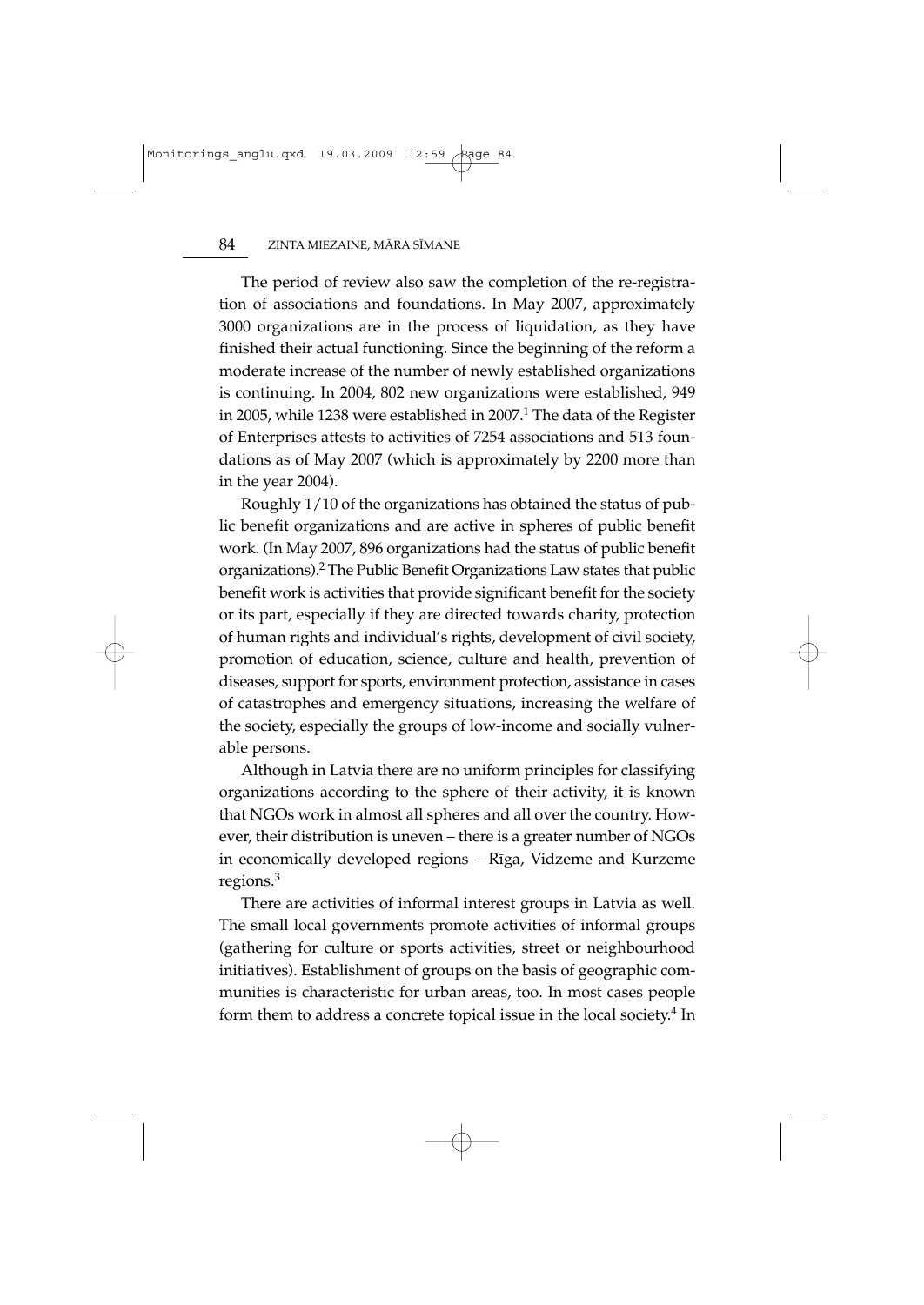The period of review also saw the completion of the re-registration of associations and foundations. In May 2007, approximately 3000 organizations are in the process of liquidation, as they have finished their actual functioning. Since the beginning of the reform a moderate increase of the number of newly established organizations is continuing. In 2004, 802 new organizations were established, 949 in 2005, while 1238 were established in 2007.[1] The data of the Register of Enterprises attests to activities of 7254 associations and 513 foundations as of May 2007 (which is approximately by 2200 more than in the year 2004).

Roughly 1/10 of the organizations has obtained the status of public benefit organizations and are active in spheres of public benefit work. (In May 2007, 896 organizations had the status of public benefit organizations).[2] The Public Benefit Organizations Law states that public benefit work is activities that provide significant benefit for the society or its part, especially if they are directed towards charity, protection of human rights and individual's rights, development of civil society, promotion of education, science, culture and health, prevention of diseases, support for sports, environment protection, assistance in cases of catastrophes and emergency situations, increasing the welfare of the society, especially the groups of low-income and socially vulnerable persons.

Although in Latvia there are no uniform principles for classifying organizations according to the sphere of their activity, it is known that NGOs work in almost all spheres and all over the country. However, their distribution is uneven – there is a greater number of NGOs in economically developed regions – Rīga, Vidzeme and Kurzeme regions.[3]

There are activities of informal interest groups in Latvia as well. The small local governments promote activities of informal groups (gathering for culture or sports activities, street or neighbourhood initiatives). Establishment of groups on the basis of geographic communities is characteristic for urban areas, too. In most cases people form them to address a concrete topical issue in the local society.[4] In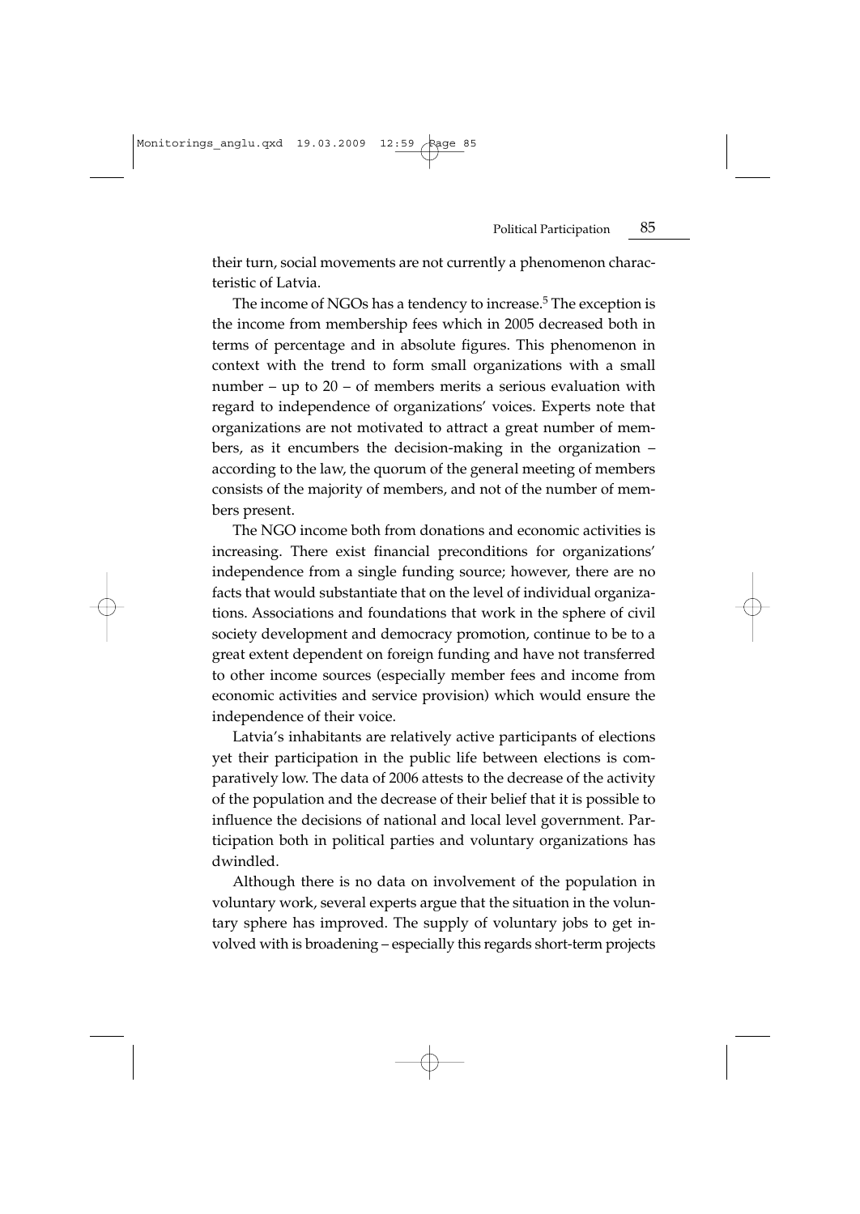their turn, social movements are not currently a phenomenon characteristic of Latvia.

The income of NGOs has a tendency to increase.[5] The exception is the income from membership fees which in 2005 decreased both in terms of percentage and in absolute figures. This phenomenon in context with the trend to form small organizations with a small number – up to 20 – of members merits a serious evaluation with regard to independence of organizations' voices. Experts note that organizations are not motivated to attract a great number of members, as it encumbers the decision-making in the organization – according to the law, the quorum of the general meeting of members consists of the majority of members, and not of the number of members present.

The NGO income both from donations and economic activities is increasing. There exist financial preconditions for organizations' independence from a single funding source; however, there are no facts that would substantiate that on the level of individual organizations. Associations and foundations that work in the sphere of civil society development and democracy promotion, continue to be to a great extent dependent on foreign funding and have not transferred to other income sources (especially member fees and income from economic activities and service provision) which would ensure the independence of their voice.

Latvia's inhabitants are relatively active participants of elections yet their participation in the public life between elections is comparatively low. The data of 2006 attests to the decrease of the activity of the population and the decrease of their belief that it is possible to influence the decisions of national and local level government. Participation both in political parties and voluntary organizations has dwindled.

Although there is no data on involvement of the population in voluntary work, several experts argue that the situation in the voluntary sphere has improved. The supply of voluntary jobs to get involved with is broadening – especially this regards short-term projects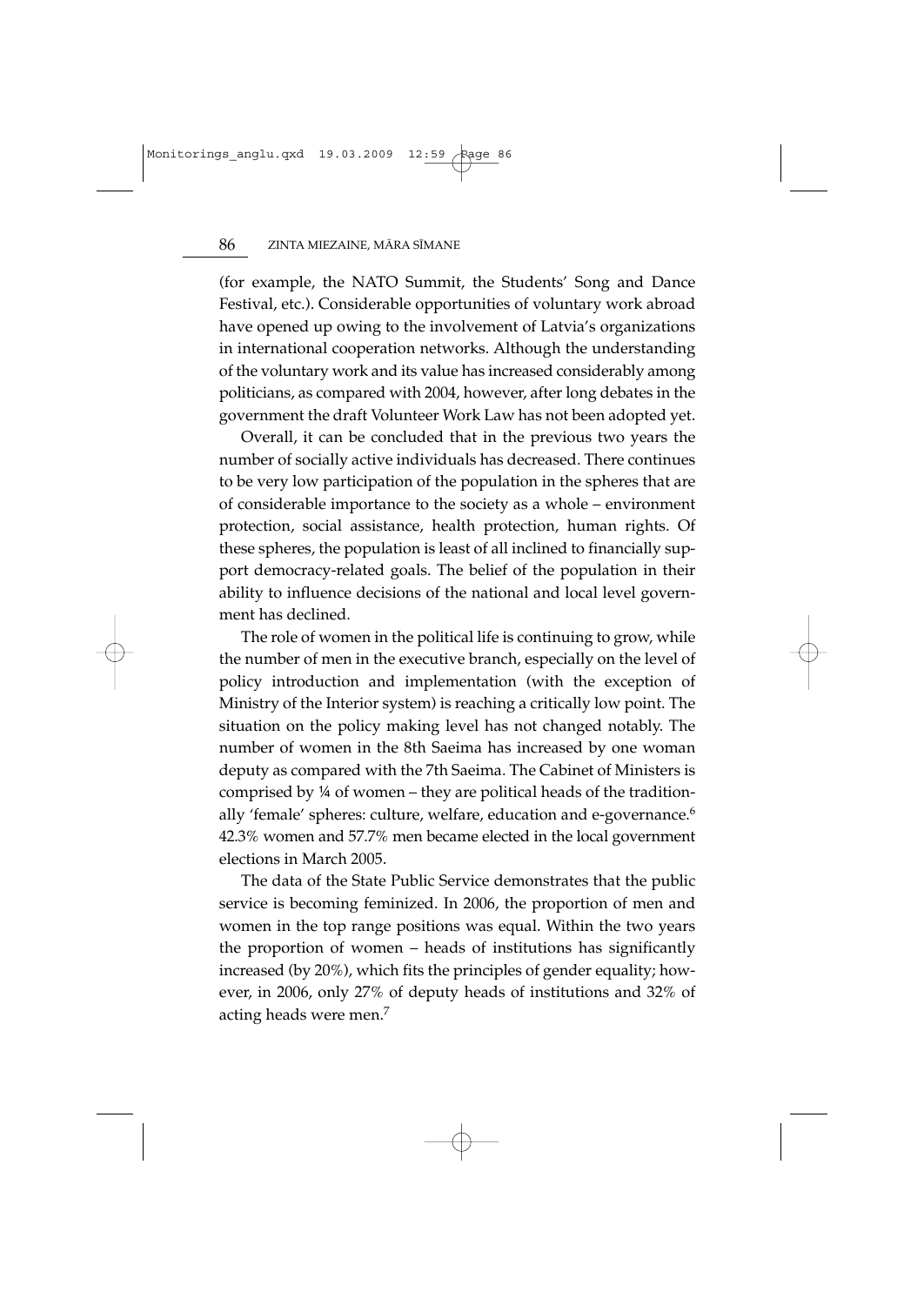(for example, the NATO Summit, the Students' Song and Dance Festival, etc.). Considerable opportunities of voluntary work abroad have opened up owing to the involvement of Latvia's organizations in international cooperation networks. Although the understanding of the voluntary work and its value has increased considerably among politicians, as compared with 2004, however, after long debates in the government the draft Volunteer Work Law has not been adopted yet.

Overall, it can be concluded that in the previous two years the number of socially active individuals has decreased. There continues to be very low participation of the population in the spheres that are of considerable importance to the society as a whole – environment protection, social assistance, health protection, human rights. Of these spheres, the population is least of all inclined to financially support democracy-related goals. The belief of the population in their ability to influence decisions of the national and local level government has declined.

The role of women in the political life is continuing to grow, while the number of men in the executive branch, especially on the level of policy introduction and implementation (with the exception of Ministry of the Interior system) is reaching a critically low point. The situation on the policy making level has not changed notably. The number of women in the 8th Saeima has increased by one woman deputy as compared with the 7th Saeima. The Cabinet of Ministers is comprised by ¼ of women – they are political heads of the traditionally 'female' spheres: culture, welfare, education and e-governance.[6] 42.3% women and 57.7% men became elected in the local government elections in March 2005.

The data of the State Public Service demonstrates that the public service is becoming feminized. In 2006, the proportion of men and women in the top range positions was equal. Within the two years the proportion of women – heads of institutions has significantly increased (by 20%), which fits the principles of gender equality; however, in 2006, only 27% of deputy heads of institutions and 32% of acting heads were men.[7]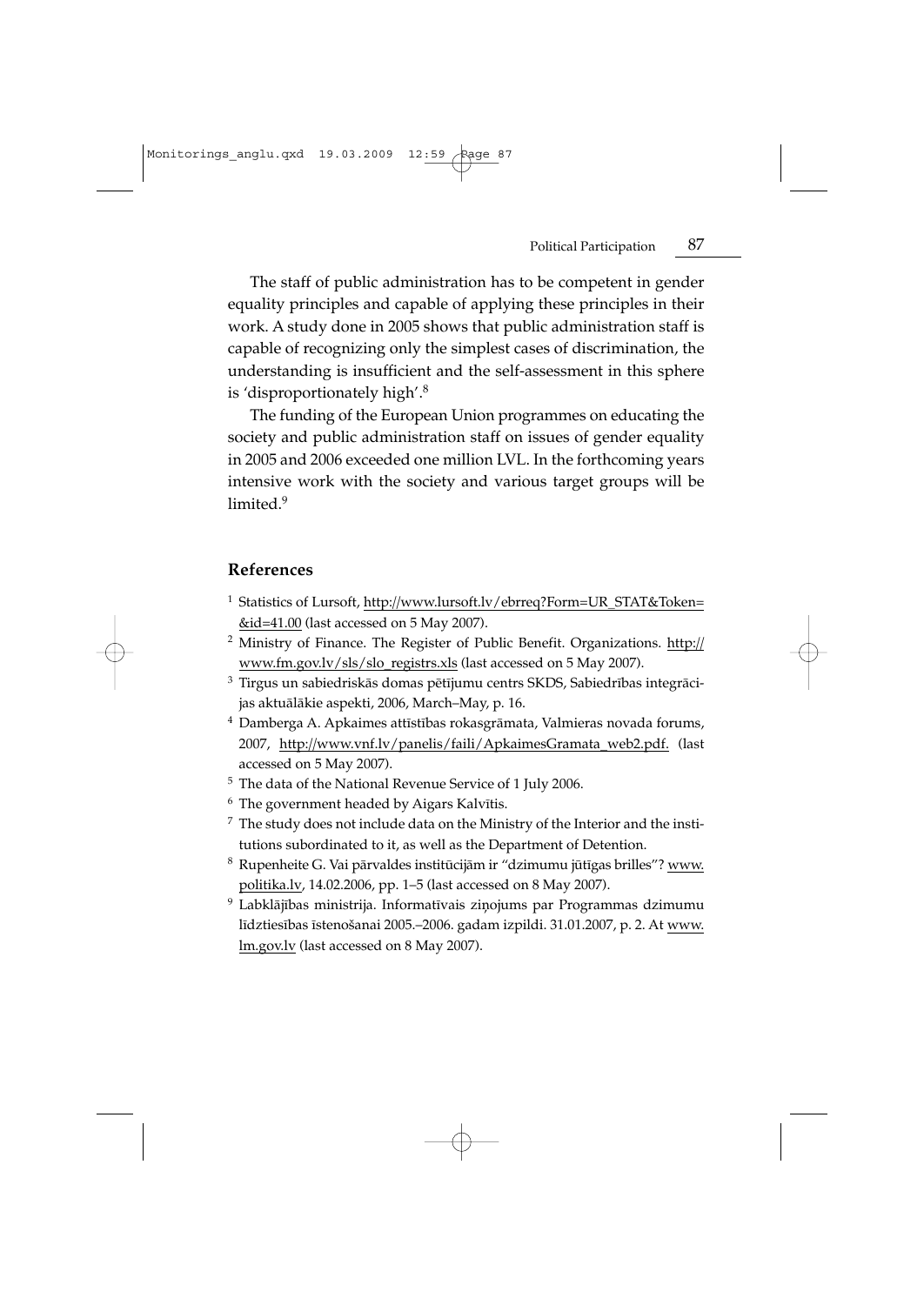The staff of public administration has to be competent in gender equality principles and capable of applying these principles in their work. A study done in 2005 shows that public administration staff is capable of recognizing only the simplest cases of discrimination, the understanding is insufficient and the self-assessment in this sphere is 'disproportionately high'.[8]

The funding of the European Union programmes on educating the society and public administration staff on issues of gender equality in 2005 and 2006 exceeded one million LVL. In the forthcoming years intensive work with the society and various target groups will be limited.[9]

## References

1. Statistics of Lursoft, http://www.lursoft.lv/ebrreq?Form=UR_STAT&Token=&id=41.00 (last accessed on 5 May 2007).
2. Ministry of Finance. The Register of Public Benefit. Organizations. http://www.fm.gov.lv/sls/slo_registrs.xls (last accessed on 5 May 2007).
3. Tirgus un sabiedriskās domas pētījumu centrs SKDS, Sabiedrības integrācijas aktuālākie aspekti, 2006, March–May, p. 16.
4. Damberga A. Apkaimes attīstības rokasgrāmata, Valmieras novada forums, 2007, http://www.vnf.lv/panelis/faili/ApkaimesGramata_web2.pdf. (last accessed on 5 May 2007).
5. The data of the National Revenue Service of 1 July 2006.
6. The government headed by Aigars Kalvītis.
7. The study does not include data on the Ministry of the Interior and the institutions subordinated to it, as well as the Department of Detention.
8. Rupenheite G. Vai pārvaldes institūcijām ir "dzimumu jūtīgas brilles"? www.politika.lv, 14.02.2006, pp. 1–5 (last accessed on 8 May 2007).
9. Labklājības ministrija. Informatīvais ziņojums par Programmas dzimumu līdztiesības īstenošanai 2005.–2006. gadam izpildi. 31.01.2007, p. 2. At www.lm.gov.lv (last accessed on 8 May 2007).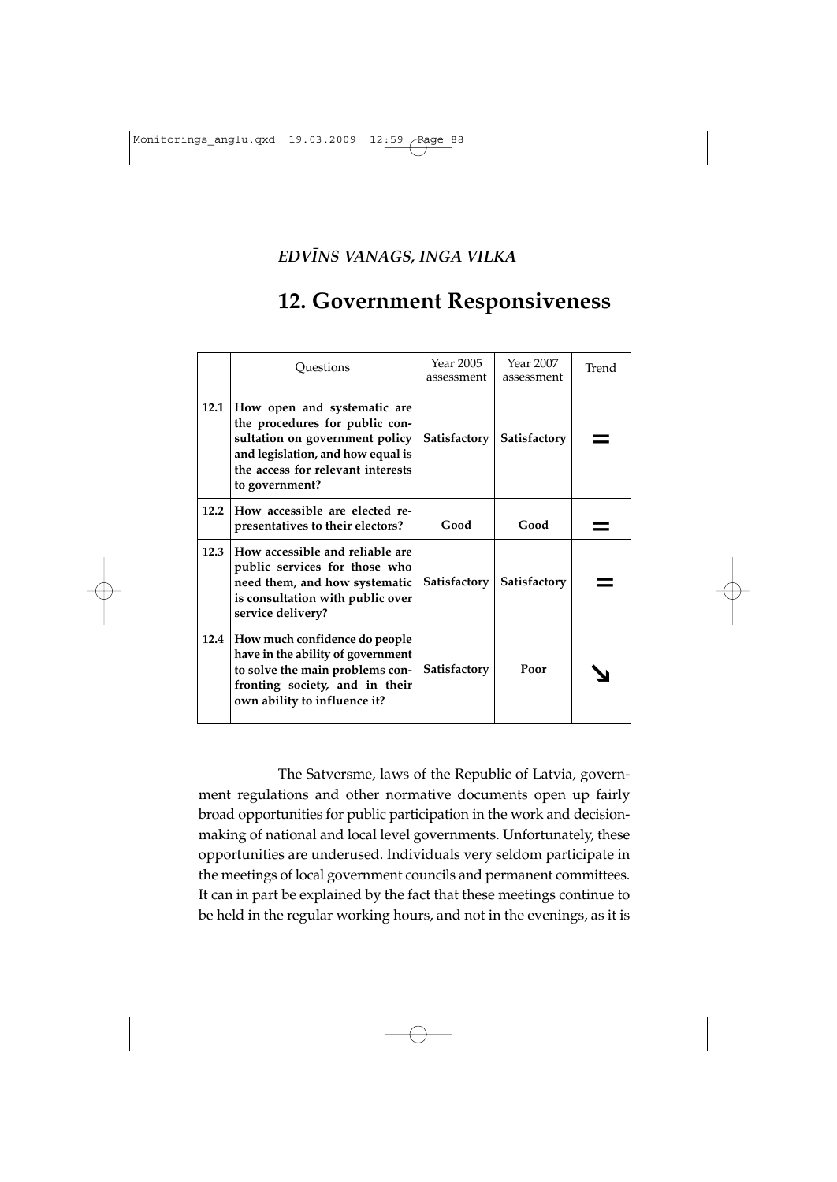*EDVĪNS VANAGS, INGA VILKA*

# 12. Government Responsiveness

| | Questions | Year 2005 assessment | Year 2007 assessment | Trend |
|---|---|---|---|---|
| **12.1** | **How open and systematic are the procedures for public consultation on government policy and legislation, and how equal is the access for relevant interests to government?** | **Satisfactory** | **Satisfactory** | = |
| **12.2** | **How accessible are elected representatives to their electors?** | **Good** | **Good** | = |
| **12.3** | **How accessible and reliable are public services for those who need them, and how systematic is consultation with public over service delivery?** | **Satisfactory** | **Satisfactory** | = |
| **12.4** | **How much confidence do people have in the ability of government to solve the main problems confronting society, and in their own ability to influence it?** | **Satisfactory** | **Poor** | ↘ |

The Satversme, laws of the Republic of Latvia, government regulations and other normative documents open up fairly broad opportunities for public participation in the work and decision-making of national and local level governments. Unfortunately, these opportunities are underused. Individuals very seldom participate in the meetings of local government councils and permanent committees. It can in part be explained by the fact that these meetings continue to be held in the regular working hours, and not in the evenings, as it is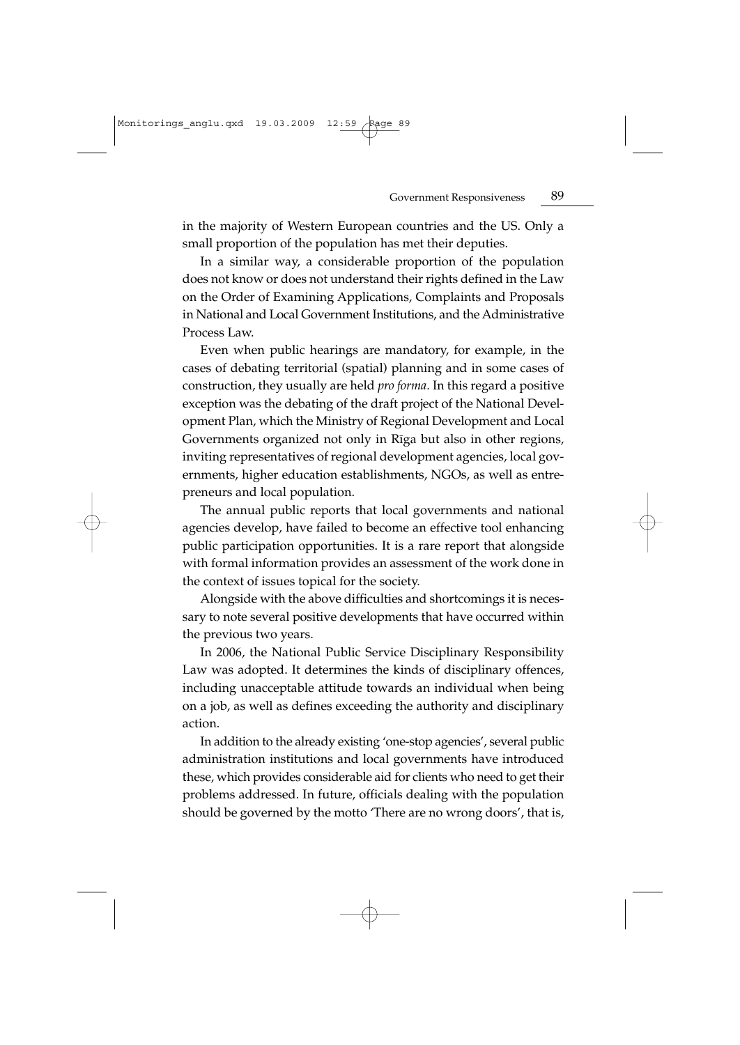in the majority of Western European countries and the US. Only a small proportion of the population has met their deputies.

In a similar way, a considerable proportion of the population does not know or does not understand their rights defined in the Law on the Order of Examining Applications, Complaints and Proposals in National and Local Government Institutions, and the Administrative Process Law.

Even when public hearings are mandatory, for example, in the cases of debating territorial (spatial) planning and in some cases of construction, they usually are held *pro forma*. In this regard a positive exception was the debating of the draft project of the National Development Plan, which the Ministry of Regional Development and Local Governments organized not only in Rīga but also in other regions, inviting representatives of regional development agencies, local governments, higher education establishments, NGOs, as well as entrepreneurs and local population.

The annual public reports that local governments and national agencies develop, have failed to become an effective tool enhancing public participation opportunities. It is a rare report that alongside with formal information provides an assessment of the work done in the context of issues topical for the society.

Alongside with the above difficulties and shortcomings it is necessary to note several positive developments that have occurred within the previous two years.

In 2006, the National Public Service Disciplinary Responsibility Law was adopted. It determines the kinds of disciplinary offences, including unacceptable attitude towards an individual when being on a job, as well as defines exceeding the authority and disciplinary action.

In addition to the already existing 'one-stop agencies', several public administration institutions and local governments have introduced these, which provides considerable aid for clients who need to get their problems addressed. In future, officials dealing with the population should be governed by the motto 'There are no wrong doors', that is,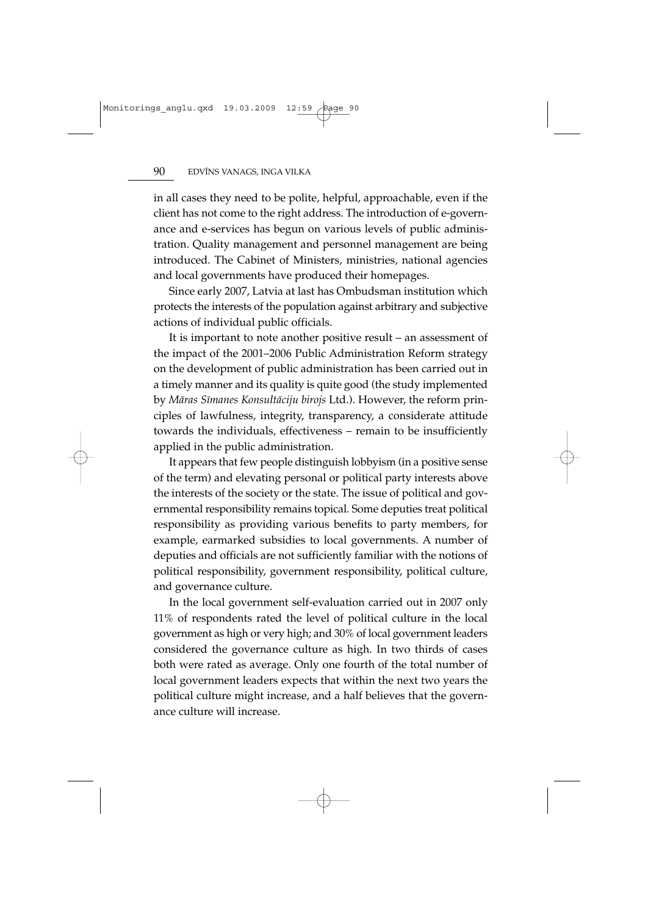in all cases they need to be polite, helpful, approachable, even if the client has not come to the right address. The introduction of e-governance and e-services has begun on various levels of public administration. Quality management and personnel management are being introduced. The Cabinet of Ministers, ministries, national agencies and local governments have produced their homepages.

Since early 2007, Latvia at last has Ombudsman institution which protects the interests of the population against arbitrary and subjective actions of individual public officials.

It is important to note another positive result – an assessment of the impact of the 2001–2006 Public Administration Reform strategy on the development of public administration has been carried out in a timely manner and its quality is quite good (the study implemented by *Māras Sīmanes Konsultāciju birojs* Ltd.). However, the reform principles of lawfulness, integrity, transparency, a considerate attitude towards the individuals, effectiveness – remain to be insufficiently applied in the public administration.

It appears that few people distinguish lobbyism (in a positive sense of the term) and elevating personal or political party interests above the interests of the society or the state. The issue of political and governmental responsibility remains topical. Some deputies treat political responsibility as providing various benefits to party members, for example, earmarked subsidies to local governments. A number of deputies and officials are not sufficiently familiar with the notions of political responsibility, government responsibility, political culture, and governance culture.

In the local government self-evaluation carried out in 2007 only 11% of respondents rated the level of political culture in the local government as high or very high; and 30% of local government leaders considered the governance culture as high. In two thirds of cases both were rated as average. Only one fourth of the total number of local government leaders expects that within the next two years the political culture might increase, and a half believes that the governance culture will increase.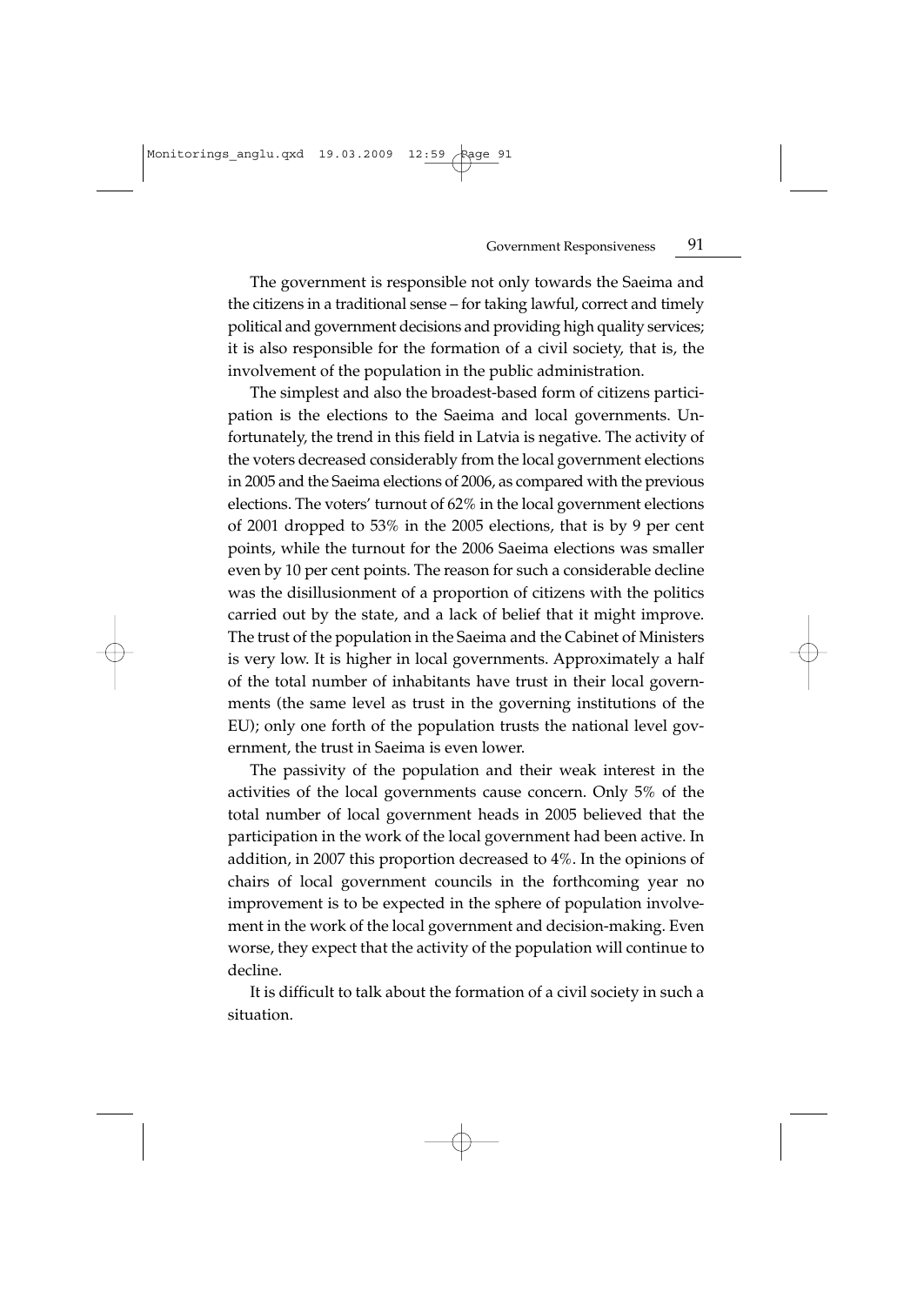The government is responsible not only towards the Saeima and the citizens in a traditional sense – for taking lawful, correct and timely political and government decisions and providing high quality services; it is also responsible for the formation of a civil society, that is, the involvement of the population in the public administration.

The simplest and also the broadest-based form of citizens participation is the elections to the Saeima and local governments. Unfortunately, the trend in this field in Latvia is negative. The activity of the voters decreased considerably from the local government elections in 2005 and the Saeima elections of 2006, as compared with the previous elections. The voters' turnout of 62% in the local government elections of 2001 dropped to 53% in the 2005 elections, that is by 9 per cent points, while the turnout for the 2006 Saeima elections was smaller even by 10 per cent points. The reason for such a considerable decline was the disillusionment of a proportion of citizens with the politics carried out by the state, and a lack of belief that it might improve. The trust of the population in the Saeima and the Cabinet of Ministers is very low. It is higher in local governments. Approximately a half of the total number of inhabitants have trust in their local governments (the same level as trust in the governing institutions of the EU); only one forth of the population trusts the national level government, the trust in Saeima is even lower.

The passivity of the population and their weak interest in the activities of the local governments cause concern. Only 5% of the total number of local government heads in 2005 believed that the participation in the work of the local government had been active. In addition, in 2007 this proportion decreased to 4%. In the opinions of chairs of local government councils in the forthcoming year no improvement is to be expected in the sphere of population involvement in the work of the local government and decision-making. Even worse, they expect that the activity of the population will continue to decline.

It is difficult to talk about the formation of a civil society in such a situation.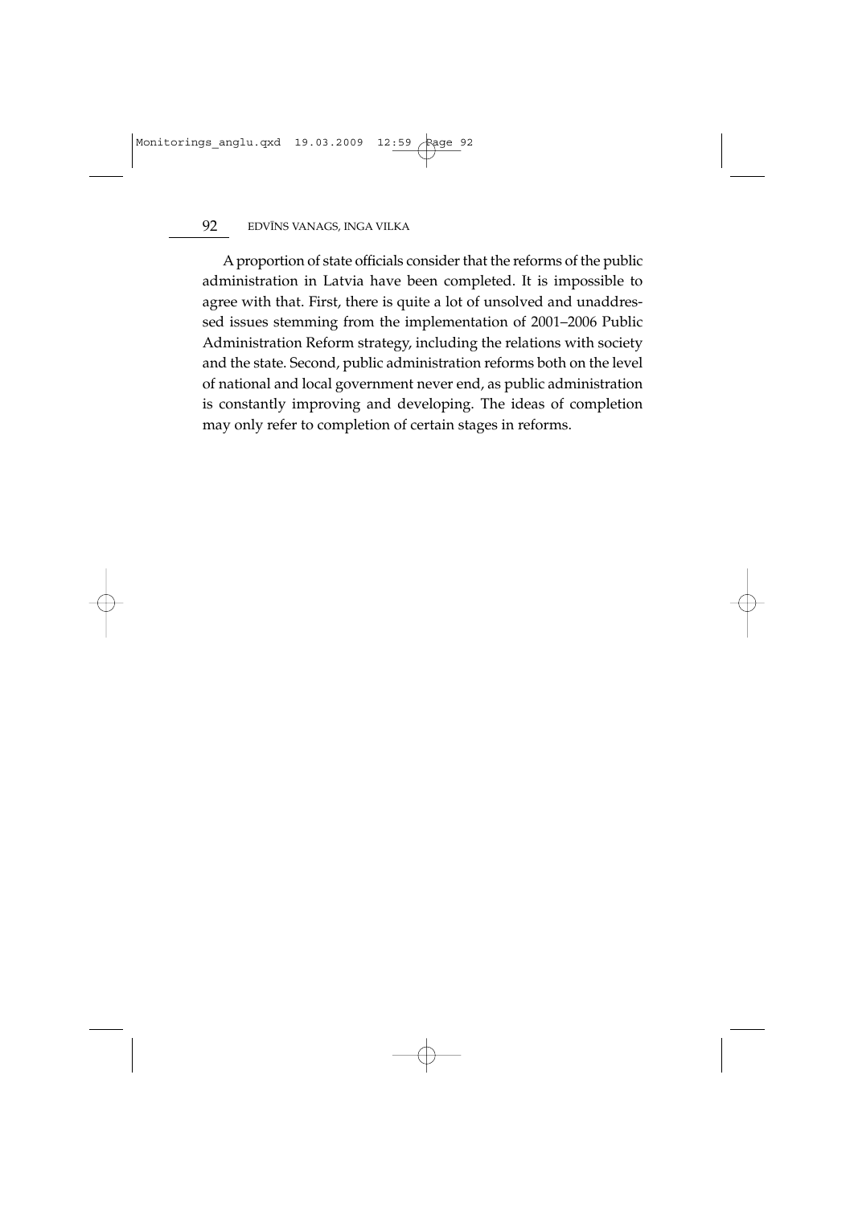A proportion of state officials consider that the reforms of the public administration in Latvia have been completed. It is impossible to agree with that. First, there is quite a lot of unsolved and unaddressed issues stemming from the implementation of 2001–2006 Public Administration Reform strategy, including the relations with society and the state. Second, public administration reforms both on the level of national and local government never end, as public administration is constantly improving and developing. The ideas of completion may only refer to completion of certain stages in reforms.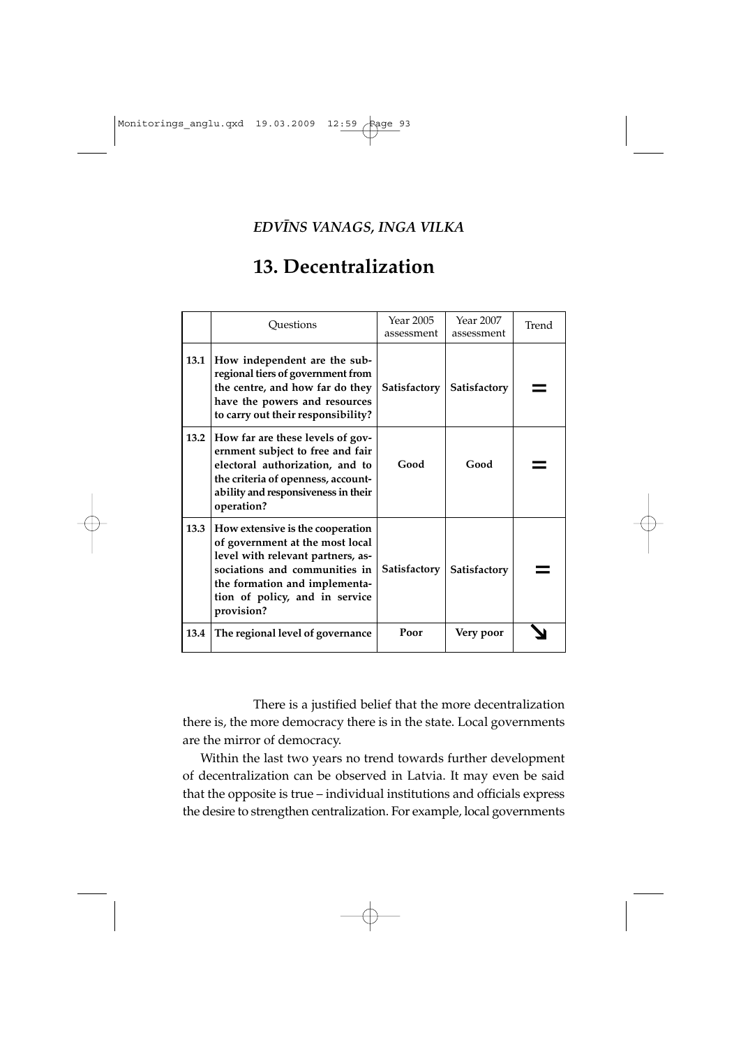*EDVĪNS VANAGS, INGA VILKA*

# 13. Decentralization

| | Questions | Year 2005 assessment | Year 2007 assessment | Trend |
|---|---|---|---|---|
| **13.1** | **How independent are the sub-regional tiers of government from the centre, and how far do they have the powers and resources to carry out their responsibility?** | **Satisfactory** | **Satisfactory** | = |
| **13.2** | **How far are these levels of government subject to free and fair electoral authorization, and to the criteria of openness, accountability and responsiveness in their operation?** | **Good** | **Good** | = |
| **13.3** | **How extensive is the cooperation of government at the most local level with relevant partners, associations and communities in the formation and implementation of policy, and in service provision?** | **Satisfactory** | **Satisfactory** | = |
| **13.4** | **The regional level of governance** | **Poor** | **Very poor** | ↘ |

There is a justified belief that the more decentralization there is, the more democracy there is in the state. Local governments are the mirror of democracy.

Within the last two years no trend towards further development of decentralization can be observed in Latvia. It may even be said that the opposite is true – individual institutions and officials express the desire to strengthen centralization. For example, local governments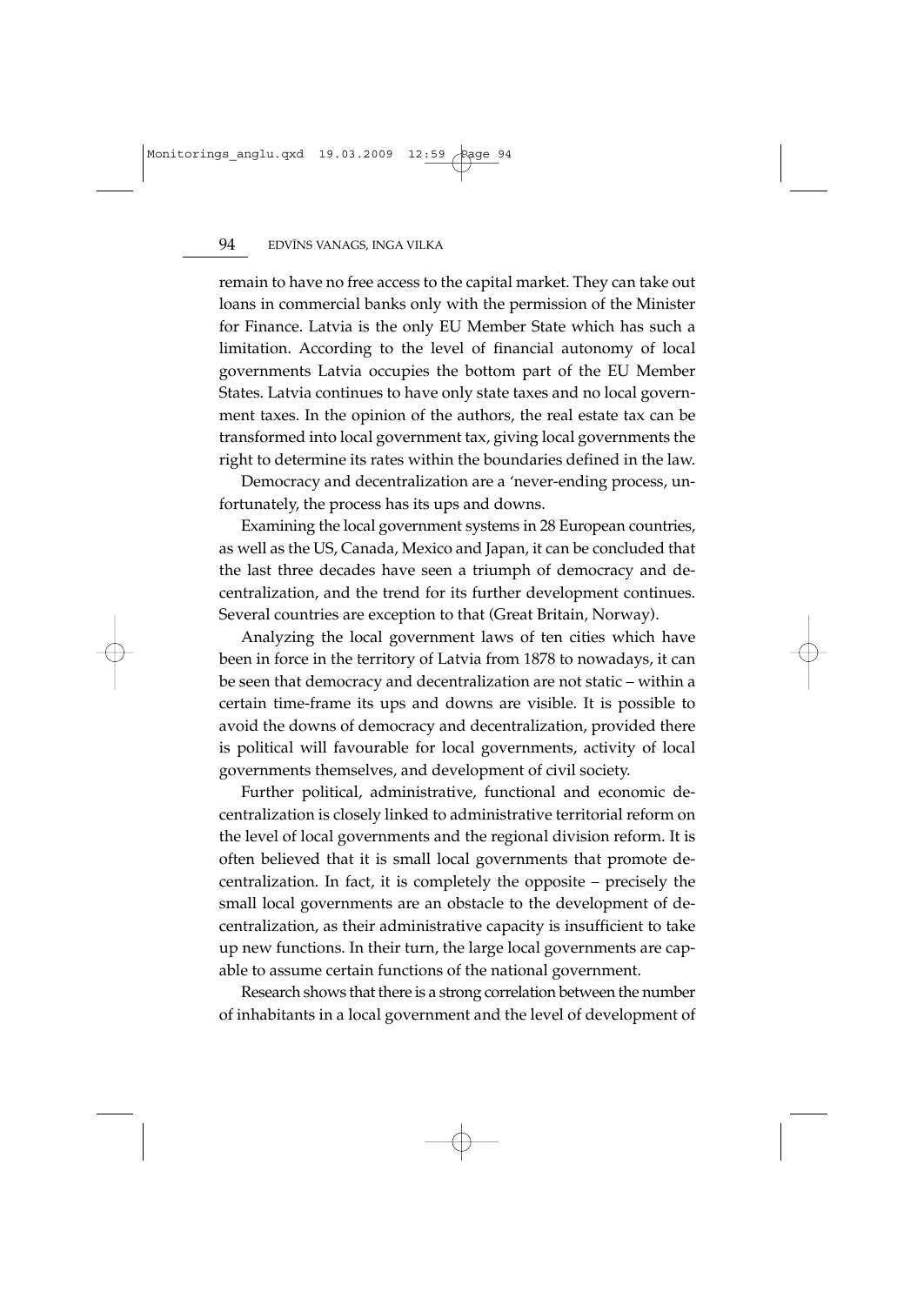remain to have no free access to the capital market. They can take out loans in commercial banks only with the permission of the Minister for Finance. Latvia is the only EU Member State which has such a limitation. According to the level of financial autonomy of local governments Latvia occupies the bottom part of the EU Member States. Latvia continues to have only state taxes and no local government taxes. In the opinion of the authors, the real estate tax can be transformed into local government tax, giving local governments the right to determine its rates within the boundaries defined in the law.

Democracy and decentralization are a 'never-ending process, unfortunately, the process has its ups and downs.

Examining the local government systems in 28 European countries, as well as the US, Canada, Mexico and Japan, it can be concluded that the last three decades have seen a triumph of democracy and decentralization, and the trend for its further development continues. Several countries are exception to that (Great Britain, Norway).

Analyzing the local government laws of ten cities which have been in force in the territory of Latvia from 1878 to nowadays, it can be seen that democracy and decentralization are not static – within a certain time-frame its ups and downs are visible. It is possible to avoid the downs of democracy and decentralization, provided there is political will favourable for local governments, activity of local governments themselves, and development of civil society.

Further political, administrative, functional and economic decentralization is closely linked to administrative territorial reform on the level of local governments and the regional division reform. It is often believed that it is small local governments that promote decentralization. In fact, it is completely the opposite – precisely the small local governments are an obstacle to the development of decentralization, as their administrative capacity is insufficient to take up new functions. In their turn, the large local governments are capable to assume certain functions of the national government.

Research shows that there is a strong correlation between the number of inhabitants in a local government and the level of development of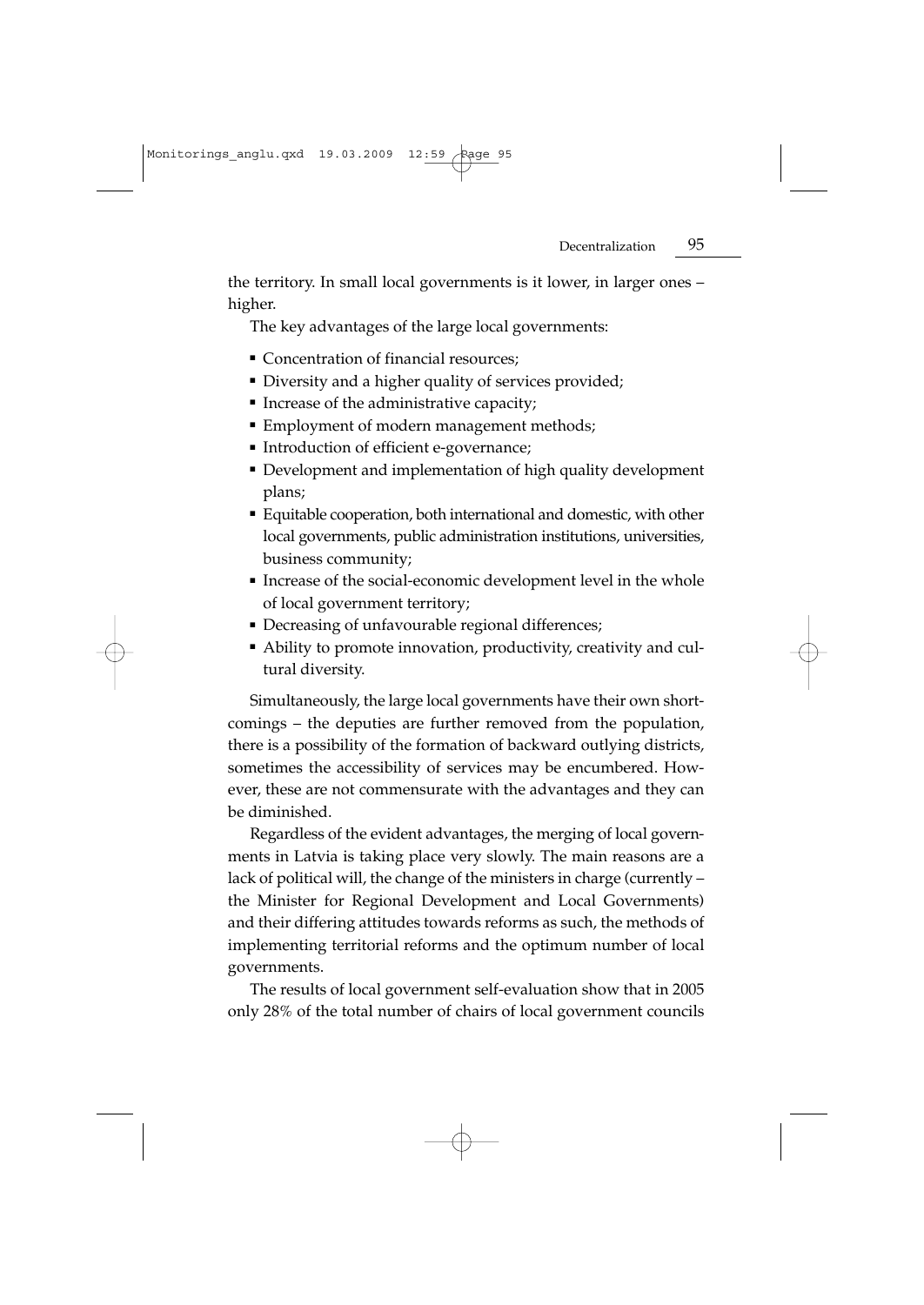the territory. In small local governments is it lower, in larger ones – higher.

The key advantages of the large local governments:

- Concentration of financial resources;
- Diversity and a higher quality of services provided;
- Increase of the administrative capacity;
- Employment of modern management methods;
- Introduction of efficient e-governance;
- Development and implementation of high quality development plans;
- Equitable cooperation, both international and domestic, with other local governments, public administration institutions, universities, business community;
- Increase of the social-economic development level in the whole of local government territory;
- Decreasing of unfavourable regional differences;
- Ability to promote innovation, productivity, creativity and cultural diversity.

Simultaneously, the large local governments have their own shortcomings – the deputies are further removed from the population, there is a possibility of the formation of backward outlying districts, sometimes the accessibility of services may be encumbered. However, these are not commensurate with the advantages and they can be diminished.

Regardless of the evident advantages, the merging of local governments in Latvia is taking place very slowly. The main reasons are a lack of political will, the change of the ministers in charge (currently – the Minister for Regional Development and Local Governments) and their differing attitudes towards reforms as such, the methods of implementing territorial reforms and the optimum number of local governments.

The results of local government self-evaluation show that in 2005 only 28% of the total number of chairs of local government councils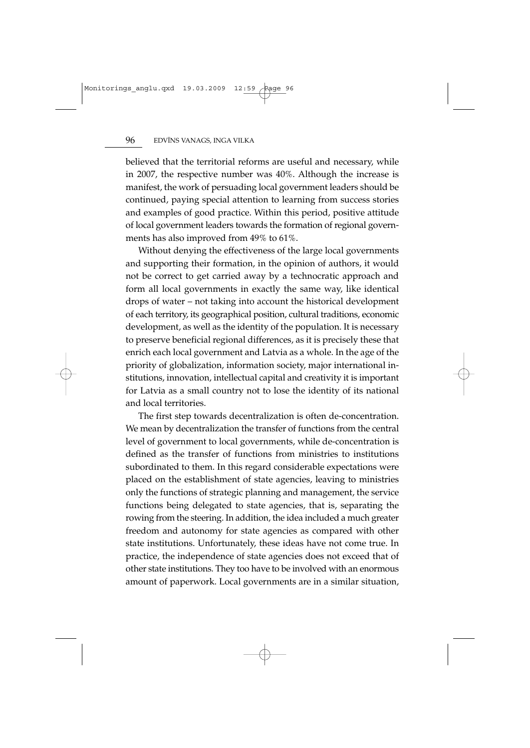believed that the territorial reforms are useful and necessary, while in 2007, the respective number was 40%. Although the increase is manifest, the work of persuading local government leaders should be continued, paying special attention to learning from success stories and examples of good practice. Within this period, positive attitude of local government leaders towards the formation of regional governments has also improved from 49% to 61%.

Without denying the effectiveness of the large local governments and supporting their formation, in the opinion of authors, it would not be correct to get carried away by a technocratic approach and form all local governments in exactly the same way, like identical drops of water – not taking into account the historical development of each territory, its geographical position, cultural traditions, economic development, as well as the identity of the population. It is necessary to preserve beneficial regional differences, as it is precisely these that enrich each local government and Latvia as a whole. In the age of the priority of globalization, information society, major international institutions, innovation, intellectual capital and creativity it is important for Latvia as a small country not to lose the identity of its national and local territories.

The first step towards decentralization is often de-concentration. We mean by decentralization the transfer of functions from the central level of government to local governments, while de-concentration is defined as the transfer of functions from ministries to institutions subordinated to them. In this regard considerable expectations were placed on the establishment of state agencies, leaving to ministries only the functions of strategic planning and management, the service functions being delegated to state agencies, that is, separating the rowing from the steering. In addition, the idea included a much greater freedom and autonomy for state agencies as compared with other state institutions. Unfortunately, these ideas have not come true. In practice, the independence of state agencies does not exceed that of other state institutions. They too have to be involved with an enormous amount of paperwork. Local governments are in a similar situation,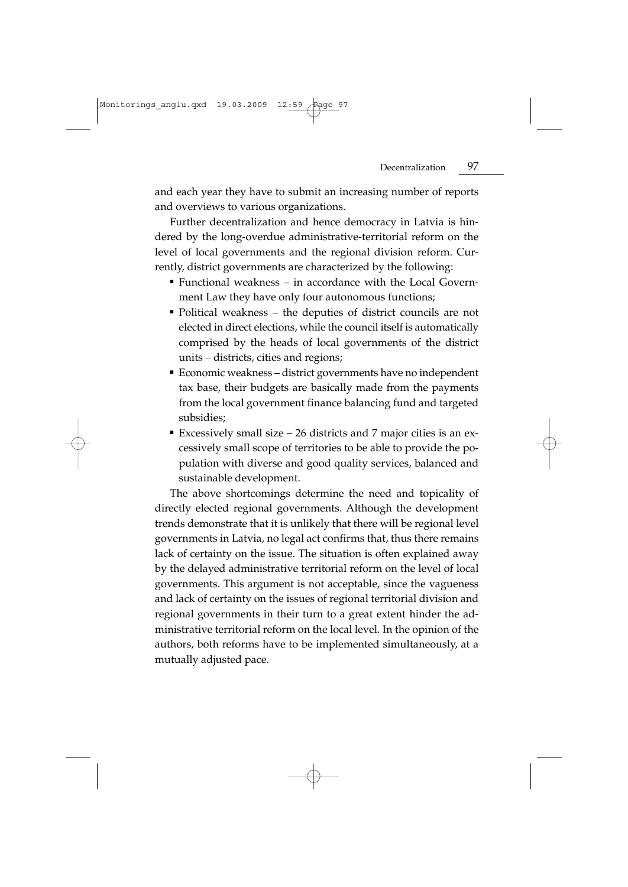and each year they have to submit an increasing number of reports and overviews to various organizations.

Further decentralization and hence democracy in Latvia is hindered by the long-overdue administrative-territorial reform on the level of local governments and the regional division reform. Currently, district governments are characterized by the following:

- Functional weakness – in accordance with the Local Government Law they have only four autonomous functions;
- Political weakness – the deputies of district councils are not elected in direct elections, while the council itself is automatically comprised by the heads of local governments of the district units – districts, cities and regions;
- Economic weakness – district governments have no independent tax base, their budgets are basically made from the payments from the local government finance balancing fund and targeted subsidies;
- Excessively small size – 26 districts and 7 major cities is an excessively small scope of territories to be able to provide the population with diverse and good quality services, balanced and sustainable development.

The above shortcomings determine the need and topicality of directly elected regional governments. Although the development trends demonstrate that it is unlikely that there will be regional level governments in Latvia, no legal act confirms that, thus there remains lack of certainty on the issue. The situation is often explained away by the delayed administrative territorial reform on the level of local governments. This argument is not acceptable, since the vagueness and lack of certainty on the issues of regional territorial division and regional governments in their turn to a great extent hinder the administrative territorial reform on the local level. In the opinion of the authors, both reforms have to be implemented simultaneously, at a mutually adjusted pace.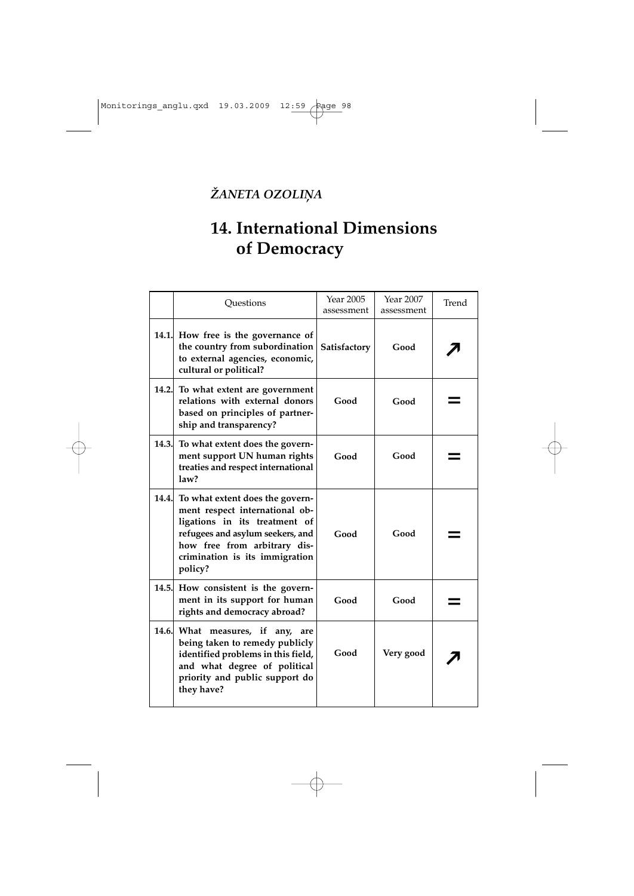*ŽANETA OZOLIŅA*

# 14. International Dimensions of Democracy

| | Questions | Year 2005 assessment | Year 2007 assessment | Trend |
|---|---|---|---|---|
| 14.1. | **How free is the governance of the country from subordination to external agencies, economic, cultural or political?** | **Satisfactory** | **Good** | ↗ |
| 14.2. | **To what extent are government relations with external donors based on principles of partnership and transparency?** | **Good** | **Good** | = |
| 14.3. | **To what extent does the government support UN human rights treaties and respect international law?** | **Good** | **Good** | = |
| 14.4. | **To what extent does the government respect international obligations in its treatment of refugees and asylum seekers, and how free from arbitrary discrimination is its immigration policy?** | **Good** | **Good** | = |
| 14.5. | **How consistent is the government in its support for human rights and democracy abroad?** | **Good** | **Good** | = |
| 14.6. | **What measures, if any, are being taken to remedy publicly identified problems in this field, and what degree of political priority and public support do they have?** | **Good** | **Very good** | ↗ |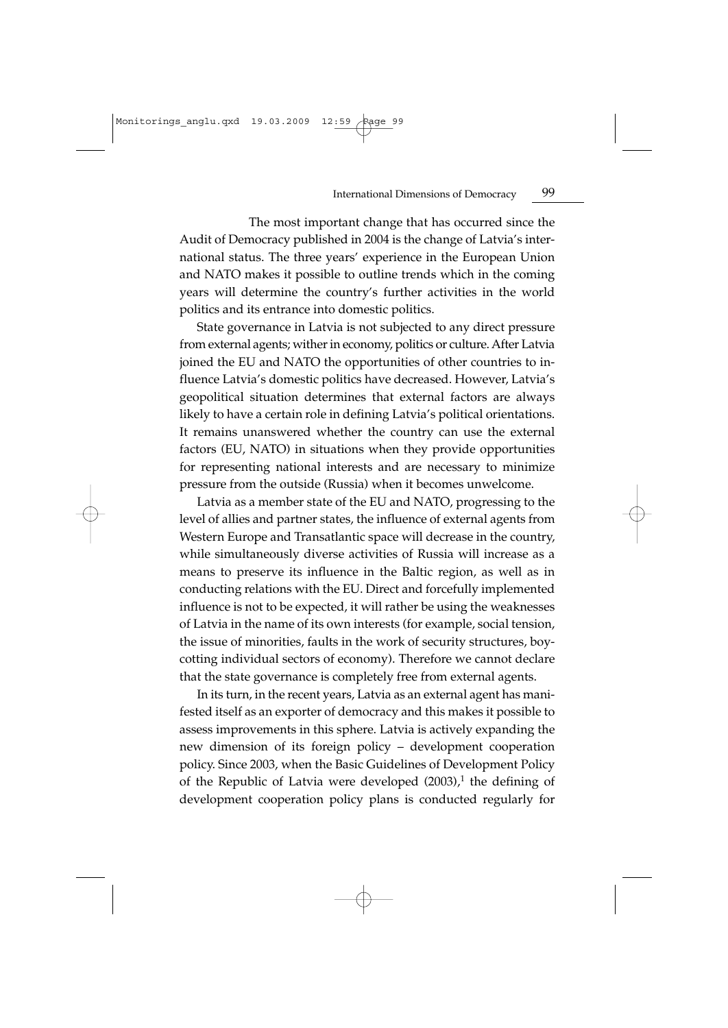The most important change that has occurred since the Audit of Democracy published in 2004 is the change of Latvia's international status. The three years' experience in the European Union and NATO makes it possible to outline trends which in the coming years will determine the country's further activities in the world politics and its entrance into domestic politics.

State governance in Latvia is not subjected to any direct pressure from external agents; wither in economy, politics or culture. After Latvia joined the EU and NATO the opportunities of other countries to influence Latvia's domestic politics have decreased. However, Latvia's geopolitical situation determines that external factors are always likely to have a certain role in defining Latvia's political orientations. It remains unanswered whether the country can use the external factors (EU, NATO) in situations when they provide opportunities for representing national interests and are necessary to minimize pressure from the outside (Russia) when it becomes unwelcome.

Latvia as a member state of the EU and NATO, progressing to the level of allies and partner states, the influence of external agents from Western Europe and Transatlantic space will decrease in the country, while simultaneously diverse activities of Russia will increase as a means to preserve its influence in the Baltic region, as well as in conducting relations with the EU. Direct and forcefully implemented influence is not to be expected, it will rather be using the weaknesses of Latvia in the name of its own interests (for example, social tension, the issue of minorities, faults in the work of security structures, boycotting individual sectors of economy). Therefore we cannot declare that the state governance is completely free from external agents.

In its turn, in the recent years, Latvia as an external agent has manifested itself as an exporter of democracy and this makes it possible to assess improvements in this sphere. Latvia is actively expanding the new dimension of its foreign policy – development cooperation policy. Since 2003, when the Basic Guidelines of Development Policy of the Republic of Latvia were developed (2003),[1] the defining of development cooperation policy plans is conducted regularly for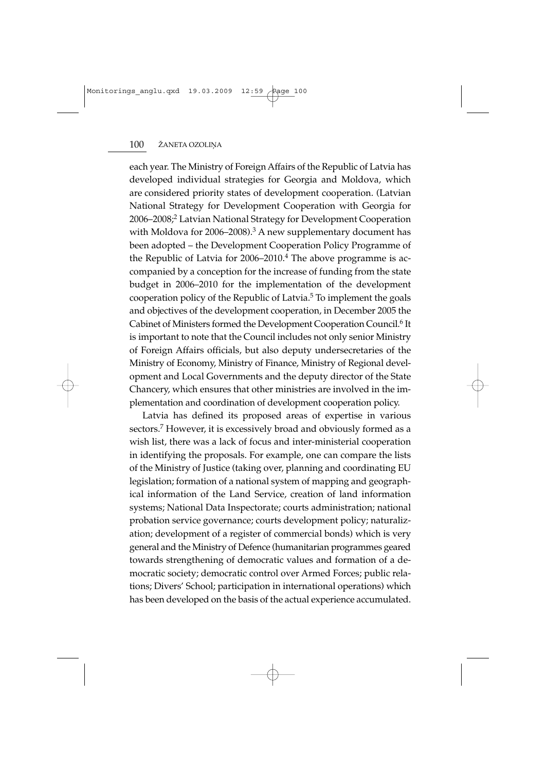each year. The Ministry of Foreign Affairs of the Republic of Latvia has developed individual strategies for Georgia and Moldova, which are considered priority states of development cooperation. (Latvian National Strategy for Development Cooperation with Georgia for 2006–2008;[2] Latvian National Strategy for Development Cooperation with Moldova for 2006–2008).[3] A new supplementary document has been adopted – the Development Cooperation Policy Programme of the Republic of Latvia for 2006–2010.[4] The above programme is accompanied by a conception for the increase of funding from the state budget in 2006–2010 for the implementation of the development cooperation policy of the Republic of Latvia.[5] To implement the goals and objectives of the development cooperation, in December 2005 the Cabinet of Ministers formed the Development Cooperation Council.[6] It is important to note that the Council includes not only senior Ministry of Foreign Affairs officials, but also deputy undersecretaries of the Ministry of Economy, Ministry of Finance, Ministry of Regional development and Local Governments and the deputy director of the State Chancery, which ensures that other ministries are involved in the implementation and coordination of development cooperation policy.

Latvia has defined its proposed areas of expertise in various sectors.[7] However, it is excessively broad and obviously formed as a wish list, there was a lack of focus and inter-ministerial cooperation in identifying the proposals. For example, one can compare the lists of the Ministry of Justice (taking over, planning and coordinating EU legislation; formation of a national system of mapping and geographical information of the Land Service, creation of land information systems; National Data Inspectorate; courts administration; national probation service governance; courts development policy; naturalization; development of a register of commercial bonds) which is very general and the Ministry of Defence (humanitarian programmes geared towards strengthening of democratic values and formation of a democratic society; democratic control over Armed Forces; public relations; Divers' School; participation in international operations) which has been developed on the basis of the actual experience accumulated.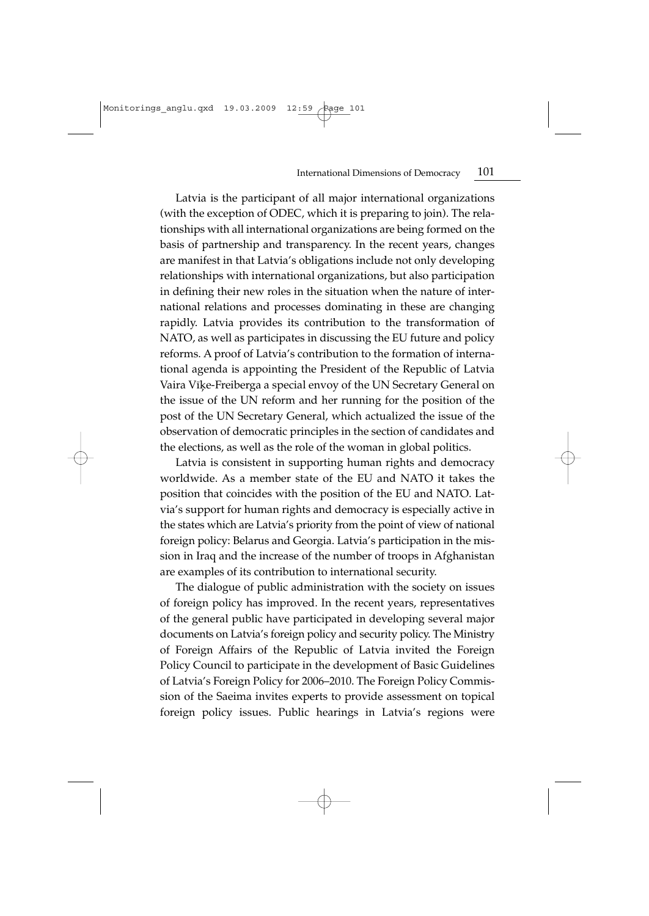Latvia is the participant of all major international organizations (with the exception of ODEC, which it is preparing to join). The relationships with all international organizations are being formed on the basis of partnership and transparency. In the recent years, changes are manifest in that Latvia's obligations include not only developing relationships with international organizations, but also participation in defining their new roles in the situation when the nature of international relations and processes dominating in these are changing rapidly. Latvia provides its contribution to the transformation of NATO, as well as participates in discussing the EU future and policy reforms. A proof of Latvia's contribution to the formation of international agenda is appointing the President of the Republic of Latvia Vaira Vīķe-Freiberga a special envoy of the UN Secretary General on the issue of the UN reform and her running for the position of the post of the UN Secretary General, which actualized the issue of the observation of democratic principles in the section of candidates and the elections, as well as the role of the woman in global politics.

Latvia is consistent in supporting human rights and democracy worldwide. As a member state of the EU and NATO it takes the position that coincides with the position of the EU and NATO. Latvia's support for human rights and democracy is especially active in the states which are Latvia's priority from the point of view of national foreign policy: Belarus and Georgia. Latvia's participation in the mission in Iraq and the increase of the number of troops in Afghanistan are examples of its contribution to international security.

The dialogue of public administration with the society on issues of foreign policy has improved. In the recent years, representatives of the general public have participated in developing several major documents on Latvia's foreign policy and security policy. The Ministry of Foreign Affairs of the Republic of Latvia invited the Foreign Policy Council to participate in the development of Basic Guidelines of Latvia's Foreign Policy for 2006–2010. The Foreign Policy Commission of the Saeima invites experts to provide assessment on topical foreign policy issues. Public hearings in Latvia's regions were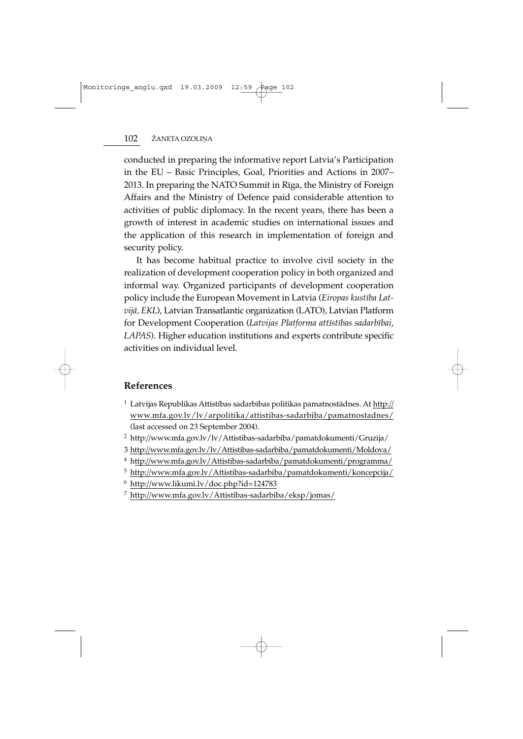conducted in preparing the informative report Latvia's Participation in the EU – Basic Principles, Goal, Priorities and Actions in 2007–2013. In preparing the NATO Summit in Rīga, the Ministry of Foreign Affairs and the Ministry of Defence paid considerable attention to activities of public diplomacy. In the recent years, there has been a growth of interest in academic studies on international issues and the application of this research in implementation of foreign and security policy.

It has become habitual practice to involve civil society in the realization of development cooperation policy in both organized and informal way. Organized participants of development cooperation policy include the European Movement in Latvia (*Eiropas kustība Latvijā, EKL*), Latvian Transatlantic organization (LATO), Latvian Platform for Development Cooperation (*Latvijas Platforma attīstības sadarbībai, LAPAS*). Higher education institutions and experts contribute specific activities on individual level.

## References

1. Latvijas Republikas Attīstības sadarbības politikas pamatnostādnes. At http://www.mfa.gov.lv/lv/arpolitika/attistibas-sadarbiba/pamatnostadnes/ (last accessed on 23 September 2004).
2. http://www.mfa.gov.lv/lv/Attistibas-sadarbiba/pamatdokumenti/Gruzija/
3. http://www.mfa.gov.lv/lv/Attistibas-sadarbiba/pamatdokumenti/Moldova/
4. http://www.mfa.gov.lv/Attistibas-sadarbiba/pamatdokumenti/programma/
5. http://www.mfa.gov.lv/Attistibas-sadarbiba/pamatdokumenti/koncepcija/
6. http://www.likumi.lv/doc.php?id=124783
7. http://www.mfa.gov.lv/Attistibas-sadarbiba/eksp/jomas/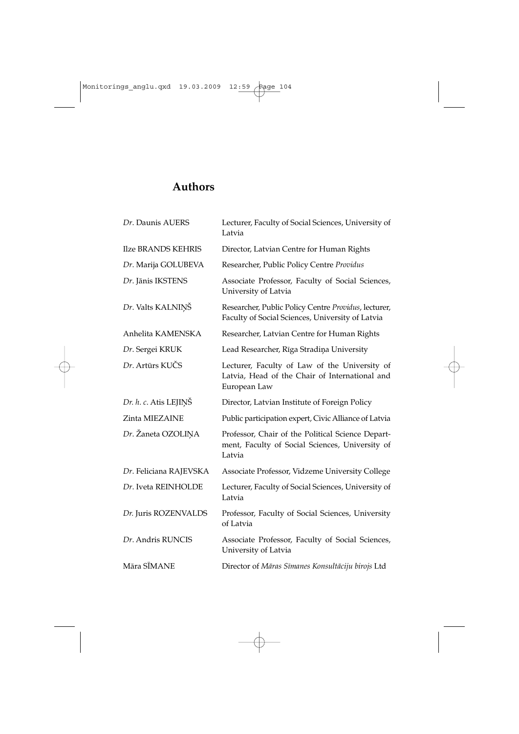## Authors

| | |
|---|---|
| *Dr*. Daunis AUERS | Lecturer, Faculty of Social Sciences, University of Latvia |
| Ilze BRANDS KEHRIS | Director, Latvian Centre for Human Rights |
| *Dr*. Marija GOLUBEVA | Researcher, Public Policy Centre *Providus* |
| *Dr*. Jānis IKSTENS | Associate Professor, Faculty of Social Sciences, University of Latvia |
| *Dr*. Valts KALNIŅŠ | Researcher, Public Policy Centre *Providus*, lecturer, Faculty of Social Sciences, University of Latvia |
| Anhelita KAMENSKA | Researcher, Latvian Centre for Human Rights |
| *Dr*. Sergei KRUK | Lead Researcher, Rīga Stradiņa University |
| *Dr*. Artūrs KUČS | Lecturer, Faculty of Law of the University of Latvia, Head of the Chair of International and European Law |
| *Dr. h. c*. Atis LEJIŅŠ | Director, Latvian Institute of Foreign Policy |
| Zinta MIEZAINE | Public participation expert, Civic Alliance of Latvia |
| *Dr*. Žaneta OZOLIŅA | Professor, Chair of the Political Science Department, Faculty of Social Sciences, University of Latvia |
| *Dr*. Feliciana RAJEVSKA | Associate Professor, Vidzeme University College |
| *Dr*. Iveta REINHOLDE | Lecturer, Faculty of Social Sciences, University of Latvia |
| *Dr*. Juris ROZENVALDS | Professor, Faculty of Social Sciences, University of Latvia |
| *Dr*. Andris RUNCIS | Associate Professor, Faculty of Social Sciences, University of Latvia |
| Māra SĪMANE | Director of *Māras Sīmanes Konsultāciju birojs* Ltd |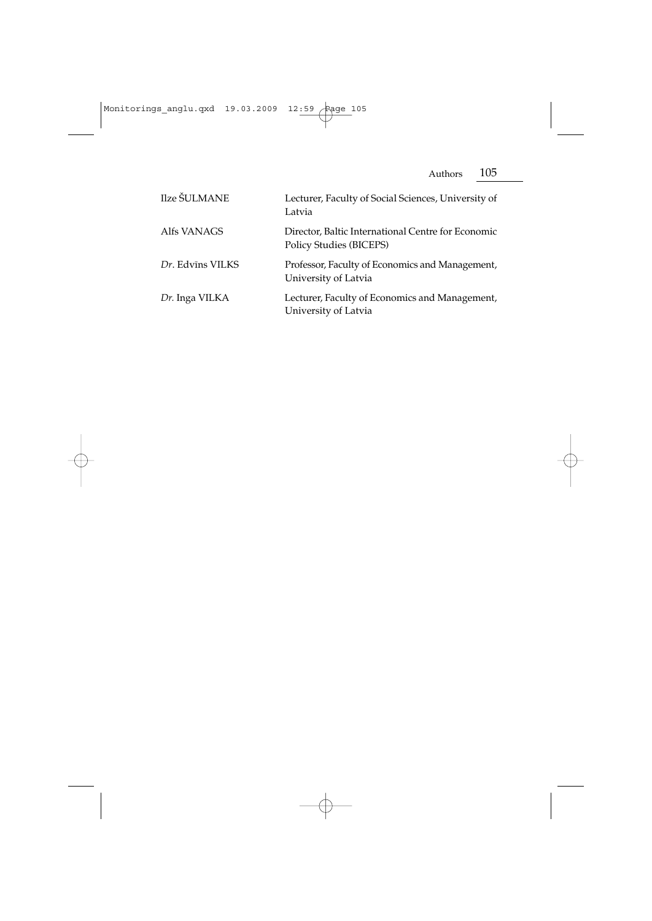| | |
|---|---|
| Ilze ŠULMANE | Lecturer, Faculty of Social Sciences, University of Latvia |
| Alfs VANAGS | Director, Baltic International Centre for Economic Policy Studies (BICEPS) |
| *Dr*. Edvīns VILKS | Professor, Faculty of Economics and Management, University of Latvia |
| *Dr*. Inga VILKA | Lecturer, Faculty of Economics and Management, University of Latvia |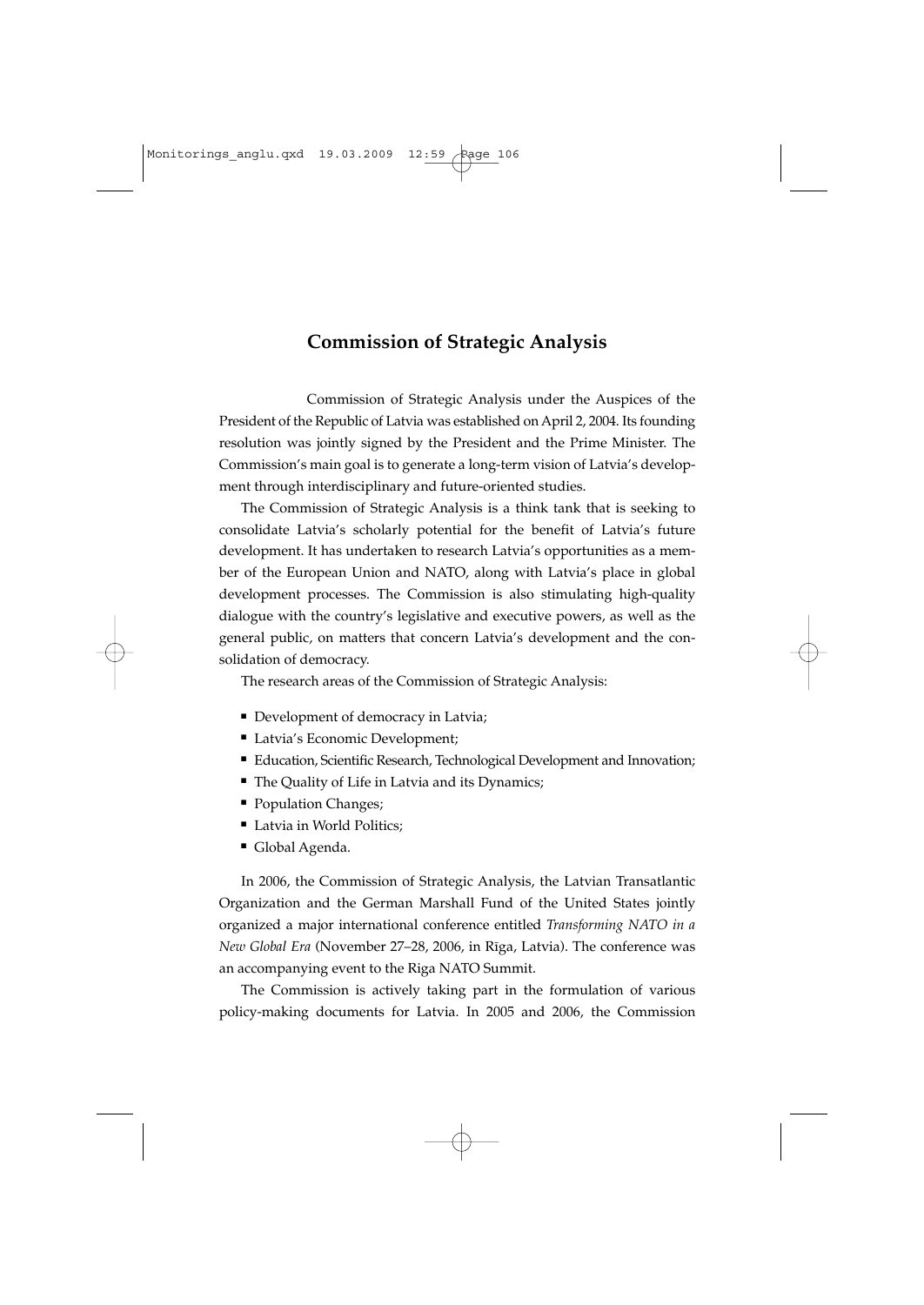## Commission of Strategic Analysis

Commission of Strategic Analysis under the Auspices of the President of the Republic of Latvia was established on April 2, 2004. Its founding resolution was jointly signed by the President and the Prime Minister. The Commission's main goal is to generate a long-term vision of Latvia's development through interdisciplinary and future-oriented studies.

The Commission of Strategic Analysis is a think tank that is seeking to consolidate Latvia's scholarly potential for the benefit of Latvia's future development. It has undertaken to research Latvia's opportunities as a member of the European Union and NATO, along with Latvia's place in global development processes. The Commission is also stimulating high-quality dialogue with the country's legislative and executive powers, as well as the general public, on matters that concern Latvia's development and the consolidation of democracy.

The research areas of the Commission of Strategic Analysis:

- Development of democracy in Latvia;
- Latvia's Economic Development;
- Education, Scientific Research, Technological Development and Innovation;
- The Quality of Life in Latvia and its Dynamics;
- Population Changes;
- Latvia in World Politics;
- Global Agenda.

In 2006, the Commission of Strategic Analysis, the Latvian Transatlantic Organization and the German Marshall Fund of the United States jointly organized a major international conference entitled *Transforming NATO in a New Global Era* (November 27–28, 2006, in Rīga, Latvia). The conference was an accompanying event to the Riga NATO Summit.

The Commission is actively taking part in the formulation of various policy-making documents for Latvia. In 2005 and 2006, the Commission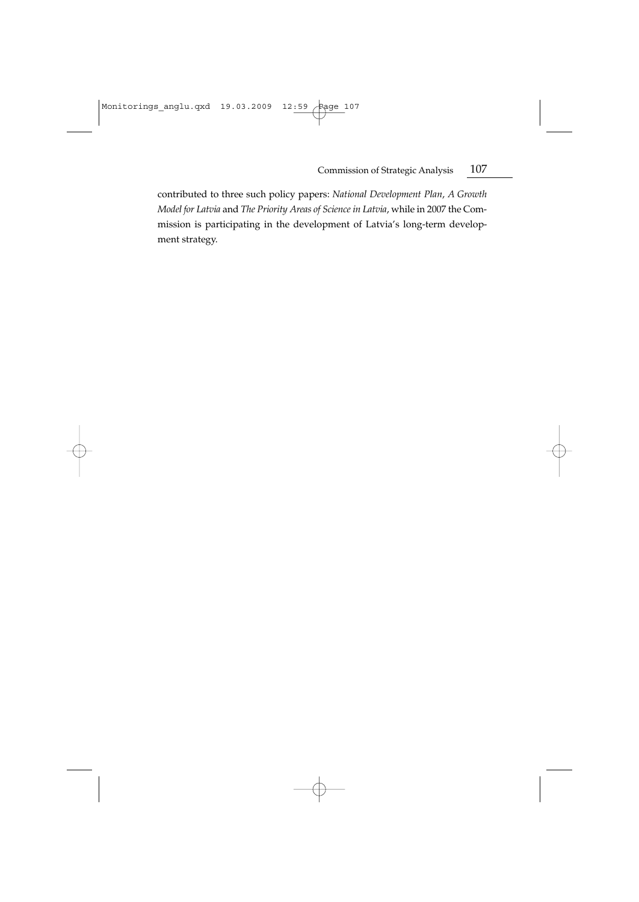contributed to three such policy papers: *National Development Plan*, *A Growth Model for Latvia* and *The Priority Areas of Science in Latvia*, while in 2007 the Commission is participating in the development of Latvia's long-term development strategy.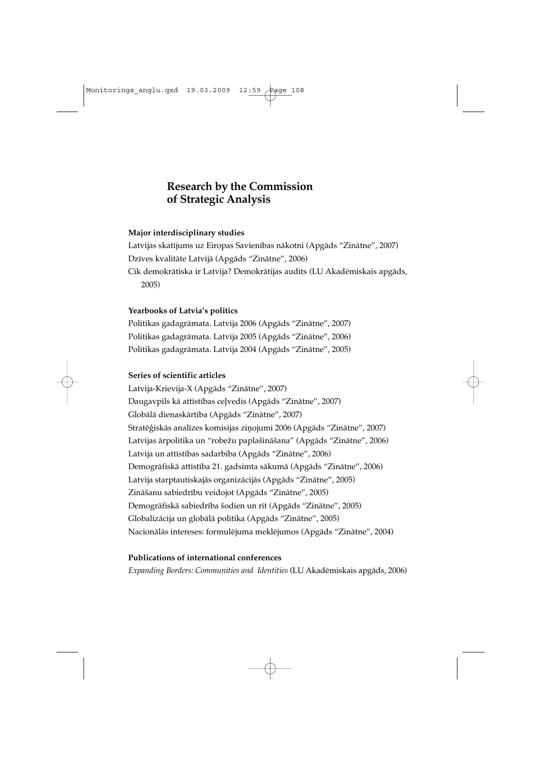# Research by the Commission of Strategic Analysis

**Major interdisciplinary studies**

Latvijas skatījums uz Eiropas Savienības nākotni (Apgāds "Zinātne", 2007)
Dzīves kvalitāte Latvijā (Apgāds "Zinātne", 2006)
Cik demokrātiska ir Latvija? Demokrātijas audits (LU Akadēmiskais apgāds, 2005)

**Yearbooks of Latvia's politics**

Politikas gadagrāmata. Latvija 2006 (Apgāds "Zinātne", 2007)
Politikas gadagrāmata. Latvija 2005 (Apgāds "Zinātne", 2006)
Politikas gadagrāmata. Latvija 2004 (Apgāds "Zinātne", 2005)

**Series of scientific articles**

Latvija-Krievija-X (Apgāds "Zinātne", 2007)
Daugavpils kā attīstības ceļvedis (Apgāds "Zinātne", 2007)
Globālā dienaskārtība (Apgāds "Zinātne", 2007)
Stratēģiskās analīzes komisijas ziņojumi 2006 (Apgāds "Zinātne", 2007)
Latvijas ārpolitika un "robežu paplašināšana" (Apgāds "Zinātne", 2006)
Latvija un attīstības sadarbība (Apgāds "Zinātne", 2006)
Demogrāfiskā attīstība 21. gadsimta sākumā (Apgāds "Zinātne", 2006)
Latvija starptautiskajās organizācijās (Apgāds "Zinātne", 2005)
Zināšanu sabiedrību veidojot (Apgāds "Zinātne", 2005)
Demogrāfiskā sabiedrība šodien un rīt (Apgāds "Zinātne", 2005)
Globalizācija un globālā politika (Apgāds "Zinātne", 2005)
Nacionālās intereses: formulējuma meklējumos (Apgāds "Zinātne", 2004)

**Publications of international conferences**

*Expanding Borders: Communities and Identities* (LU Akadēmiskais apgāds, 2006)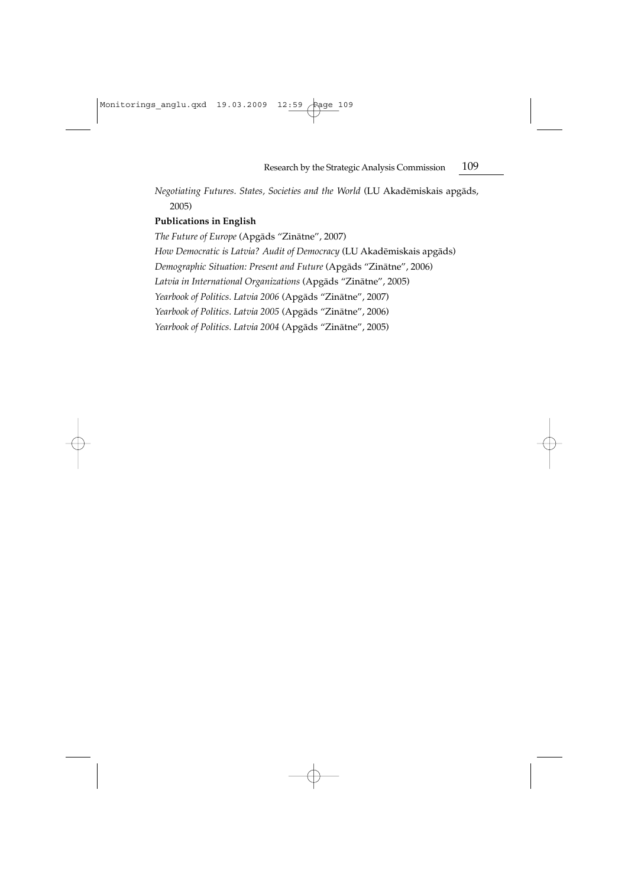*Negotiating Futures. States, Societies and the World* (LU Akadēmiskais apgāds, 2005)

**Publications in English**

*The Future of Europe* (Apgāds "Zinātne", 2007)

*How Democratic is Latvia? Audit of Democracy* (LU Akadēmiskais apgāds)

*Demographic Situation: Present and Future* (Apgāds "Zinātne", 2006)

*Latvia in International Organizations* (Apgāds "Zinātne", 2005)

*Yearbook of Politics. Latvia 2006* (Apgāds "Zinātne", 2007)

*Yearbook of Politics. Latvia 2005* (Apgāds "Zinātne", 2006)

*Yearbook of Politics. Latvia 2004* (Apgāds "Zinātne", 2005)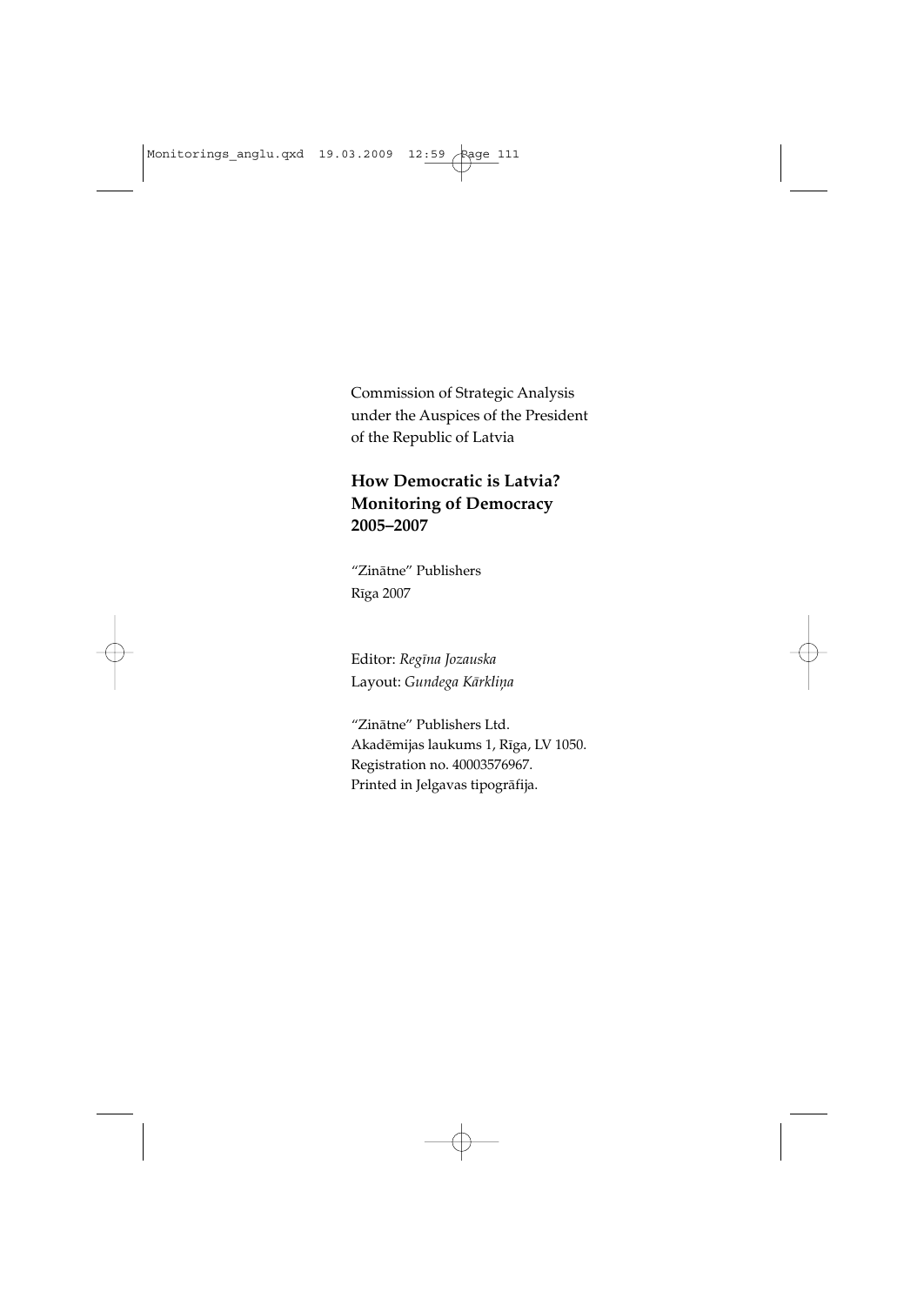Commission of Strategic Analysis
under the Auspices of the President
of the Republic of Latvia

**How Democratic is Latvia?**
**Monitoring of Democracy**
**2005–2007**

"Zinātne" Publishers
Rīga 2007

Editor: *Regīna Jozauska*
Layout: *Gundega Kārkliņa*

"Zinātne" Publishers Ltd.
Akadēmijas laukums 1, Rīga, LV 1050.
Registration no. 40003576967.
Printed in Jelgavas tipogrāfija.